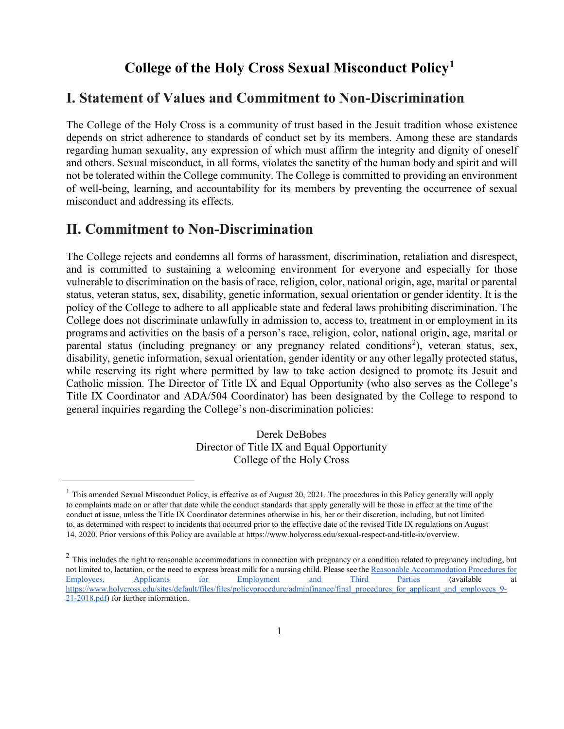# College of the Holy Cross Sexual Misconduct Policy[1]

## I. Statement of Values and Commitment to Non-Discrimination

The College of the Holy Cross is a community of trust based in the Jesuit tradition whose existence depends on strict adherence to standards of conduct set by its members. Among these are standards regarding human sexuality, any expression of which must affirm the integrity and dignity of oneself and others. Sexual misconduct, in all forms, violates the sanctity of the human body and spirit and will not be tolerated within the College community. The College is committed to providing an environment of well-being, learning, and accountability for its members by preventing the occurrence of sexual misconduct and addressing its effects.

## II. Commitment to Non-Discrimination

The College rejects and condemns all forms of harassment, discrimination, retaliation and disrespect, and is committed to sustaining a welcoming environment for everyone and especially for those vulnerable to discrimination on the basis of race, religion, color, national origin, age, marital or parental status, veteran status, sex, disability, genetic information, sexual orientation or gender identity. It is the policy of the College to adhere to all applicable state and federal laws prohibiting discrimination. The College does not discriminate unlawfully in admission to, access to, treatment in or employment in its programs and activities on the basis of a person's race, religion, color, national origin, age, marital or parental status (including pregnancy or any pregnancy related conditions[2]), veteran status, sex, disability, genetic information, sexual orientation, gender identity or any other legally protected status, while reserving its right where permitted by law to take action designed to promote its Jesuit and Catholic mission. The Director of Title IX and Equal Opportunity (who also serves as the College's Title IX Coordinator and ADA/504 Coordinator) has been designated by the College to respond to general inquiries regarding the College's non-discrimination policies:

Derek DeBobes
Director of Title IX and Equal Opportunity
College of the Holy Cross

---

[1] This amended Sexual Misconduct Policy, is effective as of August 20, 2021. The procedures in this Policy generally will apply to complaints made on or after that date while the conduct standards that apply generally will be those in effect at the time of the conduct at issue, unless the Title IX Coordinator determines otherwise in his, her or their discretion, including, but not limited to, as determined with respect to incidents that occurred prior to the effective date of the revised Title IX regulations on August 14, 2020. Prior versions of this Policy are available at https://www.holycross.edu/sexual-respect-and-title-ix/overview.

[2] This includes the right to reasonable accommodations in connection with pregnancy or a condition related to pregnancy including, but not limited to, lactation, or the need to express breast milk for a nursing child. Please see the Reasonable Accommodation Procedures for Employees, Applicants for Employment and Third Parties (available at https://www.holycross.edu/sites/default/files/files/policyprocedure/adminfinance/final_procedures_for_applicant_and_employees_9-21-2018.pdf) for further information.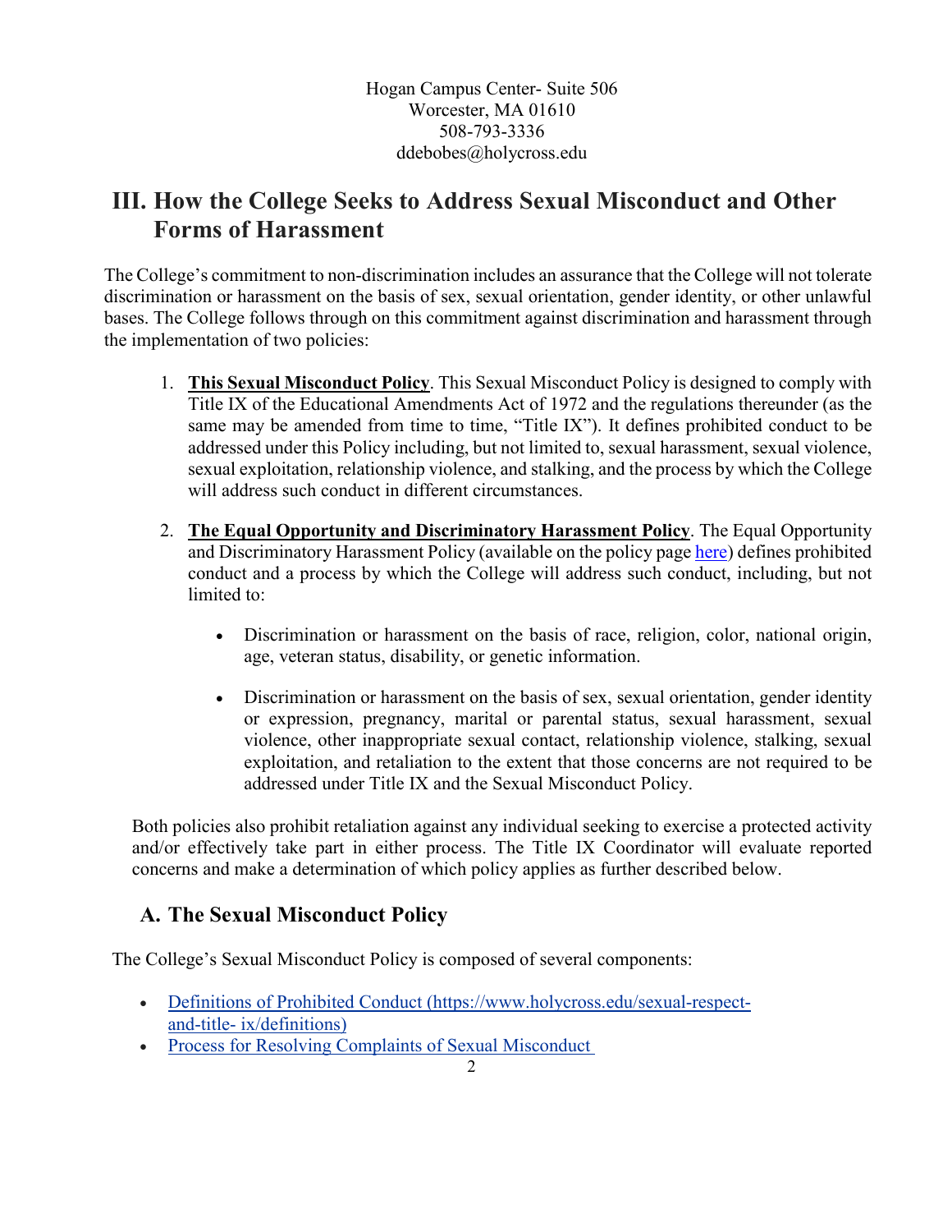Hogan Campus Center- Suite 506
Worcester, MA 01610
508-793-3336
ddebobes@holycross.edu

## III. How the College Seeks to Address Sexual Misconduct and Other Forms of Harassment

The College's commitment to non-discrimination includes an assurance that the College will not tolerate discrimination or harassment on the basis of sex, sexual orientation, gender identity, or other unlawful bases. The College follows through on this commitment against discrimination and harassment through the implementation of two policies:

1. **This Sexual Misconduct Policy**. This Sexual Misconduct Policy is designed to comply with Title IX of the Educational Amendments Act of 1972 and the regulations thereunder (as the same may be amended from time to time, "Title IX"). It defines prohibited conduct to be addressed under this Policy including, but not limited to, sexual harassment, sexual violence, sexual exploitation, relationship violence, and stalking, and the process by which the College will address such conduct in different circumstances.

2. **The Equal Opportunity and Discriminatory Harassment Policy**. The Equal Opportunity and Discriminatory Harassment Policy (available on the policy page [here]) defines prohibited conduct and a process by which the College will address such conduct, including, but not limited to:

   - Discrimination or harassment on the basis of race, religion, color, national origin, age, veteran status, disability, or genetic information.

   - Discrimination or harassment on the basis of sex, sexual orientation, gender identity or expression, pregnancy, marital or parental status, sexual harassment, sexual violence, other inappropriate sexual contact, relationship violence, stalking, sexual exploitation, and retaliation to the extent that those concerns are not required to be addressed under Title IX and the Sexual Misconduct Policy.

Both policies also prohibit retaliation against any individual seeking to exercise a protected activity and/or effectively take part in either process. The Title IX Coordinator will evaluate reported concerns and make a determination of which policy applies as further described below.

### A. The Sexual Misconduct Policy

The College's Sexual Misconduct Policy is composed of several components:

- [Definitions of Prohibited Conduct (https://www.holycross.edu/sexual-respect-and-title- ix/definitions)]
- [Process for Resolving Complaints of Sexual Misconduct]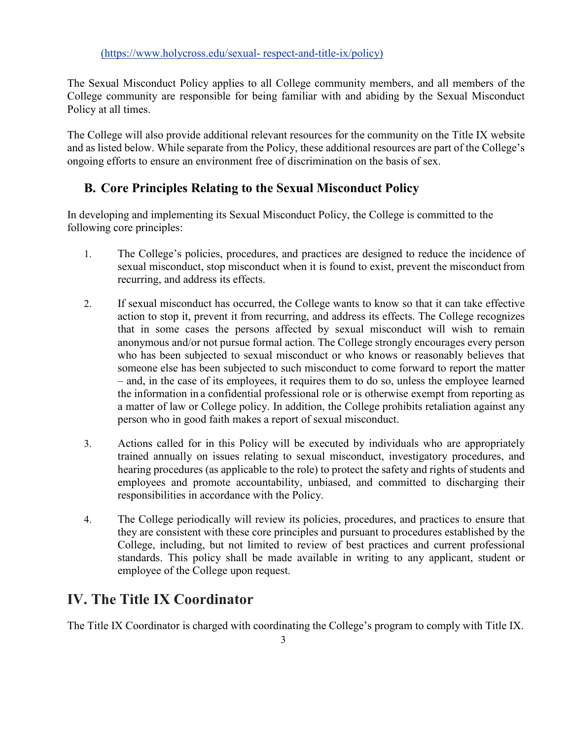[(https://www.holycross.edu/sexual- respect-and-title-ix/policy)](https://www.holycross.edu/sexual-respect-and-title-ix/policy)

The Sexual Misconduct Policy applies to all College community members, and all members of the College community are responsible for being familiar with and abiding by the Sexual Misconduct Policy at all times.

The College will also provide additional relevant resources for the community on the Title IX website and as listed below. While separate from the Policy, these additional resources are part of the College's ongoing efforts to ensure an environment free of discrimination on the basis of sex.

## B. Core Principles Relating to the Sexual Misconduct Policy

In developing and implementing its Sexual Misconduct Policy, the College is committed to the following core principles:

1. The College's policies, procedures, and practices are designed to reduce the incidence of sexual misconduct, stop misconduct when it is found to exist, prevent the misconduct from recurring, and address its effects.

2. If sexual misconduct has occurred, the College wants to know so that it can take effective action to stop it, prevent it from recurring, and address its effects. The College recognizes that in some cases the persons affected by sexual misconduct will wish to remain anonymous and/or not pursue formal action. The College strongly encourages every person who has been subjected to sexual misconduct or who knows or reasonably believes that someone else has been subjected to such misconduct to come forward to report the matter – and, in the case of its employees, it requires them to do so, unless the employee learned the information in a confidential professional role or is otherwise exempt from reporting as a matter of law or College policy. In addition, the College prohibits retaliation against any person who in good faith makes a report of sexual misconduct.

3. Actions called for in this Policy will be executed by individuals who are appropriately trained annually on issues relating to sexual misconduct, investigatory procedures, and hearing procedures (as applicable to the role) to protect the safety and rights of students and employees and promote accountability, unbiased, and committed to discharging their responsibilities in accordance with the Policy.

4. The College periodically will review its policies, procedures, and practices to ensure that they are consistent with these core principles and pursuant to procedures established by the College, including, but not limited to review of best practices and current professional standards. This policy shall be made available in writing to any applicant, student or employee of the College upon request.

# IV. The Title IX Coordinator

The Title IX Coordinator is charged with coordinating the College's program to comply with Title IX.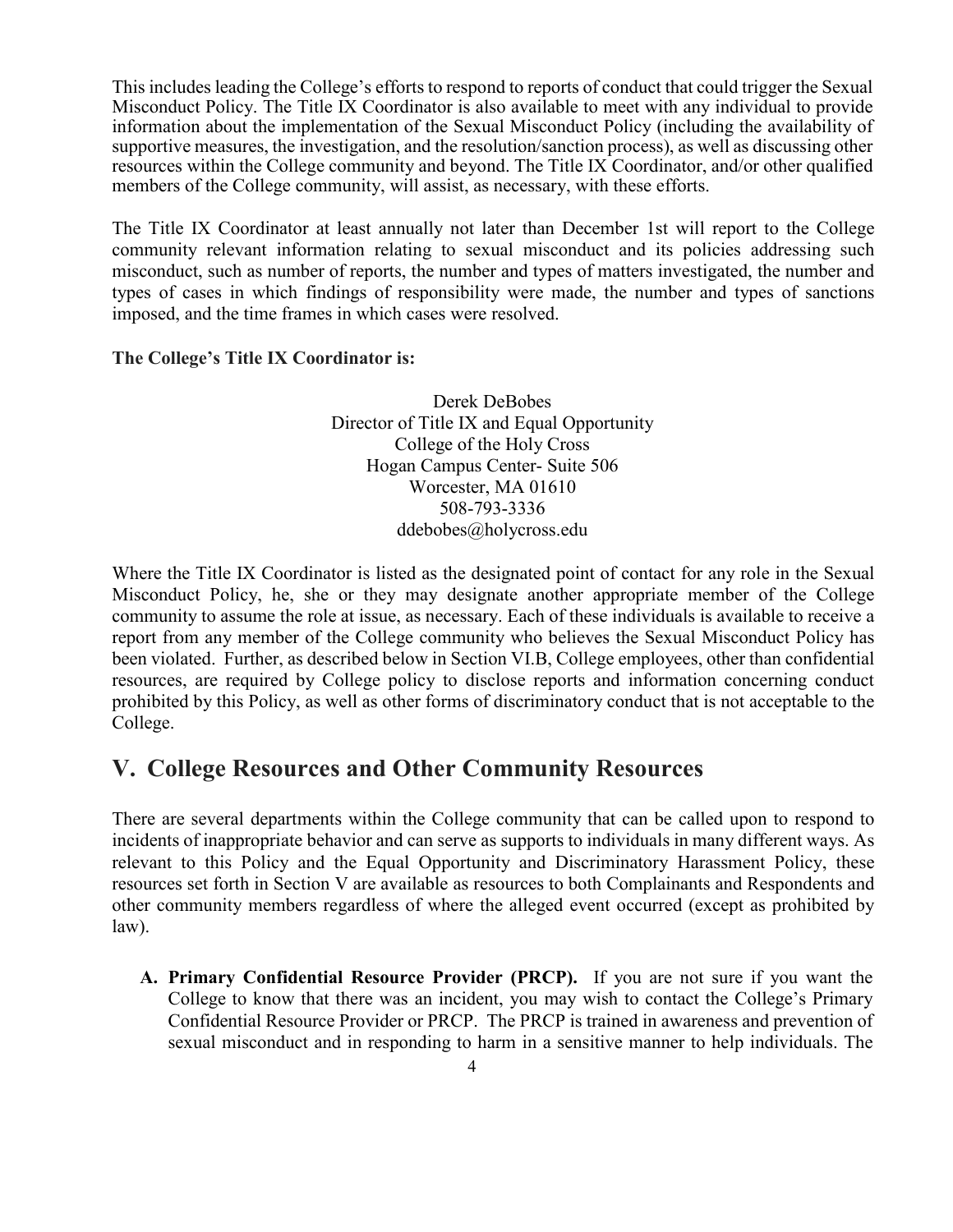This includes leading the College's efforts to respond to reports of conduct that could trigger the Sexual Misconduct Policy. The Title IX Coordinator is also available to meet with any individual to provide information about the implementation of the Sexual Misconduct Policy (including the availability of supportive measures, the investigation, and the resolution/sanction process), as well as discussing other resources within the College community and beyond. The Title IX Coordinator, and/or other qualified members of the College community, will assist, as necessary, with these efforts.

The Title IX Coordinator at least annually not later than December 1st will report to the College community relevant information relating to sexual misconduct and its policies addressing such misconduct, such as number of reports, the number and types of matters investigated, the number and types of cases in which findings of responsibility were made, the number and types of sanctions imposed, and the time frames in which cases were resolved.

**The College's Title IX Coordinator is:**

Derek DeBobes
Director of Title IX and Equal Opportunity
College of the Holy Cross
Hogan Campus Center- Suite 506
Worcester, MA 01610
508-793-3336
ddebobes@holycross.edu

Where the Title IX Coordinator is listed as the designated point of contact for any role in the Sexual Misconduct Policy, he, she or they may designate another appropriate member of the College community to assume the role at issue, as necessary. Each of these individuals is available to receive a report from any member of the College community who believes the Sexual Misconduct Policy has been violated. Further, as described below in Section VI.B, College employees, other than confidential resources, are required by College policy to disclose reports and information concerning conduct prohibited by this Policy, as well as other forms of discriminatory conduct that is not acceptable to the College.

## V. College Resources and Other Community Resources

There are several departments within the College community that can be called upon to respond to incidents of inappropriate behavior and can serve as supports to individuals in many different ways. As relevant to this Policy and the Equal Opportunity and Discriminatory Harassment Policy, these resources set forth in Section V are available as resources to both Complainants and Respondents and other community members regardless of where the alleged event occurred (except as prohibited by law).

**A. Primary Confidential Resource Provider (PRCP).** If you are not sure if you want the College to know that there was an incident, you may wish to contact the College's Primary Confidential Resource Provider or PRCP. The PRCP is trained in awareness and prevention of sexual misconduct and in responding to harm in a sensitive manner to help individuals. The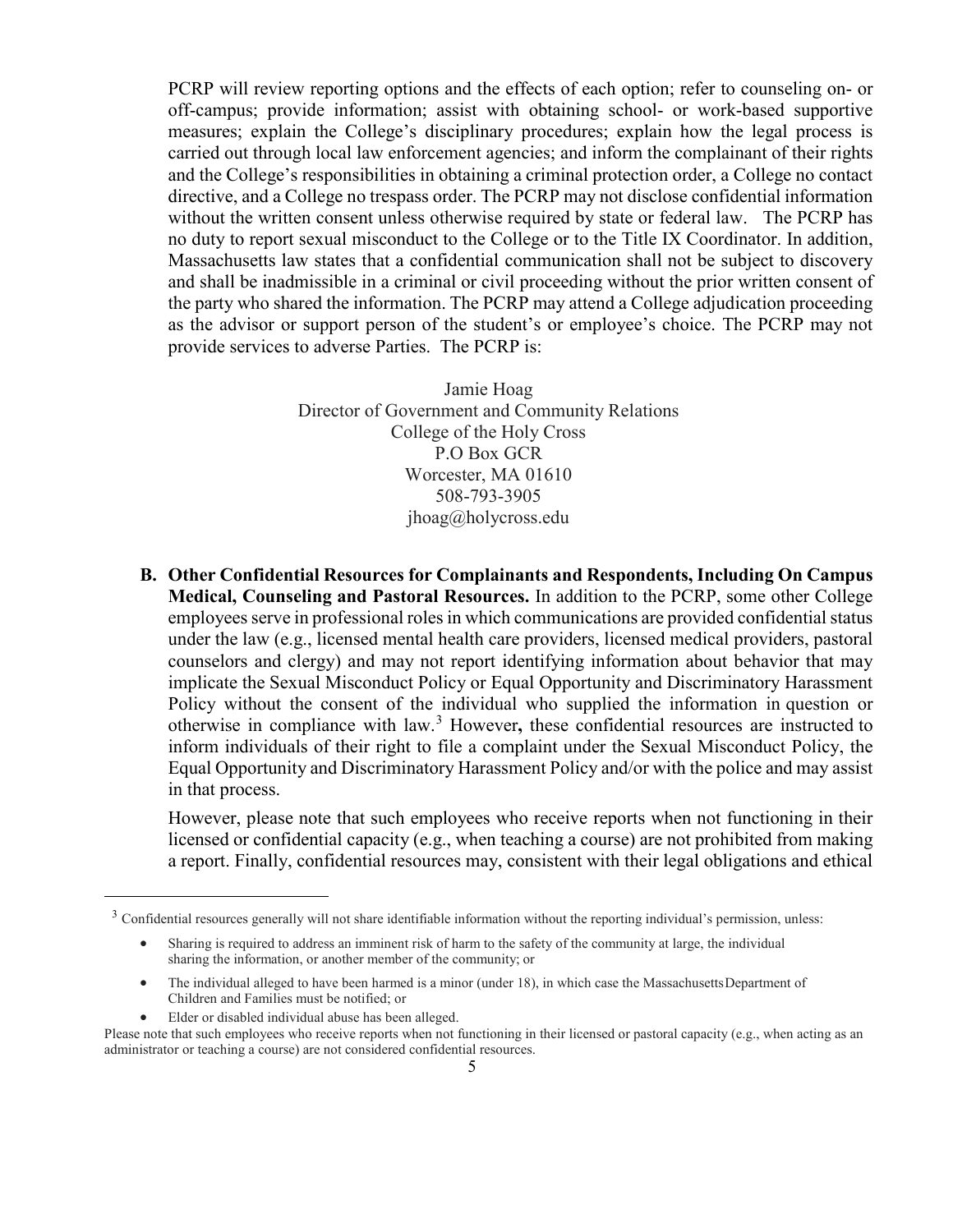PCRP will review reporting options and the effects of each option; refer to counseling on- or off-campus; provide information; assist with obtaining school- or work-based supportive measures; explain the College's disciplinary procedures; explain how the legal process is carried out through local law enforcement agencies; and inform the complainant of their rights and the College's responsibilities in obtaining a criminal protection order, a College no contact directive, and a College no trespass order. The PCRP may not disclose confidential information without the written consent unless otherwise required by state or federal law. The PCRP has no duty to report sexual misconduct to the College or to the Title IX Coordinator. In addition, Massachusetts law states that a confidential communication shall not be subject to discovery and shall be inadmissible in a criminal or civil proceeding without the prior written consent of the party who shared the information. The PCRP may attend a College adjudication proceeding as the advisor or support person of the student's or employee's choice. The PCRP may not provide services to adverse Parties. The PCRP is:

Jamie Hoag
Director of Government and Community Relations
College of the Holy Cross
P.O Box GCR
Worcester, MA 01610
508-793-3905
jhoag@holycross.edu

**B. Other Confidential Resources for Complainants and Respondents, Including On Campus Medical, Counseling and Pastoral Resources.** In addition to the PCRP, some other College employees serve in professional roles in which communications are provided confidential status under the law (e.g., licensed mental health care providers, licensed medical providers, pastoral counselors and clergy) and may not report identifying information about behavior that may implicate the Sexual Misconduct Policy or Equal Opportunity and Discriminatory Harassment Policy without the consent of the individual who supplied the information in question or otherwise in compliance with law.[3] However**,** these confidential resources are instructed to inform individuals of their right to file a complaint under the Sexual Misconduct Policy, the Equal Opportunity and Discriminatory Harassment Policy and/or with the police and may assist in that process.

However, please note that such employees who receive reports when not functioning in their licensed or confidential capacity (e.g., when teaching a course) are not prohibited from making a report. Finally, confidential resources may, consistent with their legal obligations and ethical

---

[3] Confidential resources generally will not share identifiable information without the reporting individual's permission, unless:

- Sharing is required to address an imminent risk of harm to the safety of the community at large, the individual sharing the information, or another member of the community; or
- The individual alleged to have been harmed is a minor (under 18), in which case the Massachusetts Department of Children and Families must be notified; or
- Elder or disabled individual abuse has been alleged.

Please note that such employees who receive reports when not functioning in their licensed or pastoral capacity (e.g., when acting as an administrator or teaching a course) are not considered confidential resources.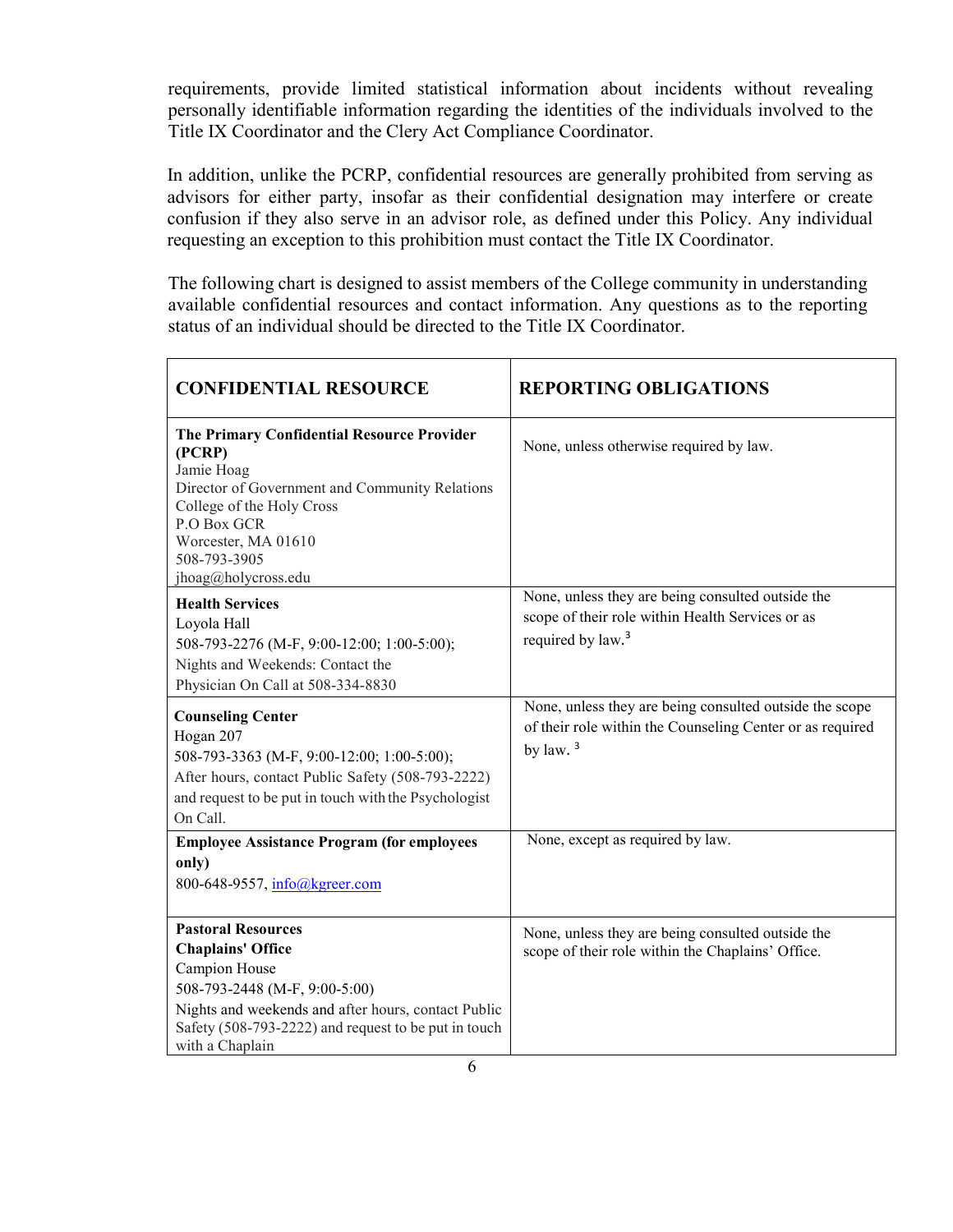requirements, provide limited statistical information about incidents without revealing personally identifiable information regarding the identities of the individuals involved to the Title IX Coordinator and the Clery Act Compliance Coordinator.

In addition, unlike the PCRP, confidential resources are generally prohibited from serving as advisors for either party, insofar as their confidential designation may interfere or create confusion if they also serve in an advisor role, as defined under this Policy. Any individual requesting an exception to this prohibition must contact the Title IX Coordinator.

The following chart is designed to assist members of the College community in understanding available confidential resources and contact information. Any questions as to the reporting status of an individual should be directed to the Title IX Coordinator.

| **CONFIDENTIAL RESOURCE** | **REPORTING OBLIGATIONS** |
|---|---|
| **The Primary Confidential Resource Provider (PCRP)**<br>Jamie Hoag<br>Director of Government and Community Relations<br>College of the Holy Cross<br>P.O Box GCR<br>Worcester, MA 01610<br>508-793-3905<br>jhoag@holycross.edu | None, unless otherwise required by law. |
| **Health Services**<br>Loyola Hall<br>508-793-2276 (M-F, 9:00-12:00; 1:00-5:00);<br>Nights and Weekends: Contact the Physician On Call at 508-334-8830 | None, unless they are being consulted outside the scope of their role within Health Services or as required by law.[3] |
| **Counseling Center**<br>Hogan 207<br>508-793-3363 (M-F, 9:00-12:00; 1:00-5:00);<br>After hours, contact Public Safety (508-793-2222) and request to be put in touch with the Psychologist On Call. | None, unless they are being consulted outside the scope of their role within the Counseling Center or as required by law. [3] |
| **Employee Assistance Program (for employees only)**<br>800-648-9557, info@kgreer.com | None, except as required by law. |
| **Pastoral Resources**<br>**Chaplains' Office**<br>Campion House<br>508-793-2448 (M-F, 9:00-5:00)<br>Nights and weekends and after hours, contact Public Safety (508-793-2222) and request to be put in touch with a Chaplain | None, unless they are being consulted outside the scope of their role within the Chaplains' Office. |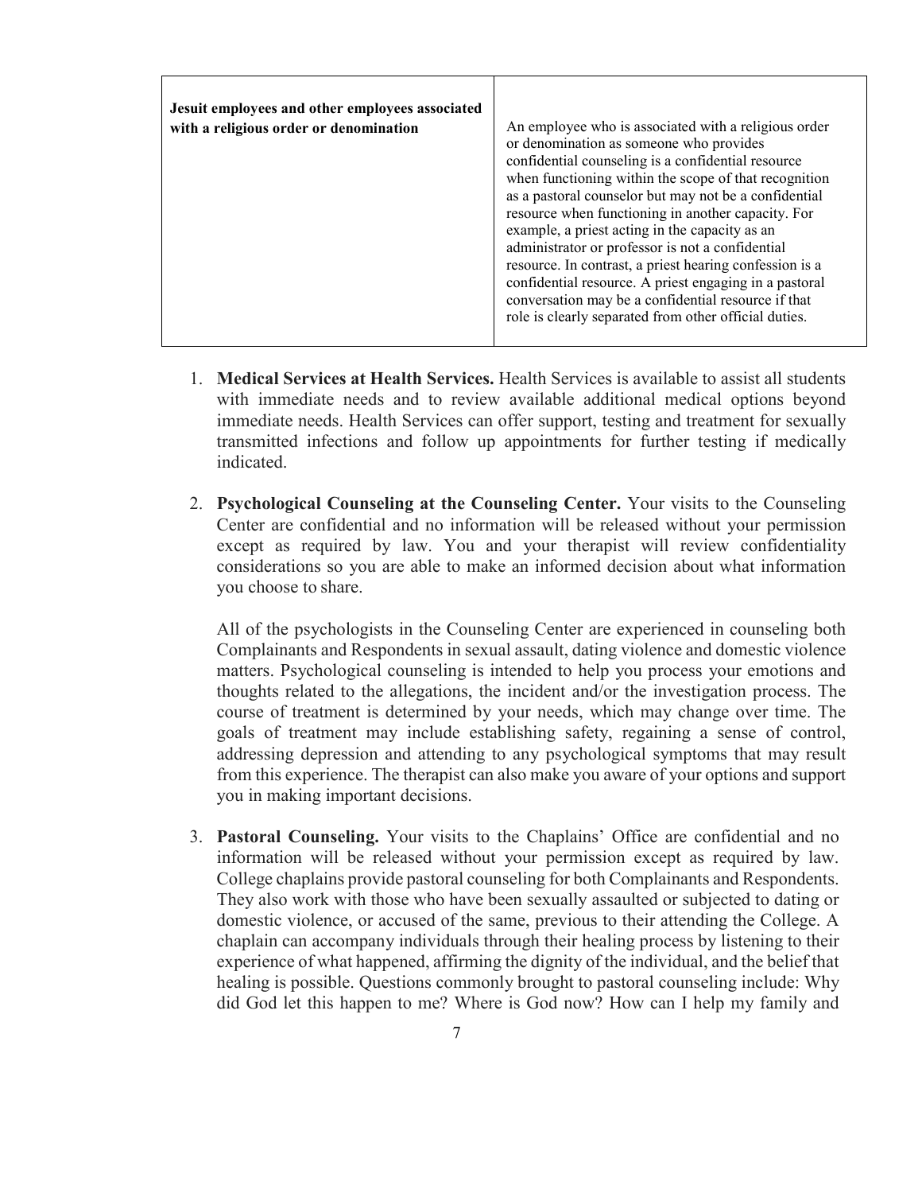| Jesuit employees and other employees associated with a religious order or denomination | An employee who is associated with a religious order or denomination as someone who provides confidential counseling is a confidential resource when functioning within the scope of that recognition as a pastoral counselor but may not be a confidential resource when functioning in another capacity. For example, a priest acting in the capacity as an administrator or professor is not a confidential resource. In contrast, a priest hearing confession is a confidential resource. A priest engaging in a pastoral conversation may be a confidential resource if that role is clearly separated from other official duties. |
|---|---|

1. **Medical Services at Health Services.** Health Services is available to assist all students with immediate needs and to review available additional medical options beyond immediate needs. Health Services can offer support, testing and treatment for sexually transmitted infections and follow up appointments for further testing if medically indicated.

2. **Psychological Counseling at the Counseling Center.** Your visits to the Counseling Center are confidential and no information will be released without your permission except as required by law. You and your therapist will review confidentiality considerations so you are able to make an informed decision about what information you choose to share.

   All of the psychologists in the Counseling Center are experienced in counseling both Complainants and Respondents in sexual assault, dating violence and domestic violence matters. Psychological counseling is intended to help you process your emotions and thoughts related to the allegations, the incident and/or the investigation process. The course of treatment is determined by your needs, which may change over time. The goals of treatment may include establishing safety, regaining a sense of control, addressing depression and attending to any psychological symptoms that may result from this experience. The therapist can also make you aware of your options and support you in making important decisions.

3. **Pastoral Counseling.** Your visits to the Chaplains' Office are confidential and no information will be released without your permission except as required by law. College chaplains provide pastoral counseling for both Complainants and Respondents. They also work with those who have been sexually assaulted or subjected to dating or domestic violence, or accused of the same, previous to their attending the College. A chaplain can accompany individuals through their healing process by listening to their experience of what happened, affirming the dignity of the individual, and the belief that healing is possible. Questions commonly brought to pastoral counseling include: Why did God let this happen to me? Where is God now? How can I help my family and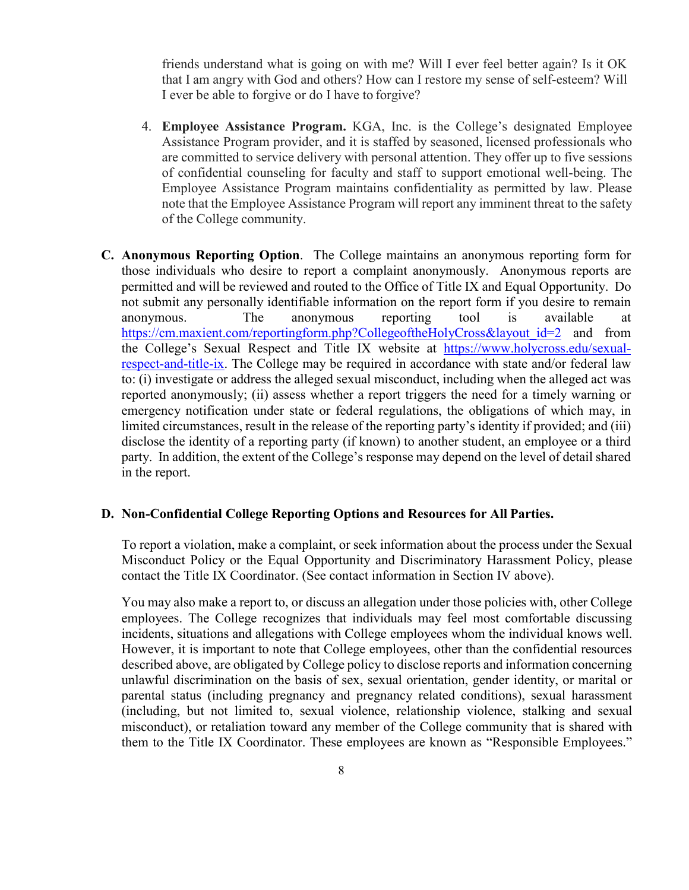friends understand what is going on with me? Will I ever feel better again? Is it OK that I am angry with God and others? How can I restore my sense of self-esteem? Will I ever be able to forgive or do I have to forgive?

4. **Employee Assistance Program.** KGA, Inc. is the College's designated Employee Assistance Program provider, and it is staffed by seasoned, licensed professionals who are committed to service delivery with personal attention. They offer up to five sessions of confidential counseling for faculty and staff to support emotional well-being. The Employee Assistance Program maintains confidentiality as permitted by law. Please note that the Employee Assistance Program will report any imminent threat to the safety of the College community.

**C. Anonymous Reporting Option**. The College maintains an anonymous reporting form for those individuals who desire to report a complaint anonymously. Anonymous reports are permitted and will be reviewed and routed to the Office of Title IX and Equal Opportunity. Do not submit any personally identifiable information on the report form if you desire to remain anonymous. The anonymous reporting tool is available at https://cm.maxient.com/reportingform.php?CollegeoftheHolyCross&layout_id=2 and from the College's Sexual Respect and Title IX website at https://www.holycross.edu/sexual-respect-and-title-ix. The College may be required in accordance with state and/or federal law to: (i) investigate or address the alleged sexual misconduct, including when the alleged act was reported anonymously; (ii) assess whether a report triggers the need for a timely warning or emergency notification under state or federal regulations, the obligations of which may, in limited circumstances, result in the release of the reporting party's identity if provided; and (iii) disclose the identity of a reporting party (if known) to another student, an employee or a third party. In addition, the extent of the College's response may depend on the level of detail shared in the report.

**D. Non-Confidential College Reporting Options and Resources for All Parties.**

To report a violation, make a complaint, or seek information about the process under the Sexual Misconduct Policy or the Equal Opportunity and Discriminatory Harassment Policy, please contact the Title IX Coordinator. (See contact information in Section IV above).

You may also make a report to, or discuss an allegation under those policies with, other College employees. The College recognizes that individuals may feel most comfortable discussing incidents, situations and allegations with College employees whom the individual knows well. However, it is important to note that College employees, other than the confidential resources described above, are obligated by College policy to disclose reports and information concerning unlawful discrimination on the basis of sex, sexual orientation, gender identity, or marital or parental status (including pregnancy and pregnancy related conditions), sexual harassment (including, but not limited to, sexual violence, relationship violence, stalking and sexual misconduct), or retaliation toward any member of the College community that is shared with them to the Title IX Coordinator. These employees are known as "Responsible Employees."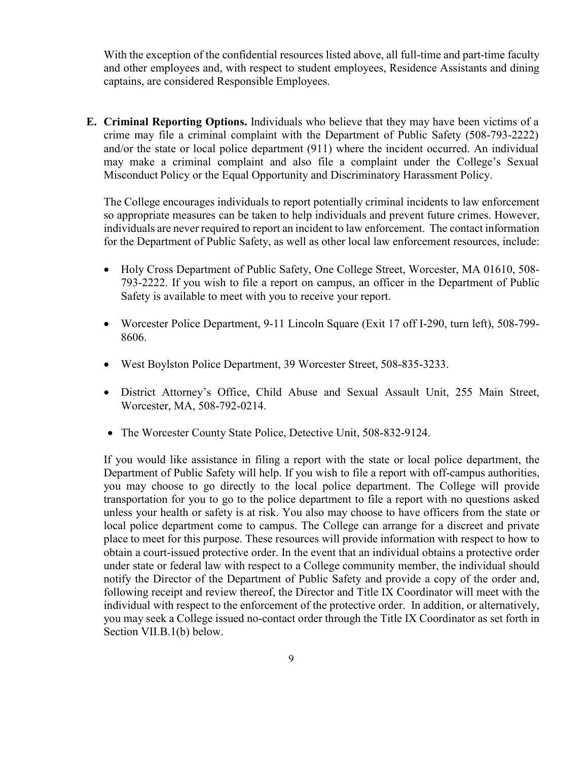With the exception of the confidential resources listed above, all full-time and part-time faculty and other employees and, with respect to student employees, Residence Assistants and dining captains, are considered Responsible Employees.

**E. Criminal Reporting Options.** Individuals who believe that they may have been victims of a crime may file a criminal complaint with the Department of Public Safety (508-793-2222) and/or the state or local police department (911) where the incident occurred. An individual may make a criminal complaint and also file a complaint under the College's Sexual Misconduct Policy or the Equal Opportunity and Discriminatory Harassment Policy.

The College encourages individuals to report potentially criminal incidents to law enforcement so appropriate measures can be taken to help individuals and prevent future crimes. However, individuals are never required to report an incident to law enforcement. The contact information for the Department of Public Safety, as well as other local law enforcement resources, include:

- Holy Cross Department of Public Safety, One College Street, Worcester, MA 01610, 508-793-2222. If you wish to file a report on campus, an officer in the Department of Public Safety is available to meet with you to receive your report.
- Worcester Police Department, 9-11 Lincoln Square (Exit 17 off I-290, turn left), 508-799-8606.
- West Boylston Police Department, 39 Worcester Street, 508-835-3233.
- District Attorney's Office, Child Abuse and Sexual Assault Unit, 255 Main Street, Worcester, MA, 508-792-0214.
- The Worcester County State Police, Detective Unit, 508-832-9124.

If you would like assistance in filing a report with the state or local police department, the Department of Public Safety will help. If you wish to file a report with off-campus authorities, you may choose to go directly to the local police department. The College will provide transportation for you to go to the police department to file a report with no questions asked unless your health or safety is at risk. You also may choose to have officers from the state or local police department come to campus. The College can arrange for a discreet and private place to meet for this purpose. These resources will provide information with respect to how to obtain a court-issued protective order. In the event that an individual obtains a protective order under state or federal law with respect to a College community member, the individual should notify the Director of the Department of Public Safety and provide a copy of the order and, following receipt and review thereof, the Director and Title IX Coordinator will meet with the individual with respect to the enforcement of the protective order. In addition, or alternatively, you may seek a College issued no-contact order through the Title IX Coordinator as set forth in Section VII.B.1(b) below.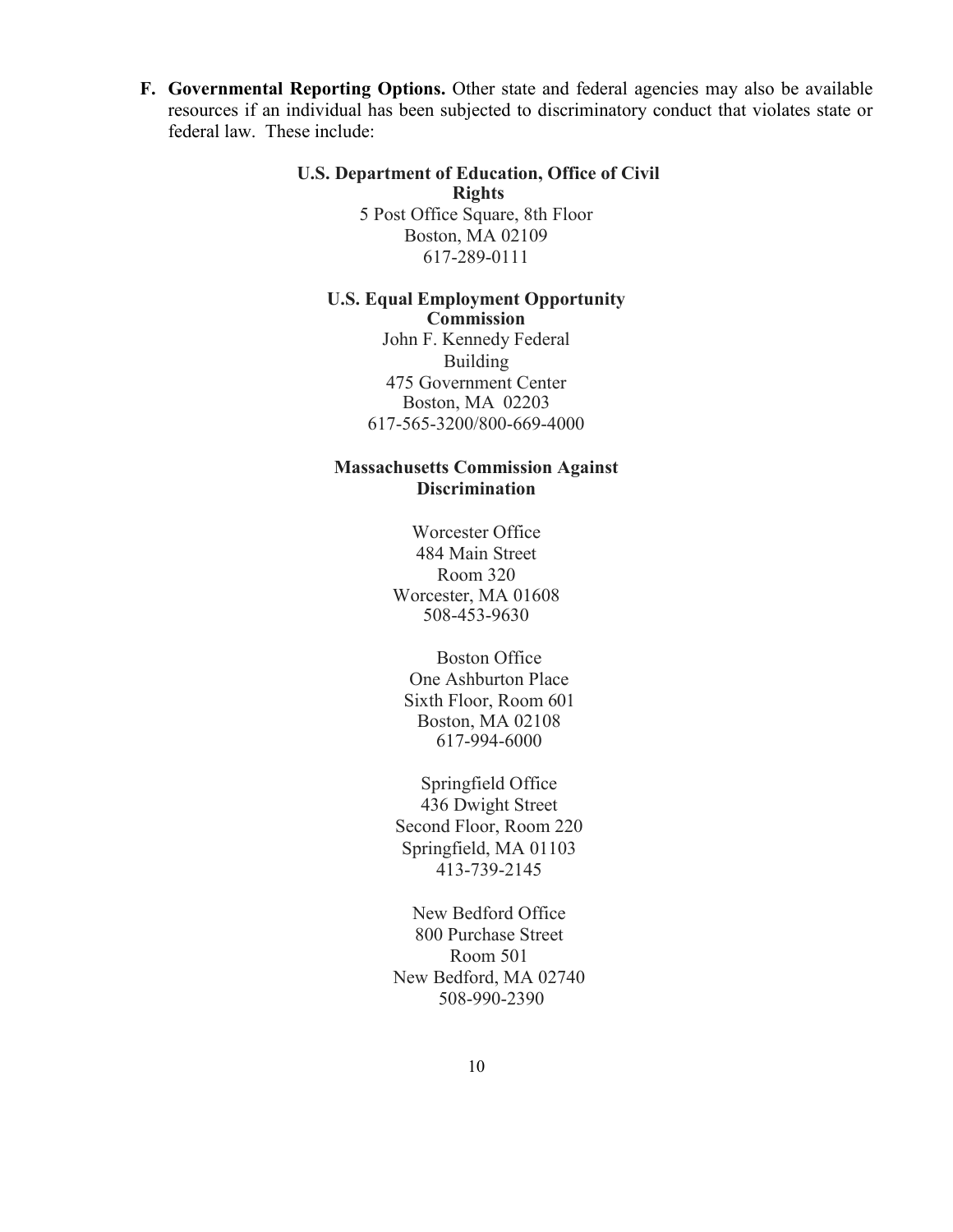**F. Governmental Reporting Options.** Other state and federal agencies may also be available resources if an individual has been subjected to discriminatory conduct that violates state or federal law. These include:

**U.S. Department of Education, Office of Civil Rights**
5 Post Office Square, 8th Floor
Boston, MA 02109
617-289-0111

**U.S. Equal Employment Opportunity Commission**
John F. Kennedy Federal Building
475 Government Center
Boston, MA 02203
617-565-3200/800-669-4000

**Massachusetts Commission Against Discrimination**

Worcester Office
484 Main Street
Room 320
Worcester, MA 01608
508-453-9630

Boston Office
One Ashburton Place
Sixth Floor, Room 601
Boston, MA 02108
617-994-6000

Springfield Office
436 Dwight Street
Second Floor, Room 220
Springfield, MA 01103
413-739-2145

New Bedford Office
800 Purchase Street
Room 501
New Bedford, MA 02740
508-990-2390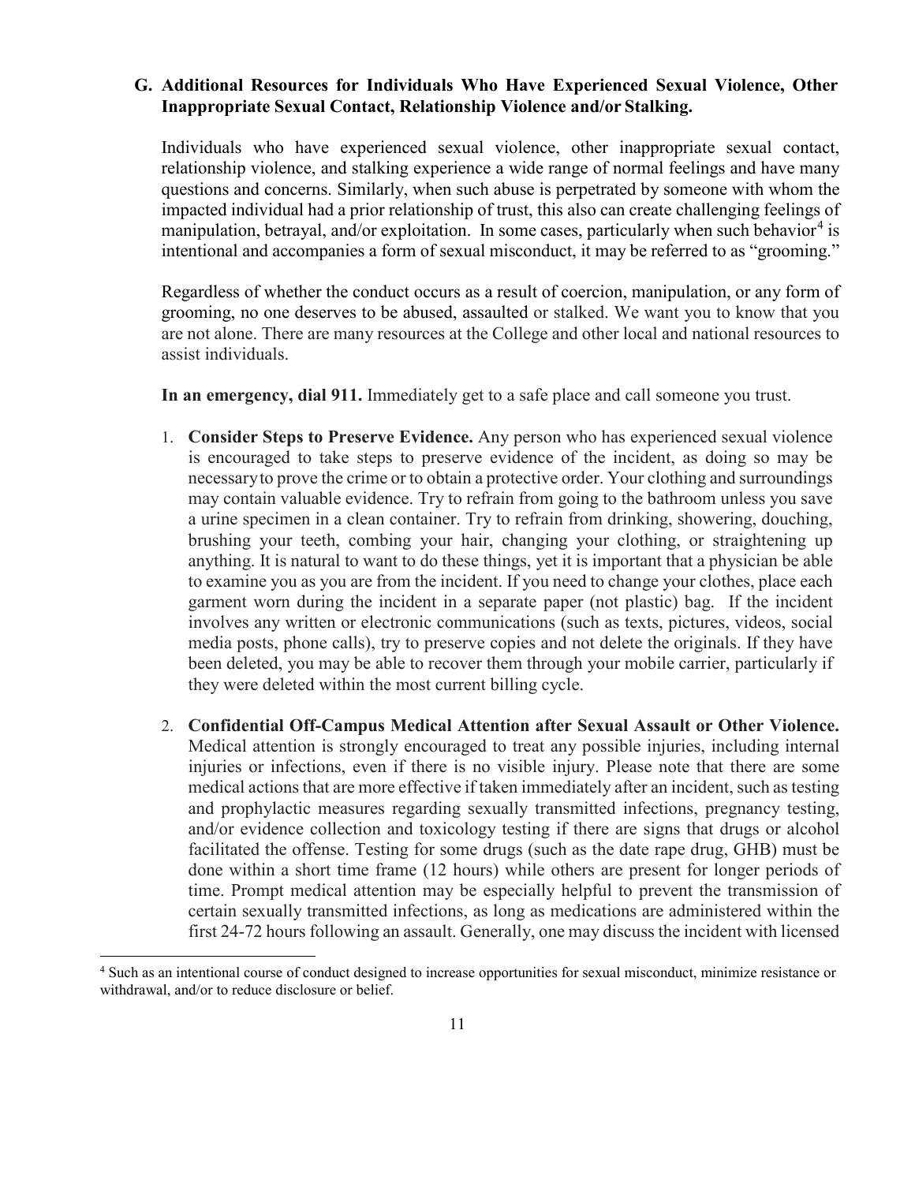### G. Additional Resources for Individuals Who Have Experienced Sexual Violence, Other Inappropriate Sexual Contact, Relationship Violence and/or Stalking.

Individuals who have experienced sexual violence, other inappropriate sexual contact, relationship violence, and stalking experience a wide range of normal feelings and have many questions and concerns. Similarly, when such abuse is perpetrated by someone with whom the impacted individual had a prior relationship of trust, this also can create challenging feelings of manipulation, betrayal, and/or exploitation. In some cases, particularly when such behavior[4] is intentional and accompanies a form of sexual misconduct, it may be referred to as "grooming."

Regardless of whether the conduct occurs as a result of coercion, manipulation, or any form of grooming, no one deserves to be abused, assaulted or stalked. We want you to know that you are not alone. There are many resources at the College and other local and national resources to assist individuals.

**In an emergency, dial 911.** Immediately get to a safe place and call someone you trust.

1. **Consider Steps to Preserve Evidence.** Any person who has experienced sexual violence is encouraged to take steps to preserve evidence of the incident, as doing so may be necessary to prove the crime or to obtain a protective order. Your clothing and surroundings may contain valuable evidence. Try to refrain from going to the bathroom unless you save a urine specimen in a clean container. Try to refrain from drinking, showering, douching, brushing your teeth, combing your hair, changing your clothing, or straightening up anything. It is natural to want to do these things, yet it is important that a physician be able to examine you as you are from the incident. If you need to change your clothes, place each garment worn during the incident in a separate paper (not plastic) bag. If the incident involves any written or electronic communications (such as texts, pictures, videos, social media posts, phone calls), try to preserve copies and not delete the originals. If they have been deleted, you may be able to recover them through your mobile carrier, particularly if they were deleted within the most current billing cycle.

2. **Confidential Off-Campus Medical Attention after Sexual Assault or Other Violence.** Medical attention is strongly encouraged to treat any possible injuries, including internal injuries or infections, even if there is no visible injury. Please note that there are some medical actions that are more effective if taken immediately after an incident, such as testing and prophylactic measures regarding sexually transmitted infections, pregnancy testing, and/or evidence collection and toxicology testing if there are signs that drugs or alcohol facilitated the offense. Testing for some drugs (such as the date rape drug, GHB) must be done within a short time frame (12 hours) while others are present for longer periods of time. Prompt medical attention may be especially helpful to prevent the transmission of certain sexually transmitted infections, as long as medications are administered within the first 24-72 hours following an assault. Generally, one may discuss the incident with licensed

[4] Such as an intentional course of conduct designed to increase opportunities for sexual misconduct, minimize resistance or withdrawal, and/or to reduce disclosure or belief.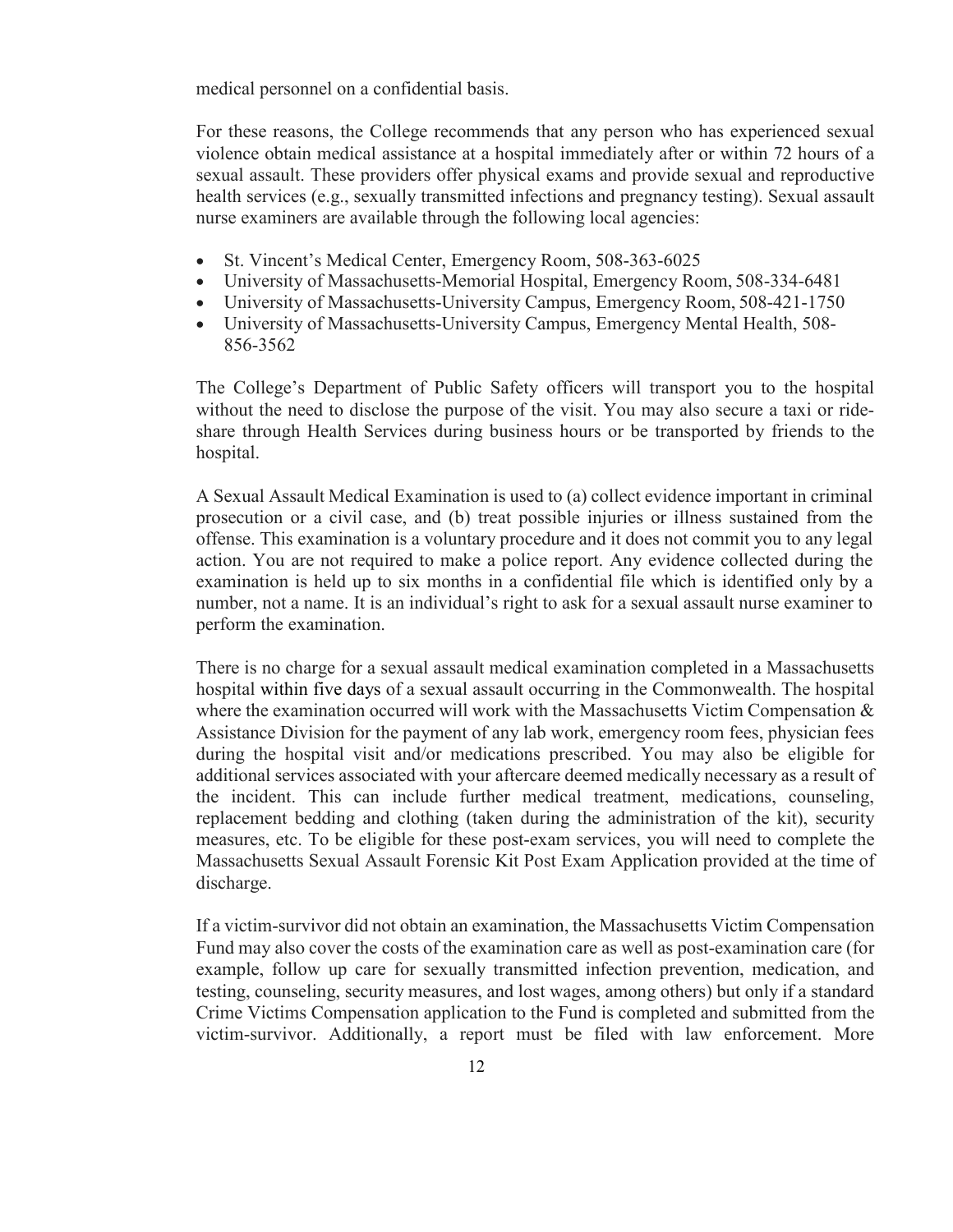medical personnel on a confidential basis.

For these reasons, the College recommends that any person who has experienced sexual violence obtain medical assistance at a hospital immediately after or within 72 hours of a sexual assault. These providers offer physical exams and provide sexual and reproductive health services (e.g., sexually transmitted infections and pregnancy testing). Sexual assault nurse examiners are available through the following local agencies:

- St. Vincent's Medical Center, Emergency Room, 508-363-6025
- University of Massachusetts-Memorial Hospital, Emergency Room, 508-334-6481
- University of Massachusetts-University Campus, Emergency Room, 508-421-1750
- University of Massachusetts-University Campus, Emergency Mental Health, 508-856-3562

The College's Department of Public Safety officers will transport you to the hospital without the need to disclose the purpose of the visit. You may also secure a taxi or ride-share through Health Services during business hours or be transported by friends to the hospital.

A Sexual Assault Medical Examination is used to (a) collect evidence important in criminal prosecution or a civil case, and (b) treat possible injuries or illness sustained from the offense. This examination is a voluntary procedure and it does not commit you to any legal action. You are not required to make a police report. Any evidence collected during the examination is held up to six months in a confidential file which is identified only by a number, not a name. It is an individual's right to ask for a sexual assault nurse examiner to perform the examination.

There is no charge for a sexual assault medical examination completed in a Massachusetts hospital within five days of a sexual assault occurring in the Commonwealth. The hospital where the examination occurred will work with the Massachusetts Victim Compensation & Assistance Division for the payment of any lab work, emergency room fees, physician fees during the hospital visit and/or medications prescribed. You may also be eligible for additional services associated with your aftercare deemed medically necessary as a result of the incident. This can include further medical treatment, medications, counseling, replacement bedding and clothing (taken during the administration of the kit), security measures, etc. To be eligible for these post-exam services, you will need to complete the Massachusetts Sexual Assault Forensic Kit Post Exam Application provided at the time of discharge.

If a victim-survivor did not obtain an examination, the Massachusetts Victim Compensation Fund may also cover the costs of the examination care as well as post-examination care (for example, follow up care for sexually transmitted infection prevention, medication, and testing, counseling, security measures, and lost wages, among others) but only if a standard Crime Victims Compensation application to the Fund is completed and submitted from the victim-survivor. Additionally, a report must be filed with law enforcement. More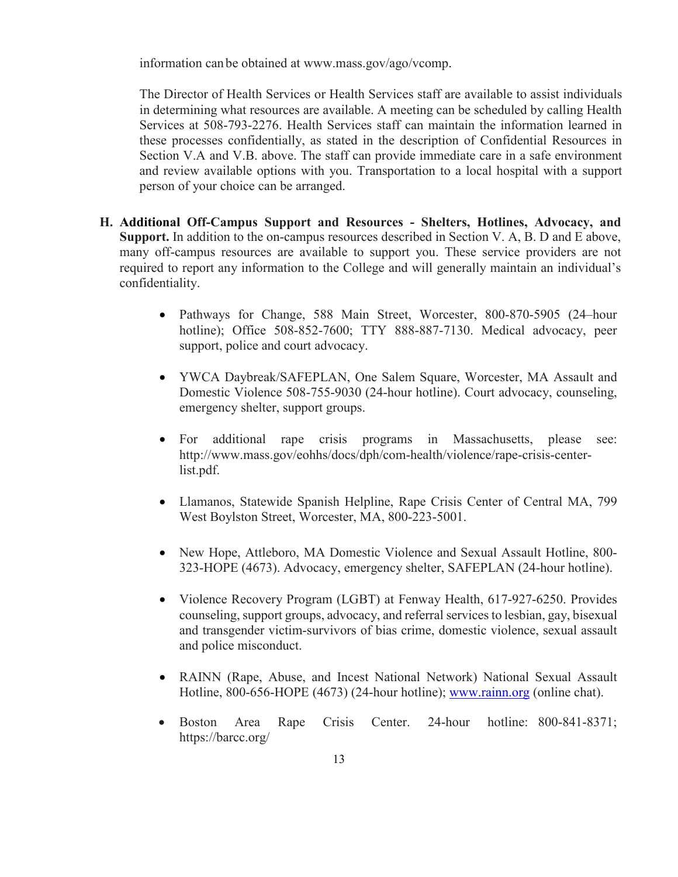information can be obtained at www.mass.gov/ago/vcomp.

The Director of Health Services or Health Services staff are available to assist individuals in determining what resources are available. A meeting can be scheduled by calling Health Services at 508-793-2276. Health Services staff can maintain the information learned in these processes confidentially, as stated in the description of Confidential Resources in Section V.A and V.B. above. The staff can provide immediate care in a safe environment and review available options with you. Transportation to a local hospital with a support person of your choice can be arranged.

H. **Additional Off-Campus Support and Resources - Shelters, Hotlines, Advocacy, and Support.** In addition to the on-campus resources described in Section V. A, B. D and E above, many off-campus resources are available to support you. These service providers are not required to report any information to the College and will generally maintain an individual's confidentiality.

- Pathways for Change, 588 Main Street, Worcester, 800-870-5905 (24–hour hotline); Office 508-852-7600; TTY 888-887-7130. Medical advocacy, peer support, police and court advocacy.
- YWCA Daybreak/SAFEPLAN, One Salem Square, Worcester, MA Assault and Domestic Violence 508-755-9030 (24-hour hotline). Court advocacy, counseling, emergency shelter, support groups.
- For additional rape crisis programs in Massachusetts, please see: http://www.mass.gov/eohhs/docs/dph/com-health/violence/rape-crisis-center-list.pdf.
- Llamanos, Statewide Spanish Helpline, Rape Crisis Center of Central MA, 799 West Boylston Street, Worcester, MA, 800-223-5001.
- New Hope, Attleboro, MA Domestic Violence and Sexual Assault Hotline, 800-323-HOPE (4673). Advocacy, emergency shelter, SAFEPLAN (24-hour hotline).
- Violence Recovery Program (LGBT) at Fenway Health, 617-927-6250. Provides counseling, support groups, advocacy, and referral services to lesbian, gay, bisexual and transgender victim-survivors of bias crime, domestic violence, sexual assault and police misconduct.
- RAINN (Rape, Abuse, and Incest National Network) National Sexual Assault Hotline, 800-656-HOPE (4673) (24-hour hotline); www.rainn.org (online chat).
- Boston Area Rape Crisis Center. 24-hour hotline: 800-841-8371; https://barcc.org/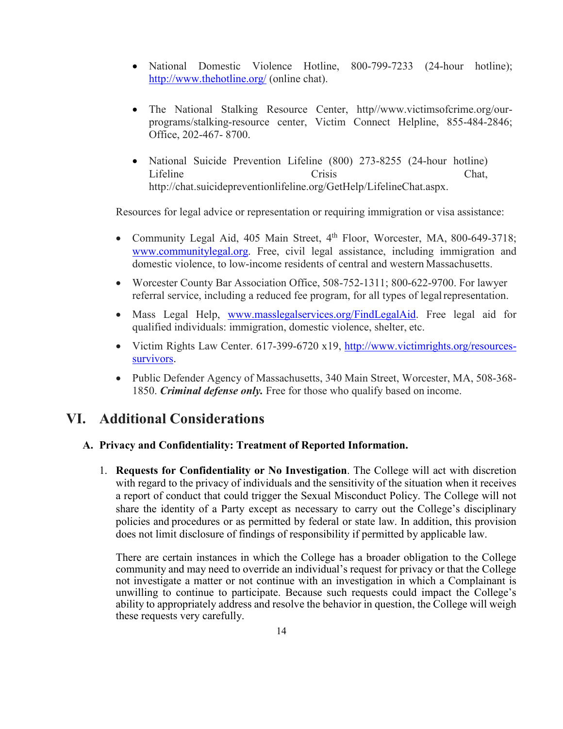- National Domestic Violence Hotline, 800-799-7233 (24-hour hotline); http://www.thehotline.org/ (online chat).

- The National Stalking Resource Center, http//www.victimsofcrime.org/our-programs/stalking-resource center, Victim Connect Helpline, 855-484-2846; Office, 202-467- 8700.

- National Suicide Prevention Lifeline (800) 273-8255 (24-hour hotline) Lifeline Crisis Chat, http://chat.suicidepreventionlifeline.org/GetHelp/LifelineChat.aspx.

Resources for legal advice or representation or requiring immigration or visa assistance:

- Community Legal Aid, 405 Main Street, 4th Floor, Worcester, MA, 800-649-3718; www.communitylegal.org. Free, civil legal assistance, including immigration and domestic violence, to low-income residents of central and western Massachusetts.
- Worcester County Bar Association Office, 508-752-1311; 800-622-9700. For lawyer referral service, including a reduced fee program, for all types of legal representation.
- Mass Legal Help, www.masslegalservices.org/FindLegalAid. Free legal aid for qualified individuals: immigration, domestic violence, shelter, etc.
- Victim Rights Law Center. 617-399-6720 x19, http://www.victimrights.org/resources-survivors.
- Public Defender Agency of Massachusetts, 340 Main Street, Worcester, MA, 508-368-1850. ***Criminal defense only.*** Free for those who qualify based on income.

# VI. Additional Considerations

### A. Privacy and Confidentiality: Treatment of Reported Information.

1. **Requests for Confidentiality or No Investigation**. The College will act with discretion with regard to the privacy of individuals and the sensitivity of the situation when it receives a report of conduct that could trigger the Sexual Misconduct Policy. The College will not share the identity of a Party except as necessary to carry out the College's disciplinary policies and procedures or as permitted by federal or state law. In addition, this provision does not limit disclosure of findings of responsibility if permitted by applicable law.

   There are certain instances in which the College has a broader obligation to the College community and may need to override an individual's request for privacy or that the College not investigate a matter or not continue with an investigation in which a Complainant is unwilling to continue to participate. Because such requests could impact the College's ability to appropriately address and resolve the behavior in question, the College will weigh these requests very carefully.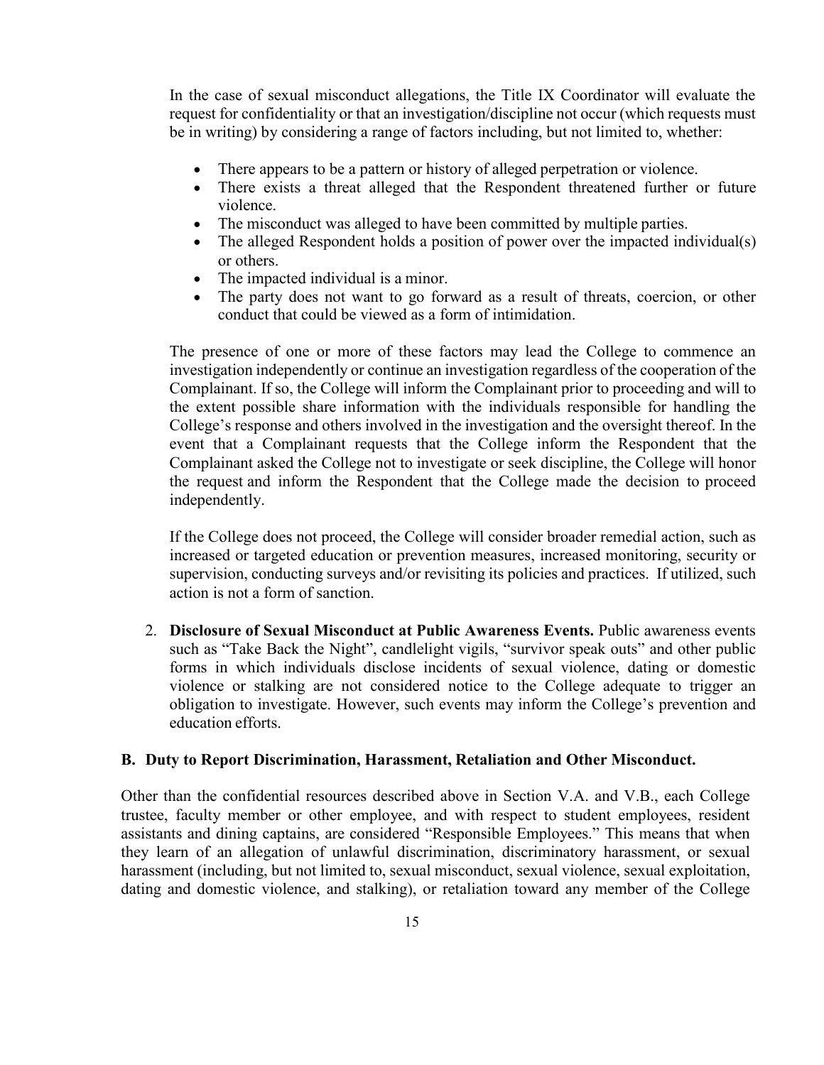In the case of sexual misconduct allegations, the Title IX Coordinator will evaluate the request for confidentiality or that an investigation/discipline not occur (which requests must be in writing) by considering a range of factors including, but not limited to, whether:

- There appears to be a pattern or history of alleged perpetration or violence.
- There exists a threat alleged that the Respondent threatened further or future violence.
- The misconduct was alleged to have been committed by multiple parties.
- The alleged Respondent holds a position of power over the impacted individual(s) or others.
- The impacted individual is a minor.
- The party does not want to go forward as a result of threats, coercion, or other conduct that could be viewed as a form of intimidation.

The presence of one or more of these factors may lead the College to commence an investigation independently or continue an investigation regardless of the cooperation of the Complainant. If so, the College will inform the Complainant prior to proceeding and will to the extent possible share information with the individuals responsible for handling the College's response and others involved in the investigation and the oversight thereof. In the event that a Complainant requests that the College inform the Respondent that the Complainant asked the College not to investigate or seek discipline, the College will honor the request and inform the Respondent that the College made the decision to proceed independently.

If the College does not proceed, the College will consider broader remedial action, such as increased or targeted education or prevention measures, increased monitoring, security or supervision, conducting surveys and/or revisiting its policies and practices. If utilized, such action is not a form of sanction.

2. **Disclosure of Sexual Misconduct at Public Awareness Events.** Public awareness events such as "Take Back the Night", candlelight vigils, "survivor speak outs" and other public forms in which individuals disclose incidents of sexual violence, dating or domestic violence or stalking are not considered notice to the College adequate to trigger an obligation to investigate. However, such events may inform the College's prevention and education efforts.

### B. Duty to Report Discrimination, Harassment, Retaliation and Other Misconduct.

Other than the confidential resources described above in Section V.A. and V.B., each College trustee, faculty member or other employee, and with respect to student employees, resident assistants and dining captains, are considered "Responsible Employees." This means that when they learn of an allegation of unlawful discrimination, discriminatory harassment, or sexual harassment (including, but not limited to, sexual misconduct, sexual violence, sexual exploitation, dating and domestic violence, and stalking), or retaliation toward any member of the College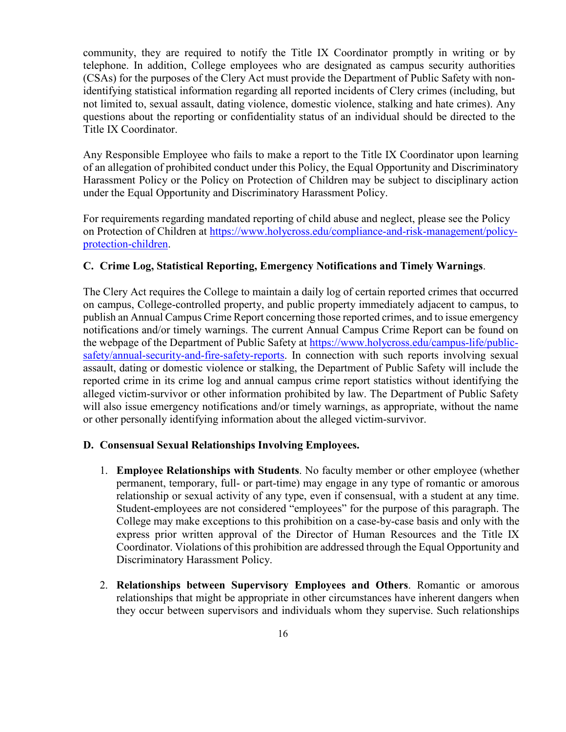community, they are required to notify the Title IX Coordinator promptly in writing or by telephone. In addition, College employees who are designated as campus security authorities (CSAs) for the purposes of the Clery Act must provide the Department of Public Safety with non-identifying statistical information regarding all reported incidents of Clery crimes (including, but not limited to, sexual assault, dating violence, domestic violence, stalking and hate crimes). Any questions about the reporting or confidentiality status of an individual should be directed to the Title IX Coordinator.

Any Responsible Employee who fails to make a report to the Title IX Coordinator upon learning of an allegation of prohibited conduct under this Policy, the Equal Opportunity and Discriminatory Harassment Policy or the Policy on Protection of Children may be subject to disciplinary action under the Equal Opportunity and Discriminatory Harassment Policy.

For requirements regarding mandated reporting of child abuse and neglect, please see the Policy on Protection of Children at [https://www.holycross.edu/compliance-and-risk-management/policy-protection-children](https://www.holycross.edu/compliance-and-risk-management/policy-protection-children).

### C. Crime Log, Statistical Reporting, Emergency Notifications and Timely Warnings.

The Clery Act requires the College to maintain a daily log of certain reported crimes that occurred on campus, College-controlled property, and public property immediately adjacent to campus, to publish an Annual Campus Crime Report concerning those reported crimes, and to issue emergency notifications and/or timely warnings. The current Annual Campus Crime Report can be found on the webpage of the Department of Public Safety at [https://www.holycross.edu/campus-life/public-safety/annual-security-and-fire-safety-reports](https://www.holycross.edu/campus-life/public-safety/annual-security-and-fire-safety-reports). In connection with such reports involving sexual assault, dating or domestic violence or stalking, the Department of Public Safety will include the reported crime in its crime log and annual campus crime report statistics without identifying the alleged victim-survivor or other information prohibited by law. The Department of Public Safety will also issue emergency notifications and/or timely warnings, as appropriate, without the name or other personally identifying information about the alleged victim-survivor.

### D. Consensual Sexual Relationships Involving Employees.

1. **Employee Relationships with Students**. No faculty member or other employee (whether permanent, temporary, full- or part-time) may engage in any type of romantic or amorous relationship or sexual activity of any type, even if consensual, with a student at any time. Student-employees are not considered "employees" for the purpose of this paragraph. The College may make exceptions to this prohibition on a case-by-case basis and only with the express prior written approval of the Director of Human Resources and the Title IX Coordinator. Violations of this prohibition are addressed through the Equal Opportunity and Discriminatory Harassment Policy.

2. **Relationships between Supervisory Employees and Others**. Romantic or amorous relationships that might be appropriate in other circumstances have inherent dangers when they occur between supervisors and individuals whom they supervise. Such relationships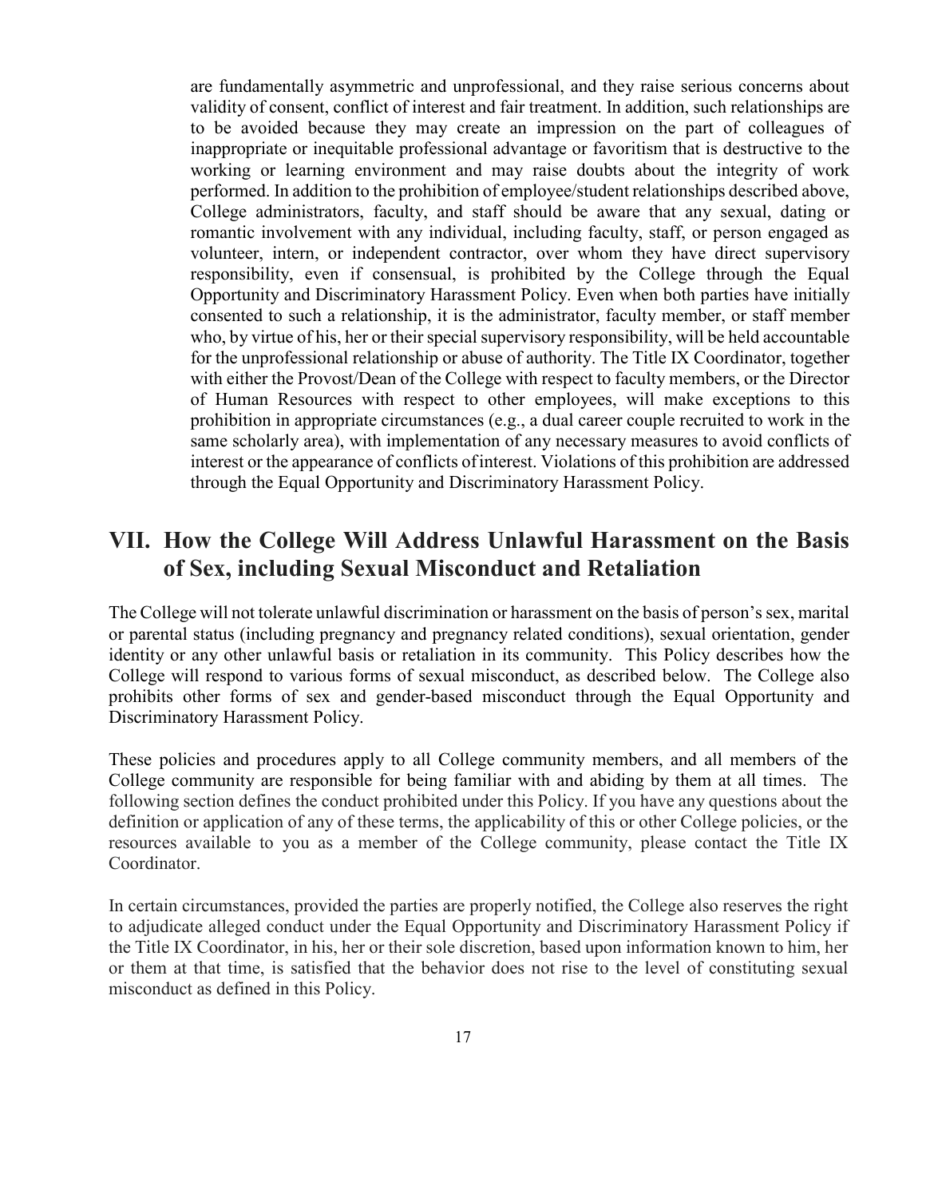are fundamentally asymmetric and unprofessional, and they raise serious concerns about validity of consent, conflict of interest and fair treatment. In addition, such relationships are to be avoided because they may create an impression on the part of colleagues of inappropriate or inequitable professional advantage or favoritism that is destructive to the working or learning environment and may raise doubts about the integrity of work performed. In addition to the prohibition of employee/student relationships described above, College administrators, faculty, and staff should be aware that any sexual, dating or romantic involvement with any individual, including faculty, staff, or person engaged as volunteer, intern, or independent contractor, over whom they have direct supervisory responsibility, even if consensual, is prohibited by the College through the Equal Opportunity and Discriminatory Harassment Policy. Even when both parties have initially consented to such a relationship, it is the administrator, faculty member, or staff member who, by virtue of his, her or their special supervisory responsibility, will be held accountable for the unprofessional relationship or abuse of authority. The Title IX Coordinator, together with either the Provost/Dean of the College with respect to faculty members, or the Director of Human Resources with respect to other employees, will make exceptions to this prohibition in appropriate circumstances (e.g., a dual career couple recruited to work in the same scholarly area), with implementation of any necessary measures to avoid conflicts of interest or the appearance of conflicts of interest. Violations of this prohibition are addressed through the Equal Opportunity and Discriminatory Harassment Policy.

## VII. How the College Will Address Unlawful Harassment on the Basis of Sex, including Sexual Misconduct and Retaliation

The College will not tolerate unlawful discrimination or harassment on the basis of person's sex, marital or parental status (including pregnancy and pregnancy related conditions), sexual orientation, gender identity or any other unlawful basis or retaliation in its community. This Policy describes how the College will respond to various forms of sexual misconduct, as described below. The College also prohibits other forms of sex and gender-based misconduct through the Equal Opportunity and Discriminatory Harassment Policy.

These policies and procedures apply to all College community members, and all members of the College community are responsible for being familiar with and abiding by them at all times. The following section defines the conduct prohibited under this Policy. If you have any questions about the definition or application of any of these terms, the applicability of this or other College policies, or the resources available to you as a member of the College community, please contact the Title IX Coordinator.

In certain circumstances, provided the parties are properly notified, the College also reserves the right to adjudicate alleged conduct under the Equal Opportunity and Discriminatory Harassment Policy if the Title IX Coordinator, in his, her or their sole discretion, based upon information known to him, her or them at that time, is satisfied that the behavior does not rise to the level of constituting sexual misconduct as defined in this Policy.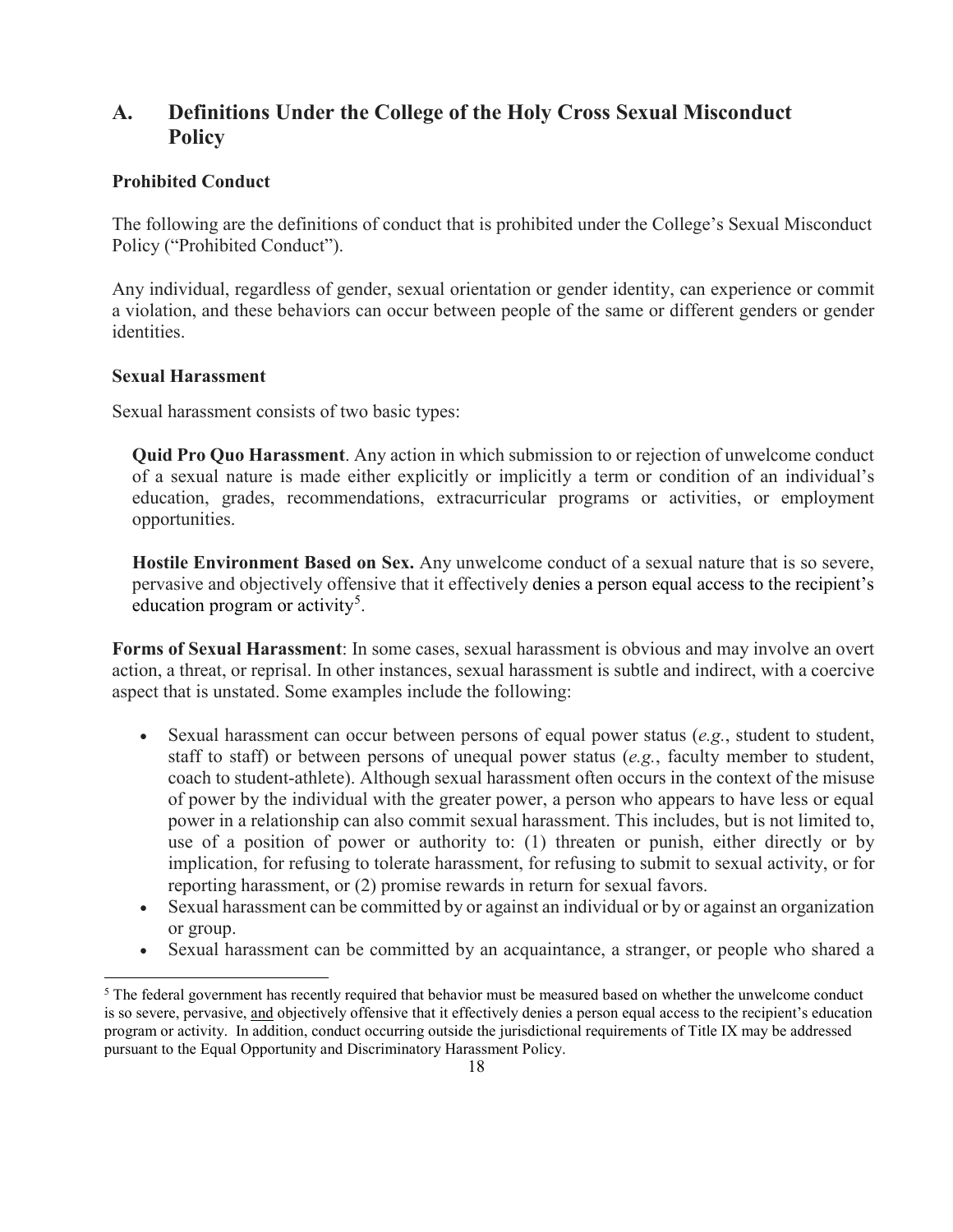## A. Definitions Under the College of the Holy Cross Sexual Misconduct Policy

### Prohibited Conduct

The following are the definitions of conduct that is prohibited under the College's Sexual Misconduct Policy ("Prohibited Conduct").

Any individual, regardless of gender, sexual orientation or gender identity, can experience or commit a violation, and these behaviors can occur between people of the same or different genders or gender identities.

### Sexual Harassment

Sexual harassment consists of two basic types:

> **Quid Pro Quo Harassment**. Any action in which submission to or rejection of unwelcome conduct of a sexual nature is made either explicitly or implicitly a term or condition of an individual's education, grades, recommendations, extracurricular programs or activities, or employment opportunities.
>
> **Hostile Environment Based on Sex.** Any unwelcome conduct of a sexual nature that is so severe, pervasive and objectively offensive that it effectively denies a person equal access to the recipient's education program or activity[5].

**Forms of Sexual Harassment**: In some cases, sexual harassment is obvious and may involve an overt action, a threat, or reprisal. In other instances, sexual harassment is subtle and indirect, with a coercive aspect that is unstated. Some examples include the following:

- Sexual harassment can occur between persons of equal power status (*e.g.*, student to student, staff to staff) or between persons of unequal power status (*e.g.*, faculty member to student, coach to student-athlete). Although sexual harassment often occurs in the context of the misuse of power by the individual with the greater power, a person who appears to have less or equal power in a relationship can also commit sexual harassment. This includes, but is not limited to, use of a position of power or authority to: (1) threaten or punish, either directly or by implication, for refusing to tolerate harassment, for refusing to submit to sexual activity, or for reporting harassment, or (2) promise rewards in return for sexual favors.
- Sexual harassment can be committed by or against an individual or by or against an organization or group.
- Sexual harassment can be committed by an acquaintance, a stranger, or people who shared a

---

[5] The federal government has recently required that behavior must be measured based on whether the unwelcome conduct is so severe, pervasive, <u>and</u> objectively offensive that it effectively denies a person equal access to the recipient's education program or activity. In addition, conduct occurring outside the jurisdictional requirements of Title IX may be addressed pursuant to the Equal Opportunity and Discriminatory Harassment Policy.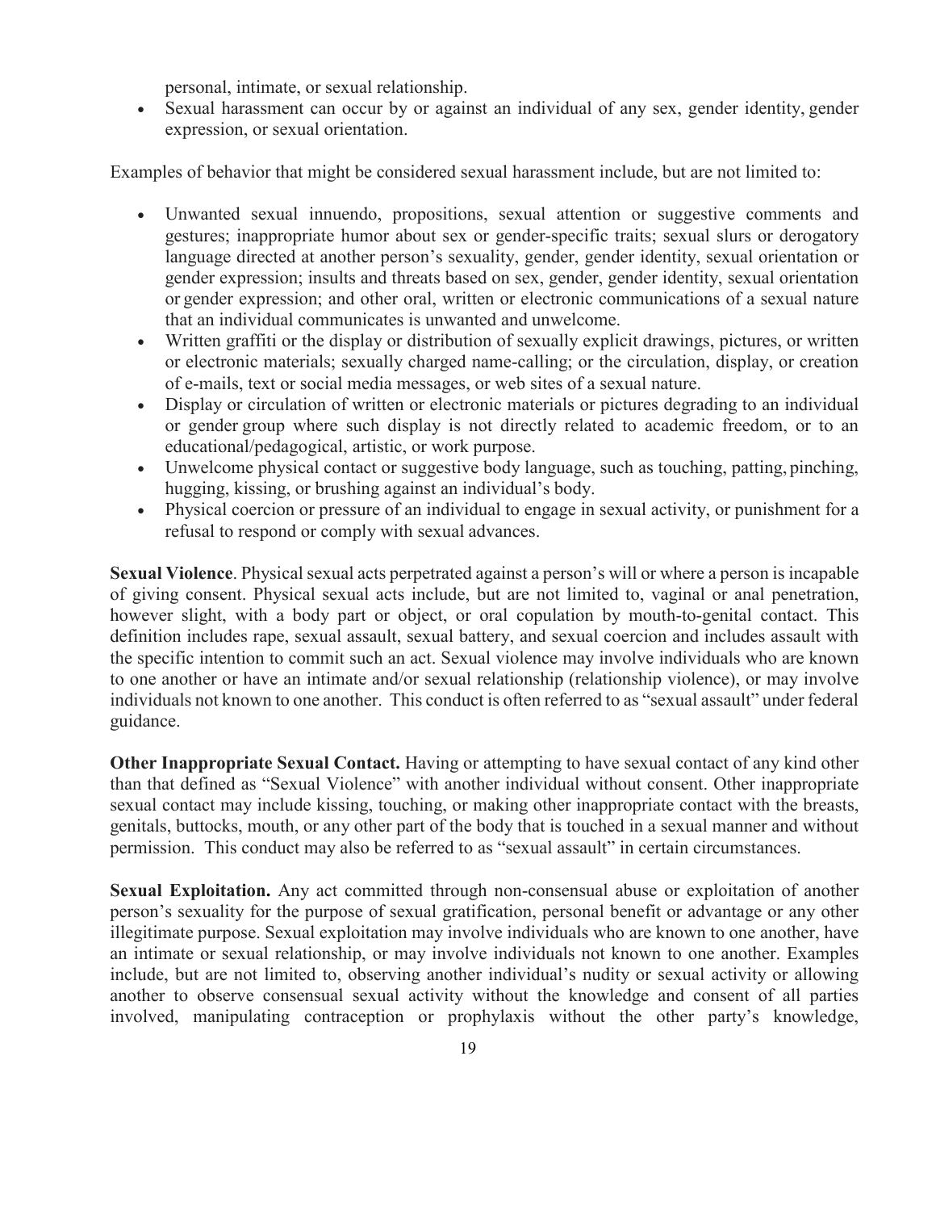personal, intimate, or sexual relationship.

- Sexual harassment can occur by or against an individual of any sex, gender identity, gender expression, or sexual orientation.

Examples of behavior that might be considered sexual harassment include, but are not limited to:

- Unwanted sexual innuendo, propositions, sexual attention or suggestive comments and gestures; inappropriate humor about sex or gender-specific traits; sexual slurs or derogatory language directed at another person's sexuality, gender, gender identity, sexual orientation or gender expression; insults and threats based on sex, gender, gender identity, sexual orientation or gender expression; and other oral, written or electronic communications of a sexual nature that an individual communicates is unwanted and unwelcome.
- Written graffiti or the display or distribution of sexually explicit drawings, pictures, or written or electronic materials; sexually charged name-calling; or the circulation, display, or creation of e-mails, text or social media messages, or web sites of a sexual nature.
- Display or circulation of written or electronic materials or pictures degrading to an individual or gender group where such display is not directly related to academic freedom, or to an educational/pedagogical, artistic, or work purpose.
- Unwelcome physical contact or suggestive body language, such as touching, patting, pinching, hugging, kissing, or brushing against an individual's body.
- Physical coercion or pressure of an individual to engage in sexual activity, or punishment for a refusal to respond or comply with sexual advances.

**Sexual Violence**. Physical sexual acts perpetrated against a person's will or where a person is incapable of giving consent. Physical sexual acts include, but are not limited to, vaginal or anal penetration, however slight, with a body part or object, or oral copulation by mouth-to-genital contact. This definition includes rape, sexual assault, sexual battery, and sexual coercion and includes assault with the specific intention to commit such an act. Sexual violence may involve individuals who are known to one another or have an intimate and/or sexual relationship (relationship violence), or may involve individuals not known to one another. This conduct is often referred to as "sexual assault" under federal guidance.

**Other Inappropriate Sexual Contact.** Having or attempting to have sexual contact of any kind other than that defined as "Sexual Violence" with another individual without consent. Other inappropriate sexual contact may include kissing, touching, or making other inappropriate contact with the breasts, genitals, buttocks, mouth, or any other part of the body that is touched in a sexual manner and without permission. This conduct may also be referred to as "sexual assault" in certain circumstances.

**Sexual Exploitation.** Any act committed through non-consensual abuse or exploitation of another person's sexuality for the purpose of sexual gratification, personal benefit or advantage or any other illegitimate purpose. Sexual exploitation may involve individuals who are known to one another, have an intimate or sexual relationship, or may involve individuals not known to one another. Examples include, but are not limited to, observing another individual's nudity or sexual activity or allowing another to observe consensual sexual activity without the knowledge and consent of all parties involved, manipulating contraception or prophylaxis without the other party's knowledge,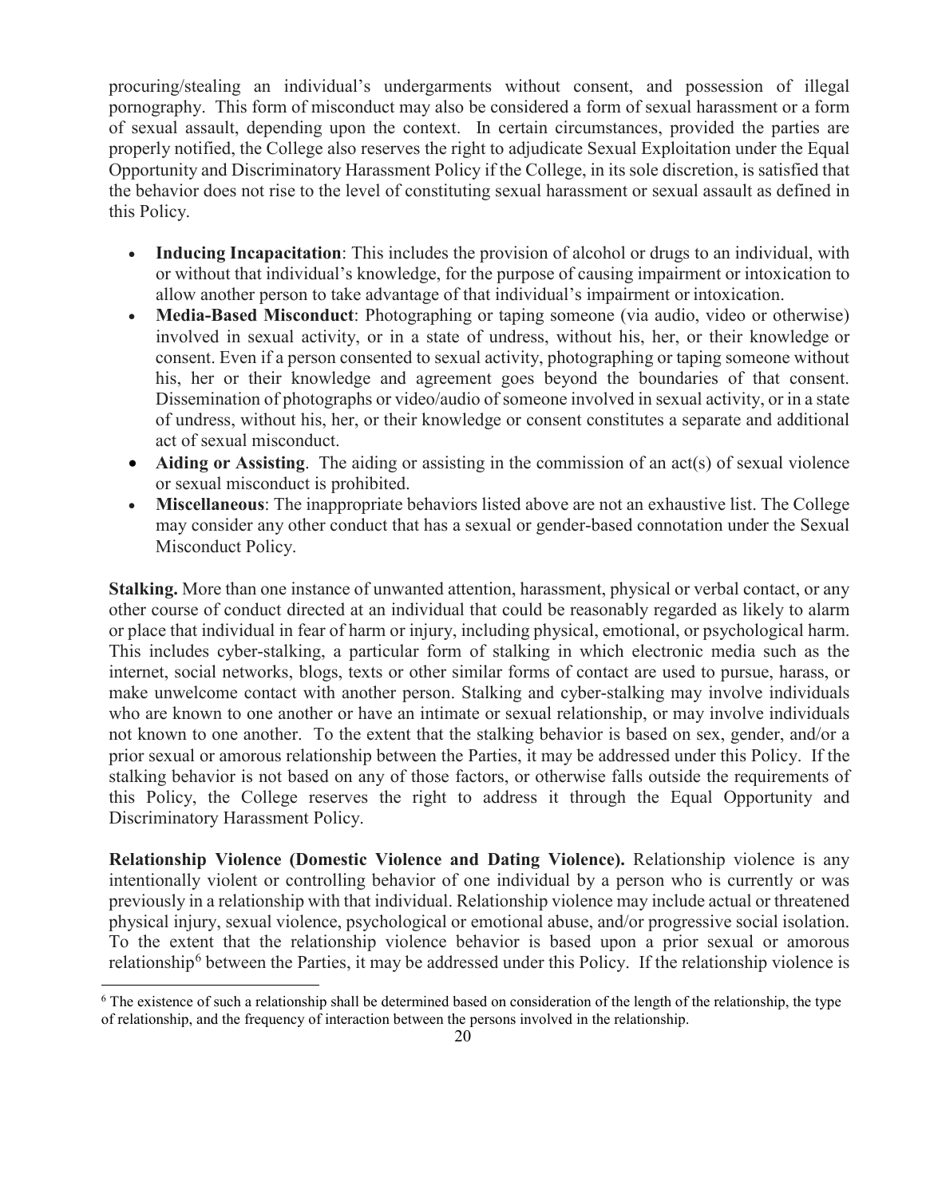procuring/stealing an individual's undergarments without consent, and possession of illegal pornography. This form of misconduct may also be considered a form of sexual harassment or a form of sexual assault, depending upon the context. In certain circumstances, provided the parties are properly notified, the College also reserves the right to adjudicate Sexual Exploitation under the Equal Opportunity and Discriminatory Harassment Policy if the College, in its sole discretion, is satisfied that the behavior does not rise to the level of constituting sexual harassment or sexual assault as defined in this Policy.

- **Inducing Incapacitation**: This includes the provision of alcohol or drugs to an individual, with or without that individual's knowledge, for the purpose of causing impairment or intoxication to allow another person to take advantage of that individual's impairment or intoxication.
- **Media-Based Misconduct**: Photographing or taping someone (via audio, video or otherwise) involved in sexual activity, or in a state of undress, without his, her, or their knowledge or consent. Even if a person consented to sexual activity, photographing or taping someone without his, her or their knowledge and agreement goes beyond the boundaries of that consent. Dissemination of photographs or video/audio of someone involved in sexual activity, or in a state of undress, without his, her, or their knowledge or consent constitutes a separate and additional act of sexual misconduct.
- **Aiding or Assisting**. The aiding or assisting in the commission of an act(s) of sexual violence or sexual misconduct is prohibited.
- **Miscellaneous**: The inappropriate behaviors listed above are not an exhaustive list. The College may consider any other conduct that has a sexual or gender-based connotation under the Sexual Misconduct Policy.

**Stalking.** More than one instance of unwanted attention, harassment, physical or verbal contact, or any other course of conduct directed at an individual that could be reasonably regarded as likely to alarm or place that individual in fear of harm or injury, including physical, emotional, or psychological harm. This includes cyber-stalking, a particular form of stalking in which electronic media such as the internet, social networks, blogs, texts or other similar forms of contact are used to pursue, harass, or make unwelcome contact with another person. Stalking and cyber-stalking may involve individuals who are known to one another or have an intimate or sexual relationship, or may involve individuals not known to one another. To the extent that the stalking behavior is based on sex, gender, and/or a prior sexual or amorous relationship between the Parties, it may be addressed under this Policy. If the stalking behavior is not based on any of those factors, or otherwise falls outside the requirements of this Policy, the College reserves the right to address it through the Equal Opportunity and Discriminatory Harassment Policy.

**Relationship Violence (Domestic Violence and Dating Violence).** Relationship violence is any intentionally violent or controlling behavior of one individual by a person who is currently or was previously in a relationship with that individual. Relationship violence may include actual or threatened physical injury, sexual violence, psychological or emotional abuse, and/or progressive social isolation. To the extent that the relationship violence behavior is based upon a prior sexual or amorous relationship[6] between the Parties, it may be addressed under this Policy. If the relationship violence is

[6] The existence of such a relationship shall be determined based on consideration of the length of the relationship, the type of relationship, and the frequency of interaction between the persons involved in the relationship.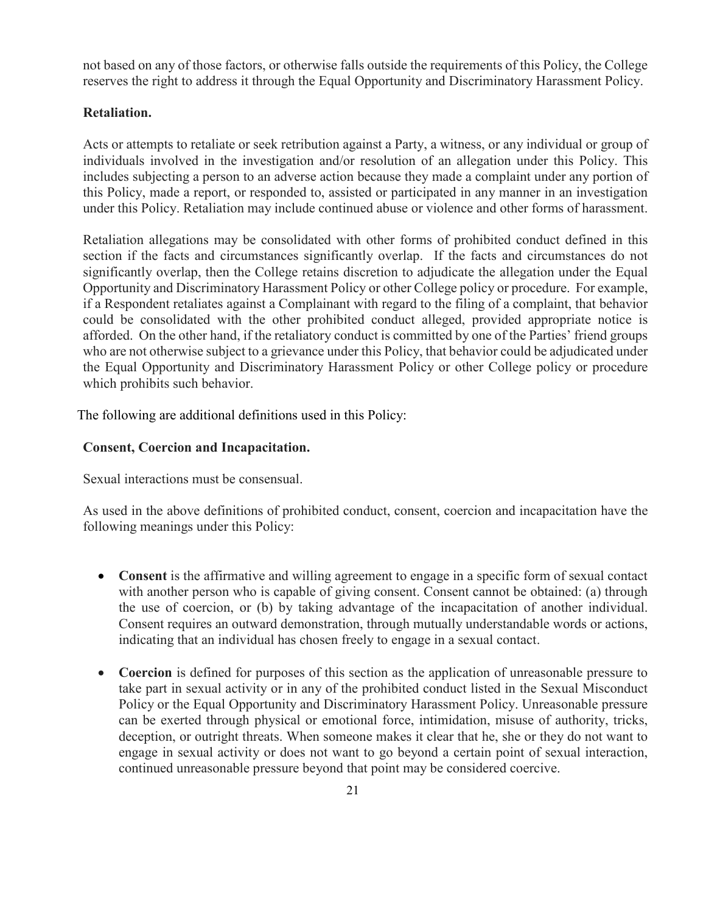not based on any of those factors, or otherwise falls outside the requirements of this Policy, the College reserves the right to address it through the Equal Opportunity and Discriminatory Harassment Policy.

**Retaliation.**

Acts or attempts to retaliate or seek retribution against a Party, a witness, or any individual or group of individuals involved in the investigation and/or resolution of an allegation under this Policy. This includes subjecting a person to an adverse action because they made a complaint under any portion of this Policy, made a report, or responded to, assisted or participated in any manner in an investigation under this Policy. Retaliation may include continued abuse or violence and other forms of harassment.

Retaliation allegations may be consolidated with other forms of prohibited conduct defined in this section if the facts and circumstances significantly overlap. If the facts and circumstances do not significantly overlap, then the College retains discretion to adjudicate the allegation under the Equal Opportunity and Discriminatory Harassment Policy or other College policy or procedure. For example, if a Respondent retaliates against a Complainant with regard to the filing of a complaint, that behavior could be consolidated with the other prohibited conduct alleged, provided appropriate notice is afforded. On the other hand, if the retaliatory conduct is committed by one of the Parties' friend groups who are not otherwise subject to a grievance under this Policy, that behavior could be adjudicated under the Equal Opportunity and Discriminatory Harassment Policy or other College policy or procedure which prohibits such behavior.

The following are additional definitions used in this Policy:

**Consent, Coercion and Incapacitation.**

Sexual interactions must be consensual.

As used in the above definitions of prohibited conduct, consent, coercion and incapacitation have the following meanings under this Policy:

- **Consent** is the affirmative and willing agreement to engage in a specific form of sexual contact with another person who is capable of giving consent. Consent cannot be obtained: (a) through the use of coercion, or (b) by taking advantage of the incapacitation of another individual. Consent requires an outward demonstration, through mutually understandable words or actions, indicating that an individual has chosen freely to engage in a sexual contact.

- **Coercion** is defined for purposes of this section as the application of unreasonable pressure to take part in sexual activity or in any of the prohibited conduct listed in the Sexual Misconduct Policy or the Equal Opportunity and Discriminatory Harassment Policy. Unreasonable pressure can be exerted through physical or emotional force, intimidation, misuse of authority, tricks, deception, or outright threats. When someone makes it clear that he, she or they do not want to engage in sexual activity or does not want to go beyond a certain point of sexual interaction, continued unreasonable pressure beyond that point may be considered coercive.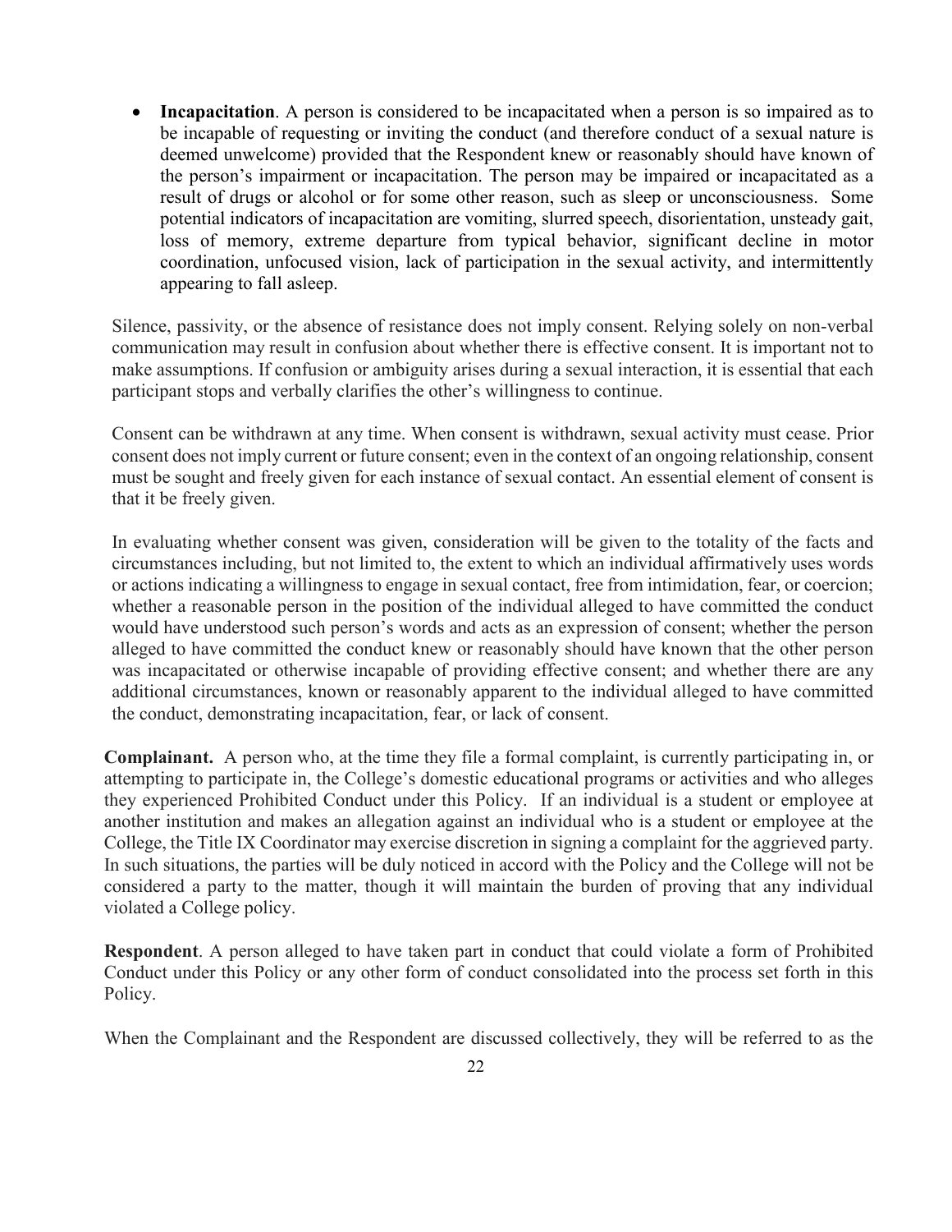- **Incapacitation**. A person is considered to be incapacitated when a person is so impaired as to be incapable of requesting or inviting the conduct (and therefore conduct of a sexual nature is deemed unwelcome) provided that the Respondent knew or reasonably should have known of the person's impairment or incapacitation. The person may be impaired or incapacitated as a result of drugs or alcohol or for some other reason, such as sleep or unconsciousness. Some potential indicators of incapacitation are vomiting, slurred speech, disorientation, unsteady gait, loss of memory, extreme departure from typical behavior, significant decline in motor coordination, unfocused vision, lack of participation in the sexual activity, and intermittently appearing to fall asleep.

Silence, passivity, or the absence of resistance does not imply consent. Relying solely on non-verbal communication may result in confusion about whether there is effective consent. It is important not to make assumptions. If confusion or ambiguity arises during a sexual interaction, it is essential that each participant stops and verbally clarifies the other's willingness to continue.

Consent can be withdrawn at any time. When consent is withdrawn, sexual activity must cease. Prior consent does not imply current or future consent; even in the context of an ongoing relationship, consent must be sought and freely given for each instance of sexual contact. An essential element of consent is that it be freely given.

In evaluating whether consent was given, consideration will be given to the totality of the facts and circumstances including, but not limited to, the extent to which an individual affirmatively uses words or actions indicating a willingness to engage in sexual contact, free from intimidation, fear, or coercion; whether a reasonable person in the position of the individual alleged to have committed the conduct would have understood such person's words and acts as an expression of consent; whether the person alleged to have committed the conduct knew or reasonably should have known that the other person was incapacitated or otherwise incapable of providing effective consent; and whether there are any additional circumstances, known or reasonably apparent to the individual alleged to have committed the conduct, demonstrating incapacitation, fear, or lack of consent.

**Complainant.** A person who, at the time they file a formal complaint, is currently participating in, or attempting to participate in, the College's domestic educational programs or activities and who alleges they experienced Prohibited Conduct under this Policy. If an individual is a student or employee at another institution and makes an allegation against an individual who is a student or employee at the College, the Title IX Coordinator may exercise discretion in signing a complaint for the aggrieved party. In such situations, the parties will be duly noticed in accord with the Policy and the College will not be considered a party to the matter, though it will maintain the burden of proving that any individual violated a College policy.

**Respondent**. A person alleged to have taken part in conduct that could violate a form of Prohibited Conduct under this Policy or any other form of conduct consolidated into the process set forth in this Policy.

When the Complainant and the Respondent are discussed collectively, they will be referred to as the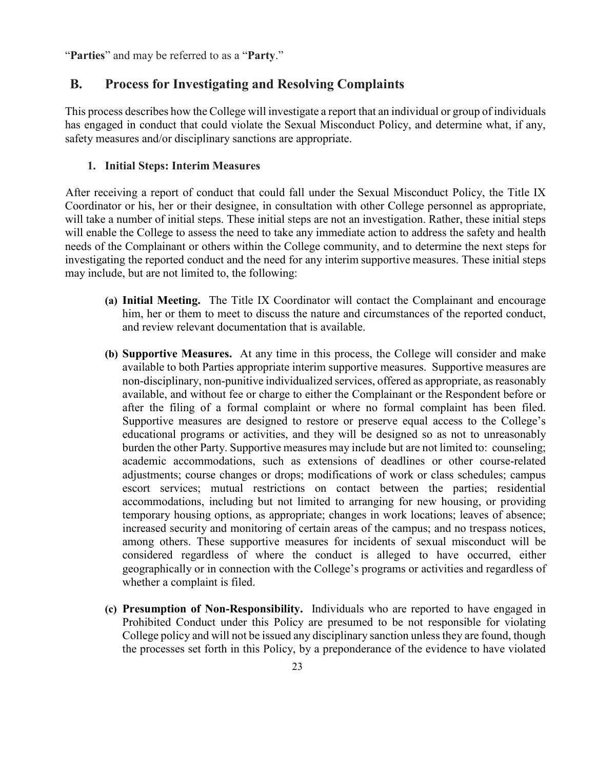"**Parties**" and may be referred to as a "**Party**."

## B. Process for Investigating and Resolving Complaints

This process describes how the College will investigate a report that an individual or group of individuals has engaged in conduct that could violate the Sexual Misconduct Policy, and determine what, if any, safety measures and/or disciplinary sanctions are appropriate.

### 1. Initial Steps: Interim Measures

After receiving a report of conduct that could fall under the Sexual Misconduct Policy, the Title IX Coordinator or his, her or their designee, in consultation with other College personnel as appropriate, will take a number of initial steps. These initial steps are not an investigation. Rather, these initial steps will enable the College to assess the need to take any immediate action to address the safety and health needs of the Complainant or others within the College community, and to determine the next steps for investigating the reported conduct and the need for any interim supportive measures. These initial steps may include, but are not limited to, the following:

**(a) Initial Meeting.** The Title IX Coordinator will contact the Complainant and encourage him, her or them to meet to discuss the nature and circumstances of the reported conduct, and review relevant documentation that is available.

**(b) Supportive Measures.** At any time in this process, the College will consider and make available to both Parties appropriate interim supportive measures. Supportive measures are non-disciplinary, non-punitive individualized services, offered as appropriate, as reasonably available, and without fee or charge to either the Complainant or the Respondent before or after the filing of a formal complaint or where no formal complaint has been filed. Supportive measures are designed to restore or preserve equal access to the College's educational programs or activities, and they will be designed so as not to unreasonably burden the other Party. Supportive measures may include but are not limited to: counseling; academic accommodations, such as extensions of deadlines or other course-related adjustments; course changes or drops; modifications of work or class schedules; campus escort services; mutual restrictions on contact between the parties; residential accommodations, including but not limited to arranging for new housing, or providing temporary housing options, as appropriate; changes in work locations; leaves of absence; increased security and monitoring of certain areas of the campus; and no trespass notices, among others. These supportive measures for incidents of sexual misconduct will be considered regardless of where the conduct is alleged to have occurred, either geographically or in connection with the College's programs or activities and regardless of whether a complaint is filed.

**(c) Presumption of Non-Responsibility.** Individuals who are reported to have engaged in Prohibited Conduct under this Policy are presumed to be not responsible for violating College policy and will not be issued any disciplinary sanction unless they are found, though the processes set forth in this Policy, by a preponderance of the evidence to have violated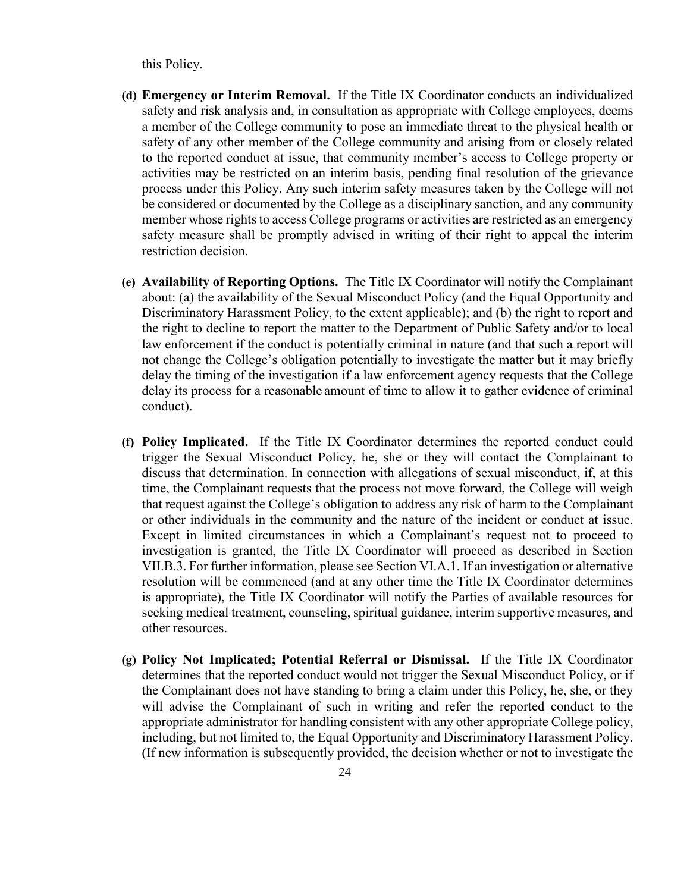this Policy.

- **(d) Emergency or Interim Removal.** If the Title IX Coordinator conducts an individualized safety and risk analysis and, in consultation as appropriate with College employees, deems a member of the College community to pose an immediate threat to the physical health or safety of any other member of the College community and arising from or closely related to the reported conduct at issue, that community member's access to College property or activities may be restricted on an interim basis, pending final resolution of the grievance process under this Policy. Any such interim safety measures taken by the College will not be considered or documented by the College as a disciplinary sanction, and any community member whose rights to access College programs or activities are restricted as an emergency safety measure shall be promptly advised in writing of their right to appeal the interim restriction decision.

- **(e) Availability of Reporting Options.** The Title IX Coordinator will notify the Complainant about: (a) the availability of the Sexual Misconduct Policy (and the Equal Opportunity and Discriminatory Harassment Policy, to the extent applicable); and (b) the right to report and the right to decline to report the matter to the Department of Public Safety and/or to local law enforcement if the conduct is potentially criminal in nature (and that such a report will not change the College's obligation potentially to investigate the matter but it may briefly delay the timing of the investigation if a law enforcement agency requests that the College delay its process for a reasonable amount of time to allow it to gather evidence of criminal conduct).

- **(f) Policy Implicated.** If the Title IX Coordinator determines the reported conduct could trigger the Sexual Misconduct Policy, he, she or they will contact the Complainant to discuss that determination. In connection with allegations of sexual misconduct, if, at this time, the Complainant requests that the process not move forward, the College will weigh that request against the College's obligation to address any risk of harm to the Complainant or other individuals in the community and the nature of the incident or conduct at issue. Except in limited circumstances in which a Complainant's request not to proceed to investigation is granted, the Title IX Coordinator will proceed as described in Section VII.B.3. For further information, please see Section VI.A.1. If an investigation or alternative resolution will be commenced (and at any other time the Title IX Coordinator determines is appropriate), the Title IX Coordinator will notify the Parties of available resources for seeking medical treatment, counseling, spiritual guidance, interim supportive measures, and other resources.

- **(g) Policy Not Implicated; Potential Referral or Dismissal.** If the Title IX Coordinator determines that the reported conduct would not trigger the Sexual Misconduct Policy, or if the Complainant does not have standing to bring a claim under this Policy, he, she, or they will advise the Complainant of such in writing and refer the reported conduct to the appropriate administrator for handling consistent with any other appropriate College policy, including, but not limited to, the Equal Opportunity and Discriminatory Harassment Policy. (If new information is subsequently provided, the decision whether or not to investigate the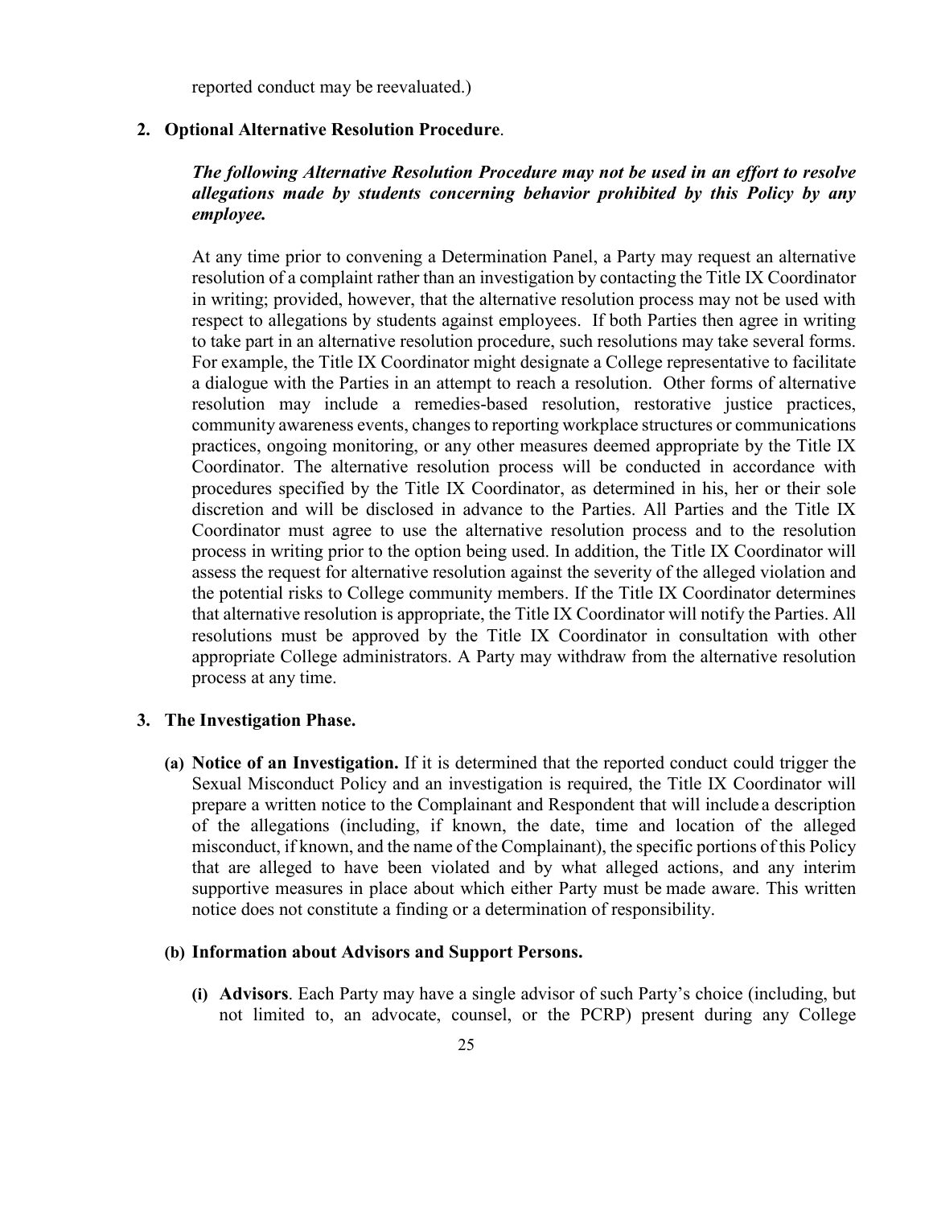reported conduct may be reevaluated.)

**2. Optional Alternative Resolution Procedure**.

***The following Alternative Resolution Procedure may not be used in an effort to resolve allegations made by students concerning behavior prohibited by this Policy by any employee.***

At any time prior to convening a Determination Panel, a Party may request an alternative resolution of a complaint rather than an investigation by contacting the Title IX Coordinator in writing; provided, however, that the alternative resolution process may not be used with respect to allegations by students against employees. If both Parties then agree in writing to take part in an alternative resolution procedure, such resolutions may take several forms. For example, the Title IX Coordinator might designate a College representative to facilitate a dialogue with the Parties in an attempt to reach a resolution. Other forms of alternative resolution may include a remedies-based resolution, restorative justice practices, community awareness events, changes to reporting workplace structures or communications practices, ongoing monitoring, or any other measures deemed appropriate by the Title IX Coordinator. The alternative resolution process will be conducted in accordance with procedures specified by the Title IX Coordinator, as determined in his, her or their sole discretion and will be disclosed in advance to the Parties. All Parties and the Title IX Coordinator must agree to use the alternative resolution process and to the resolution process in writing prior to the option being used. In addition, the Title IX Coordinator will assess the request for alternative resolution against the severity of the alleged violation and the potential risks to College community members. If the Title IX Coordinator determines that alternative resolution is appropriate, the Title IX Coordinator will notify the Parties. All resolutions must be approved by the Title IX Coordinator in consultation with other appropriate College administrators. A Party may withdraw from the alternative resolution process at any time.

**3. The Investigation Phase.**

**(a) Notice of an Investigation.** If it is determined that the reported conduct could trigger the Sexual Misconduct Policy and an investigation is required, the Title IX Coordinator will prepare a written notice to the Complainant and Respondent that will include a description of the allegations (including, if known, the date, time and location of the alleged misconduct, if known, and the name of the Complainant), the specific portions of this Policy that are alleged to have been violated and by what alleged actions, and any interim supportive measures in place about which either Party must be made aware. This written notice does not constitute a finding or a determination of responsibility.

**(b) Information about Advisors and Support Persons.**

**(i) Advisors**. Each Party may have a single advisor of such Party's choice (including, but not limited to, an advocate, counsel, or the PCRP) present during any College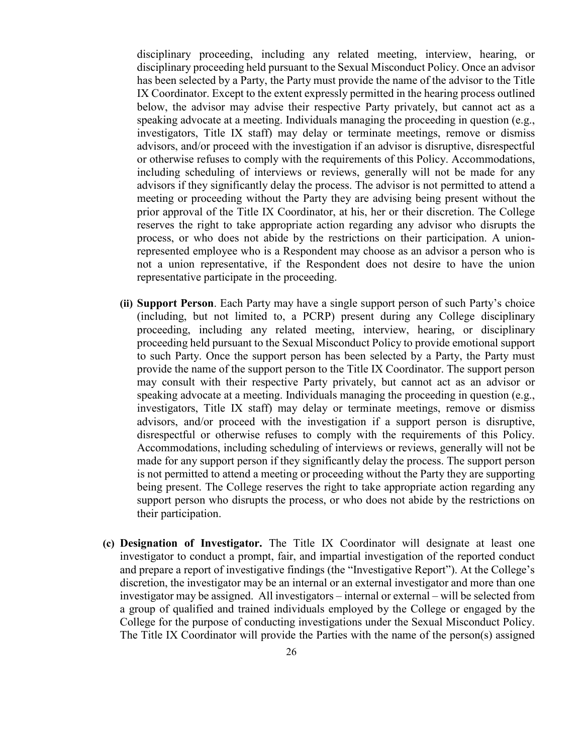disciplinary proceeding, including any related meeting, interview, hearing, or disciplinary proceeding held pursuant to the Sexual Misconduct Policy. Once an advisor has been selected by a Party, the Party must provide the name of the advisor to the Title IX Coordinator. Except to the extent expressly permitted in the hearing process outlined below, the advisor may advise their respective Party privately, but cannot act as a speaking advocate at a meeting. Individuals managing the proceeding in question (e.g., investigators, Title IX staff) may delay or terminate meetings, remove or dismiss advisors, and/or proceed with the investigation if an advisor is disruptive, disrespectful or otherwise refuses to comply with the requirements of this Policy. Accommodations, including scheduling of interviews or reviews, generally will not be made for any advisors if they significantly delay the process. The advisor is not permitted to attend a meeting or proceeding without the Party they are advising being present without the prior approval of the Title IX Coordinator, at his, her or their discretion. The College reserves the right to take appropriate action regarding any advisor who disrupts the process, or who does not abide by the restrictions on their participation. A union-represented employee who is a Respondent may choose as an advisor a person who is not a union representative, if the Respondent does not desire to have the union representative participate in the proceeding.

**(ii) Support Person**. Each Party may have a single support person of such Party's choice (including, but not limited to, a PCRP) present during any College disciplinary proceeding, including any related meeting, interview, hearing, or disciplinary proceeding held pursuant to the Sexual Misconduct Policy to provide emotional support to such Party. Once the support person has been selected by a Party, the Party must provide the name of the support person to the Title IX Coordinator. The support person may consult with their respective Party privately, but cannot act as an advisor or speaking advocate at a meeting. Individuals managing the proceeding in question (e.g., investigators, Title IX staff) may delay or terminate meetings, remove or dismiss advisors, and/or proceed with the investigation if a support person is disruptive, disrespectful or otherwise refuses to comply with the requirements of this Policy. Accommodations, including scheduling of interviews or reviews, generally will not be made for any support person if they significantly delay the process. The support person is not permitted to attend a meeting or proceeding without the Party they are supporting being present. The College reserves the right to take appropriate action regarding any support person who disrupts the process, or who does not abide by the restrictions on their participation.

**(c) Designation of Investigator.** The Title IX Coordinator will designate at least one investigator to conduct a prompt, fair, and impartial investigation of the reported conduct and prepare a report of investigative findings (the "Investigative Report"). At the College's discretion, the investigator may be an internal or an external investigator and more than one investigator may be assigned. All investigators – internal or external – will be selected from a group of qualified and trained individuals employed by the College or engaged by the College for the purpose of conducting investigations under the Sexual Misconduct Policy. The Title IX Coordinator will provide the Parties with the name of the person(s) assigned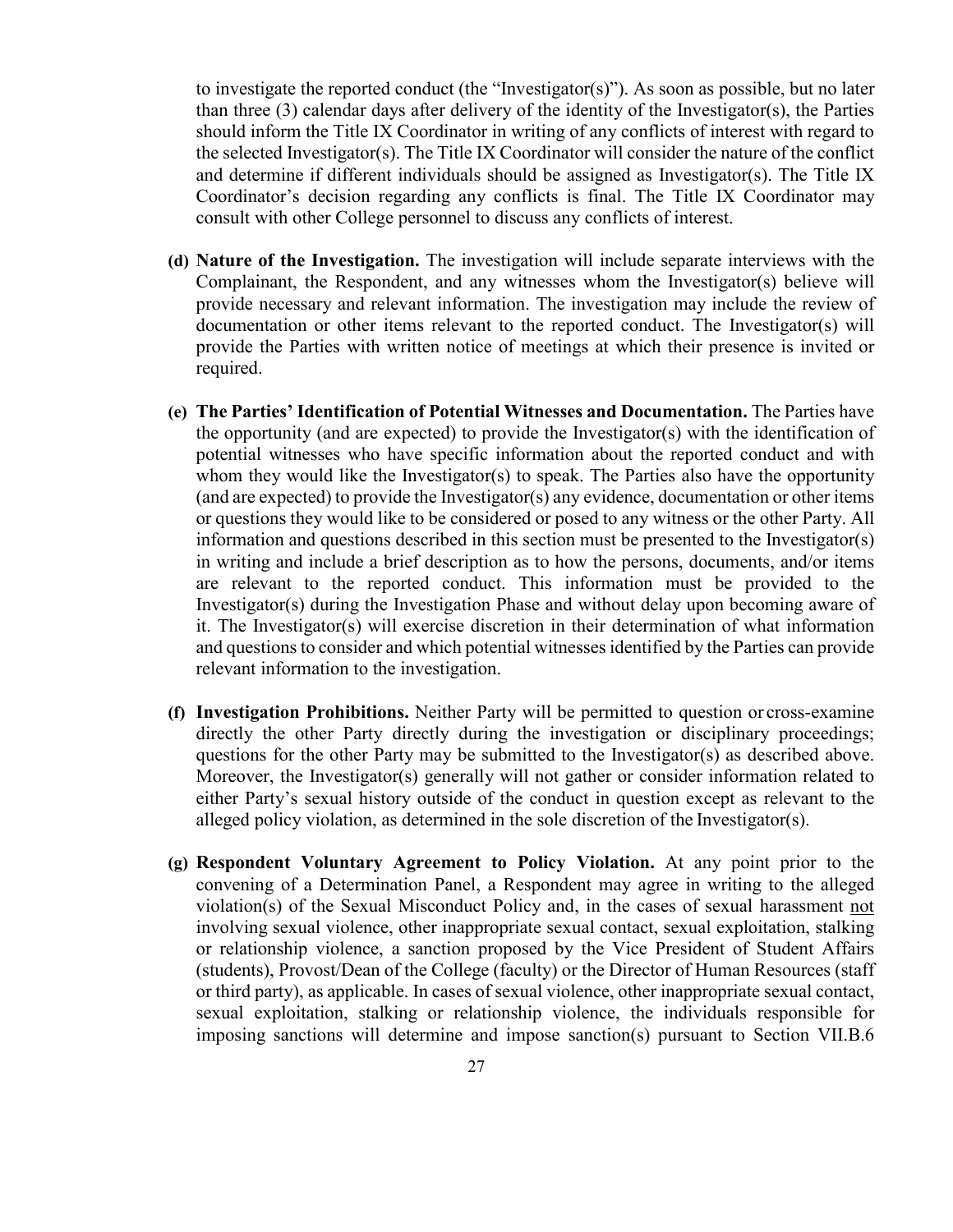to investigate the reported conduct (the "Investigator(s)"). As soon as possible, but no later than three (3) calendar days after delivery of the identity of the Investigator(s), the Parties should inform the Title IX Coordinator in writing of any conflicts of interest with regard to the selected Investigator(s). The Title IX Coordinator will consider the nature of the conflict and determine if different individuals should be assigned as Investigator(s). The Title IX Coordinator's decision regarding any conflicts is final. The Title IX Coordinator may consult with other College personnel to discuss any conflicts of interest.

**(d) Nature of the Investigation.** The investigation will include separate interviews with the Complainant, the Respondent, and any witnesses whom the Investigator(s) believe will provide necessary and relevant information. The investigation may include the review of documentation or other items relevant to the reported conduct. The Investigator(s) will provide the Parties with written notice of meetings at which their presence is invited or required.

**(e) The Parties' Identification of Potential Witnesses and Documentation.** The Parties have the opportunity (and are expected) to provide the Investigator(s) with the identification of potential witnesses who have specific information about the reported conduct and with whom they would like the Investigator(s) to speak. The Parties also have the opportunity (and are expected) to provide the Investigator(s) any evidence, documentation or other items or questions they would like to be considered or posed to any witness or the other Party. All information and questions described in this section must be presented to the Investigator(s) in writing and include a brief description as to how the persons, documents, and/or items are relevant to the reported conduct. This information must be provided to the Investigator(s) during the Investigation Phase and without delay upon becoming aware of it. The Investigator(s) will exercise discretion in their determination of what information and questions to consider and which potential witnesses identified by the Parties can provide relevant information to the investigation.

**(f) Investigation Prohibitions.** Neither Party will be permitted to question or cross-examine directly the other Party directly during the investigation or disciplinary proceedings; questions for the other Party may be submitted to the Investigator(s) as described above. Moreover, the Investigator(s) generally will not gather or consider information related to either Party's sexual history outside of the conduct in question except as relevant to the alleged policy violation, as determined in the sole discretion of the Investigator(s).

**(g) Respondent Voluntary Agreement to Policy Violation.** At any point prior to the convening of a Determination Panel, a Respondent may agree in writing to the alleged violation(s) of the Sexual Misconduct Policy and, in the cases of sexual harassment <u>not</u> involving sexual violence, other inappropriate sexual contact, sexual exploitation, stalking or relationship violence, a sanction proposed by the Vice President of Student Affairs (students), Provost/Dean of the College (faculty) or the Director of Human Resources (staff or third party), as applicable. In cases of sexual violence, other inappropriate sexual contact, sexual exploitation, stalking or relationship violence, the individuals responsible for imposing sanctions will determine and impose sanction(s) pursuant to Section VII.B.6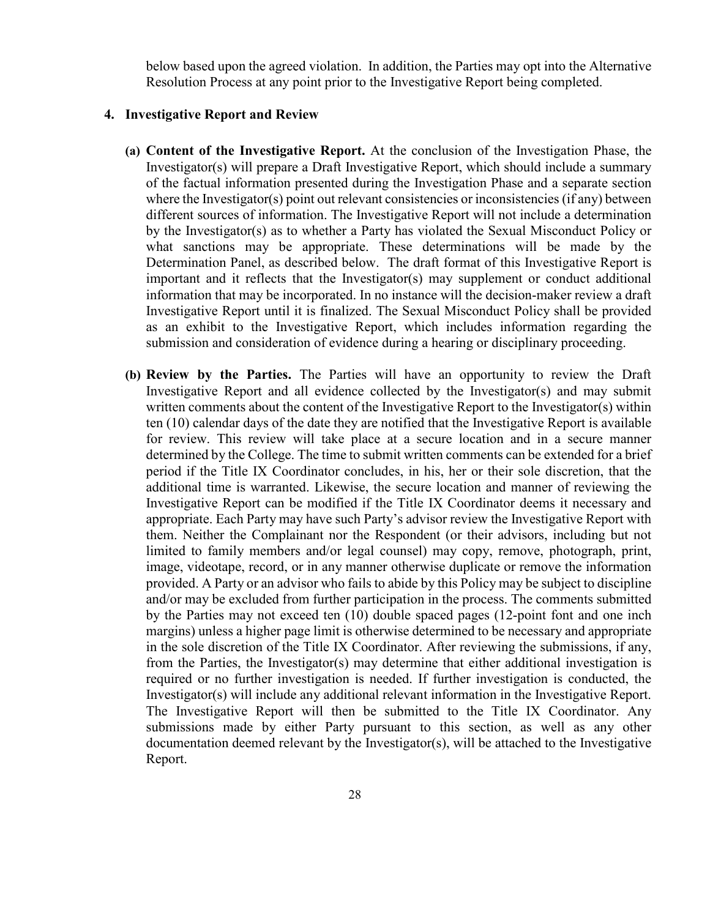below based upon the agreed violation. In addition, the Parties may opt into the Alternative Resolution Process at any point prior to the Investigative Report being completed.

### 4. Investigative Report and Review

**(a) Content of the Investigative Report.** At the conclusion of the Investigation Phase, the Investigator(s) will prepare a Draft Investigative Report, which should include a summary of the factual information presented during the Investigation Phase and a separate section where the Investigator(s) point out relevant consistencies or inconsistencies (if any) between different sources of information. The Investigative Report will not include a determination by the Investigator(s) as to whether a Party has violated the Sexual Misconduct Policy or what sanctions may be appropriate. These determinations will be made by the Determination Panel, as described below. The draft format of this Investigative Report is important and it reflects that the Investigator(s) may supplement or conduct additional information that may be incorporated. In no instance will the decision-maker review a draft Investigative Report until it is finalized. The Sexual Misconduct Policy shall be provided as an exhibit to the Investigative Report, which includes information regarding the submission and consideration of evidence during a hearing or disciplinary proceeding.

**(b) Review by the Parties.** The Parties will have an opportunity to review the Draft Investigative Report and all evidence collected by the Investigator(s) and may submit written comments about the content of the Investigative Report to the Investigator(s) within ten (10) calendar days of the date they are notified that the Investigative Report is available for review. This review will take place at a secure location and in a secure manner determined by the College. The time to submit written comments can be extended for a brief period if the Title IX Coordinator concludes, in his, her or their sole discretion, that the additional time is warranted. Likewise, the secure location and manner of reviewing the Investigative Report can be modified if the Title IX Coordinator deems it necessary and appropriate. Each Party may have such Party's advisor review the Investigative Report with them. Neither the Complainant nor the Respondent (or their advisors, including but not limited to family members and/or legal counsel) may copy, remove, photograph, print, image, videotape, record, or in any manner otherwise duplicate or remove the information provided. A Party or an advisor who fails to abide by this Policy may be subject to discipline and/or may be excluded from further participation in the process. The comments submitted by the Parties may not exceed ten (10) double spaced pages (12-point font and one inch margins) unless a higher page limit is otherwise determined to be necessary and appropriate in the sole discretion of the Title IX Coordinator. After reviewing the submissions, if any, from the Parties, the Investigator(s) may determine that either additional investigation is required or no further investigation is needed. If further investigation is conducted, the Investigator(s) will include any additional relevant information in the Investigative Report. The Investigative Report will then be submitted to the Title IX Coordinator. Any submissions made by either Party pursuant to this section, as well as any other documentation deemed relevant by the Investigator(s), will be attached to the Investigative Report.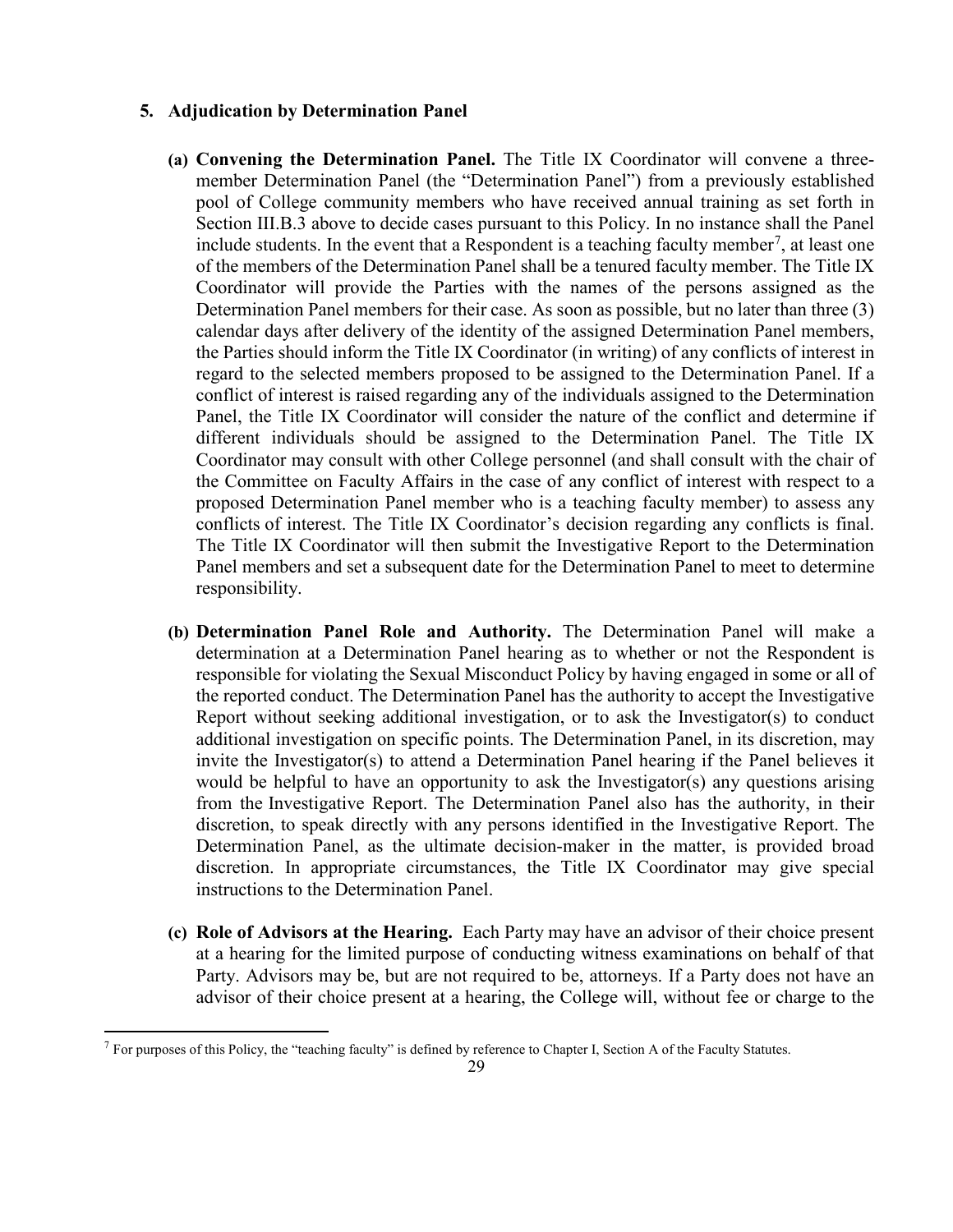### 5. Adjudication by Determination Panel

**(a) Convening the Determination Panel.** The Title IX Coordinator will convene a three-member Determination Panel (the "Determination Panel") from a previously established pool of College community members who have received annual training as set forth in Section III.B.3 above to decide cases pursuant to this Policy. In no instance shall the Panel include students. In the event that a Respondent is a teaching faculty member[7], at least one of the members of the Determination Panel shall be a tenured faculty member. The Title IX Coordinator will provide the Parties with the names of the persons assigned as the Determination Panel members for their case. As soon as possible, but no later than three (3) calendar days after delivery of the identity of the assigned Determination Panel members, the Parties should inform the Title IX Coordinator (in writing) of any conflicts of interest in regard to the selected members proposed to be assigned to the Determination Panel. If a conflict of interest is raised regarding any of the individuals assigned to the Determination Panel, the Title IX Coordinator will consider the nature of the conflict and determine if different individuals should be assigned to the Determination Panel. The Title IX Coordinator may consult with other College personnel (and shall consult with the chair of the Committee on Faculty Affairs in the case of any conflict of interest with respect to a proposed Determination Panel member who is a teaching faculty member) to assess any conflicts of interest. The Title IX Coordinator's decision regarding any conflicts is final. The Title IX Coordinator will then submit the Investigative Report to the Determination Panel members and set a subsequent date for the Determination Panel to meet to determine responsibility.

**(b) Determination Panel Role and Authority.** The Determination Panel will make a determination at a Determination Panel hearing as to whether or not the Respondent is responsible for violating the Sexual Misconduct Policy by having engaged in some or all of the reported conduct. The Determination Panel has the authority to accept the Investigative Report without seeking additional investigation, or to ask the Investigator(s) to conduct additional investigation on specific points. The Determination Panel, in its discretion, may invite the Investigator(s) to attend a Determination Panel hearing if the Panel believes it would be helpful to have an opportunity to ask the Investigator(s) any questions arising from the Investigative Report. The Determination Panel also has the authority, in their discretion, to speak directly with any persons identified in the Investigative Report. The Determination Panel, as the ultimate decision-maker in the matter, is provided broad discretion. In appropriate circumstances, the Title IX Coordinator may give special instructions to the Determination Panel.

**(c) Role of Advisors at the Hearing.** Each Party may have an advisor of their choice present at a hearing for the limited purpose of conducting witness examinations on behalf of that Party. Advisors may be, but are not required to be, attorneys. If a Party does not have an advisor of their choice present at a hearing, the College will, without fee or charge to the

---

[7] For purposes of this Policy, the "teaching faculty" is defined by reference to Chapter I, Section A of the Faculty Statutes.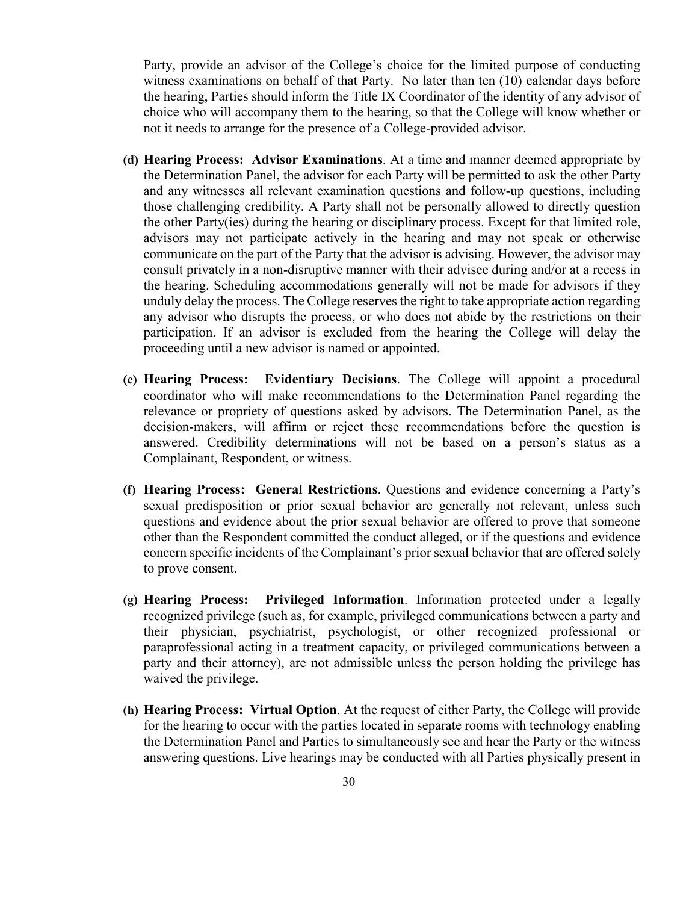Party, provide an advisor of the College's choice for the limited purpose of conducting witness examinations on behalf of that Party. No later than ten (10) calendar days before the hearing, Parties should inform the Title IX Coordinator of the identity of any advisor of choice who will accompany them to the hearing, so that the College will know whether or not it needs to arrange for the presence of a College-provided advisor.

**(d) Hearing Process: Advisor Examinations**. At a time and manner deemed appropriate by the Determination Panel, the advisor for each Party will be permitted to ask the other Party and any witnesses all relevant examination questions and follow-up questions, including those challenging credibility. A Party shall not be personally allowed to directly question the other Party(ies) during the hearing or disciplinary process. Except for that limited role, advisors may not participate actively in the hearing and may not speak or otherwise communicate on the part of the Party that the advisor is advising. However, the advisor may consult privately in a non-disruptive manner with their advisee during and/or at a recess in the hearing. Scheduling accommodations generally will not be made for advisors if they unduly delay the process. The College reserves the right to take appropriate action regarding any advisor who disrupts the process, or who does not abide by the restrictions on their participation. If an advisor is excluded from the hearing the College will delay the proceeding until a new advisor is named or appointed.

**(e) Hearing Process: Evidentiary Decisions**. The College will appoint a procedural coordinator who will make recommendations to the Determination Panel regarding the relevance or propriety of questions asked by advisors. The Determination Panel, as the decision-makers, will affirm or reject these recommendations before the question is answered. Credibility determinations will not be based on a person's status as a Complainant, Respondent, or witness.

**(f) Hearing Process: General Restrictions**. Questions and evidence concerning a Party's sexual predisposition or prior sexual behavior are generally not relevant, unless such questions and evidence about the prior sexual behavior are offered to prove that someone other than the Respondent committed the conduct alleged, or if the questions and evidence concern specific incidents of the Complainant's prior sexual behavior that are offered solely to prove consent.

**(g) Hearing Process: Privileged Information**. Information protected under a legally recognized privilege (such as, for example, privileged communications between a party and their physician, psychiatrist, psychologist, or other recognized professional or paraprofessional acting in a treatment capacity, or privileged communications between a party and their attorney), are not admissible unless the person holding the privilege has waived the privilege.

**(h) Hearing Process: Virtual Option**. At the request of either Party, the College will provide for the hearing to occur with the parties located in separate rooms with technology enabling the Determination Panel and Parties to simultaneously see and hear the Party or the witness answering questions. Live hearings may be conducted with all Parties physically present in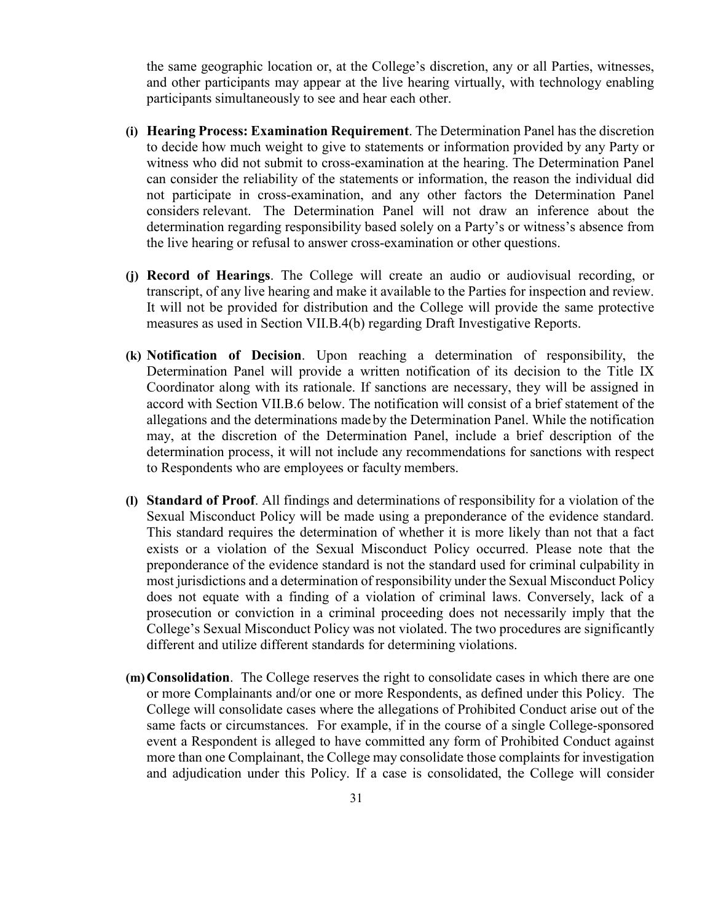the same geographic location or, at the College's discretion, any or all Parties, witnesses, and other participants may appear at the live hearing virtually, with technology enabling participants simultaneously to see and hear each other.

**(i) Hearing Process: Examination Requirement**. The Determination Panel has the discretion to decide how much weight to give to statements or information provided by any Party or witness who did not submit to cross-examination at the hearing. The Determination Panel can consider the reliability of the statements or information, the reason the individual did not participate in cross-examination, and any other factors the Determination Panel considers relevant. The Determination Panel will not draw an inference about the determination regarding responsibility based solely on a Party's or witness's absence from the live hearing or refusal to answer cross-examination or other questions.

**(j) Record of Hearings**. The College will create an audio or audiovisual recording, or transcript, of any live hearing and make it available to the Parties for inspection and review. It will not be provided for distribution and the College will provide the same protective measures as used in Section VII.B.4(b) regarding Draft Investigative Reports.

**(k) Notification of Decision**. Upon reaching a determination of responsibility, the Determination Panel will provide a written notification of its decision to the Title IX Coordinator along with its rationale. If sanctions are necessary, they will be assigned in accord with Section VII.B.6 below. The notification will consist of a brief statement of the allegations and the determinations made by the Determination Panel. While the notification may, at the discretion of the Determination Panel, include a brief description of the determination process, it will not include any recommendations for sanctions with respect to Respondents who are employees or faculty members.

**(l) Standard of Proof**. All findings and determinations of responsibility for a violation of the Sexual Misconduct Policy will be made using a preponderance of the evidence standard. This standard requires the determination of whether it is more likely than not that a fact exists or a violation of the Sexual Misconduct Policy occurred. Please note that the preponderance of the evidence standard is not the standard used for criminal culpability in most jurisdictions and a determination of responsibility under the Sexual Misconduct Policy does not equate with a finding of a violation of criminal laws. Conversely, lack of a prosecution or conviction in a criminal proceeding does not necessarily imply that the College's Sexual Misconduct Policy was not violated. The two procedures are significantly different and utilize different standards for determining violations.

**(m) Consolidation**. The College reserves the right to consolidate cases in which there are one or more Complainants and/or one or more Respondents, as defined under this Policy. The College will consolidate cases where the allegations of Prohibited Conduct arise out of the same facts or circumstances. For example, if in the course of a single College-sponsored event a Respondent is alleged to have committed any form of Prohibited Conduct against more than one Complainant, the College may consolidate those complaints for investigation and adjudication under this Policy. If a case is consolidated, the College will consider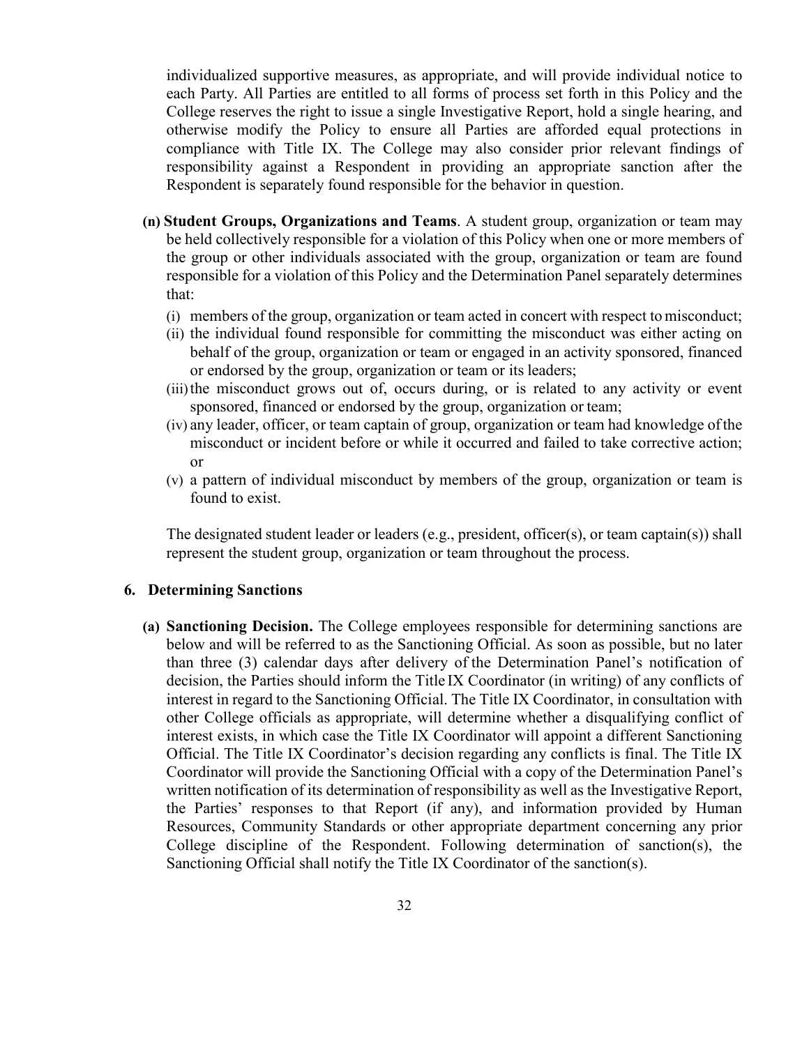individualized supportive measures, as appropriate, and will provide individual notice to each Party. All Parties are entitled to all forms of process set forth in this Policy and the College reserves the right to issue a single Investigative Report, hold a single hearing, and otherwise modify the Policy to ensure all Parties are afforded equal protections in compliance with Title IX. The College may also consider prior relevant findings of responsibility against a Respondent in providing an appropriate sanction after the Respondent is separately found responsible for the behavior in question.

**(n) Student Groups, Organizations and Teams**. A student group, organization or team may be held collectively responsible for a violation of this Policy when one or more members of the group or other individuals associated with the group, organization or team are found responsible for a violation of this Policy and the Determination Panel separately determines that:

(i) members of the group, organization or team acted in concert with respect to misconduct;

(ii) the individual found responsible for committing the misconduct was either acting on behalf of the group, organization or team or engaged in an activity sponsored, financed or endorsed by the group, organization or team or its leaders;

(iii) the misconduct grows out of, occurs during, or is related to any activity or event sponsored, financed or endorsed by the group, organization or team;

(iv) any leader, officer, or team captain of group, organization or team had knowledge of the misconduct or incident before or while it occurred and failed to take corrective action; or

(v) a pattern of individual misconduct by members of the group, organization or team is found to exist.

The designated student leader or leaders (e.g., president, officer(s), or team captain(s)) shall represent the student group, organization or team throughout the process.

### 6. Determining Sanctions

**(a) Sanctioning Decision.** The College employees responsible for determining sanctions are below and will be referred to as the Sanctioning Official. As soon as possible, but no later than three (3) calendar days after delivery of the Determination Panel's notification of decision, the Parties should inform the Title IX Coordinator (in writing) of any conflicts of interest in regard to the Sanctioning Official. The Title IX Coordinator, in consultation with other College officials as appropriate, will determine whether a disqualifying conflict of interest exists, in which case the Title IX Coordinator will appoint a different Sanctioning Official. The Title IX Coordinator's decision regarding any conflicts is final. The Title IX Coordinator will provide the Sanctioning Official with a copy of the Determination Panel's written notification of its determination of responsibility as well as the Investigative Report, the Parties' responses to that Report (if any), and information provided by Human Resources, Community Standards or other appropriate department concerning any prior College discipline of the Respondent. Following determination of sanction(s), the Sanctioning Official shall notify the Title IX Coordinator of the sanction(s).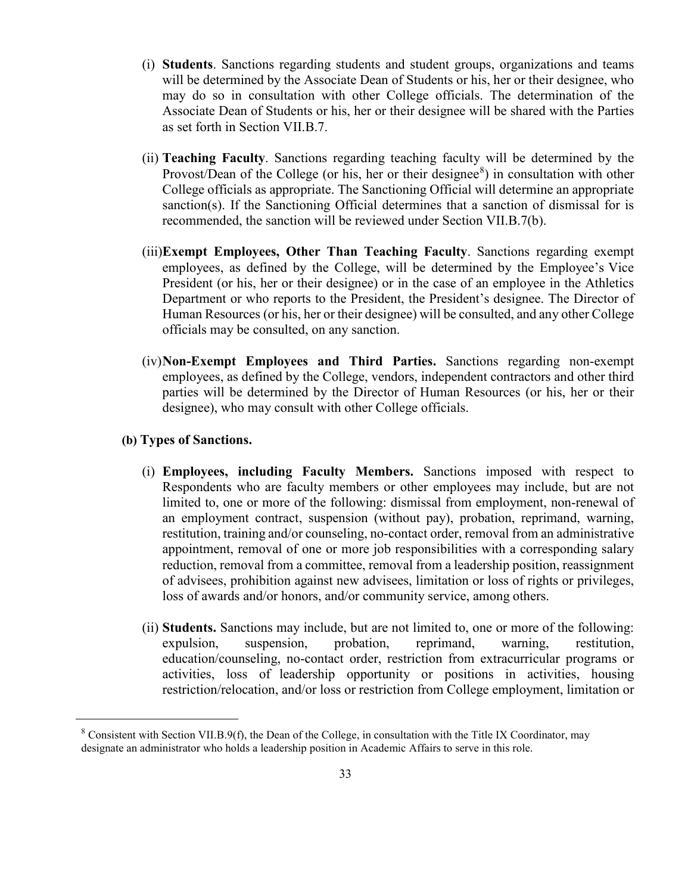(i) **Students**. Sanctions regarding students and student groups, organizations and teams will be determined by the Associate Dean of Students or his, her or their designee, who may do so in consultation with other College officials. The determination of the Associate Dean of Students or his, her or their designee will be shared with the Parties as set forth in Section VII.B.7.

(ii) **Teaching Faculty**. Sanctions regarding teaching faculty will be determined by the Provost/Dean of the College (or his, her or their designee[8]) in consultation with other College officials as appropriate. The Sanctioning Official will determine an appropriate sanction(s). If the Sanctioning Official determines that a sanction of dismissal for is recommended, the sanction will be reviewed under Section VII.B.7(b).

(iii) **Exempt Employees, Other Than Teaching Faculty**. Sanctions regarding exempt employees, as defined by the College, will be determined by the Employee's Vice President (or his, her or their designee) or in the case of an employee in the Athletics Department or who reports to the President, the President's designee. The Director of Human Resources (or his, her or their designee) will be consulted, and any other College officials may be consulted, on any sanction.

(iv) **Non-Exempt Employees and Third Parties.** Sanctions regarding non-exempt employees, as defined by the College, vendors, independent contractors and other third parties will be determined by the Director of Human Resources (or his, her or their designee), who may consult with other College officials.

**(b) Types of Sanctions.**

(i) **Employees, including Faculty Members.** Sanctions imposed with respect to Respondents who are faculty members or other employees may include, but are not limited to, one or more of the following: dismissal from employment, non-renewal of an employment contract, suspension (without pay), probation, reprimand, warning, restitution, training and/or counseling, no-contact order, removal from an administrative appointment, removal of one or more job responsibilities with a corresponding salary reduction, removal from a committee, removal from a leadership position, reassignment of advisees, prohibition against new advisees, limitation or loss of rights or privileges, loss of awards and/or honors, and/or community service, among others.

(ii) **Students.** Sanctions may include, but are not limited to, one or more of the following: expulsion, suspension, probation, reprimand, warning, restitution, education/counseling, no-contact order, restriction from extracurricular programs or activities, loss of leadership opportunity or positions in activities, housing restriction/relocation, and/or loss or restriction from College employment, limitation or

---

[8] Consistent with Section VII.B.9(f), the Dean of the College, in consultation with the Title IX Coordinator, may designate an administrator who holds a leadership position in Academic Affairs to serve in this role.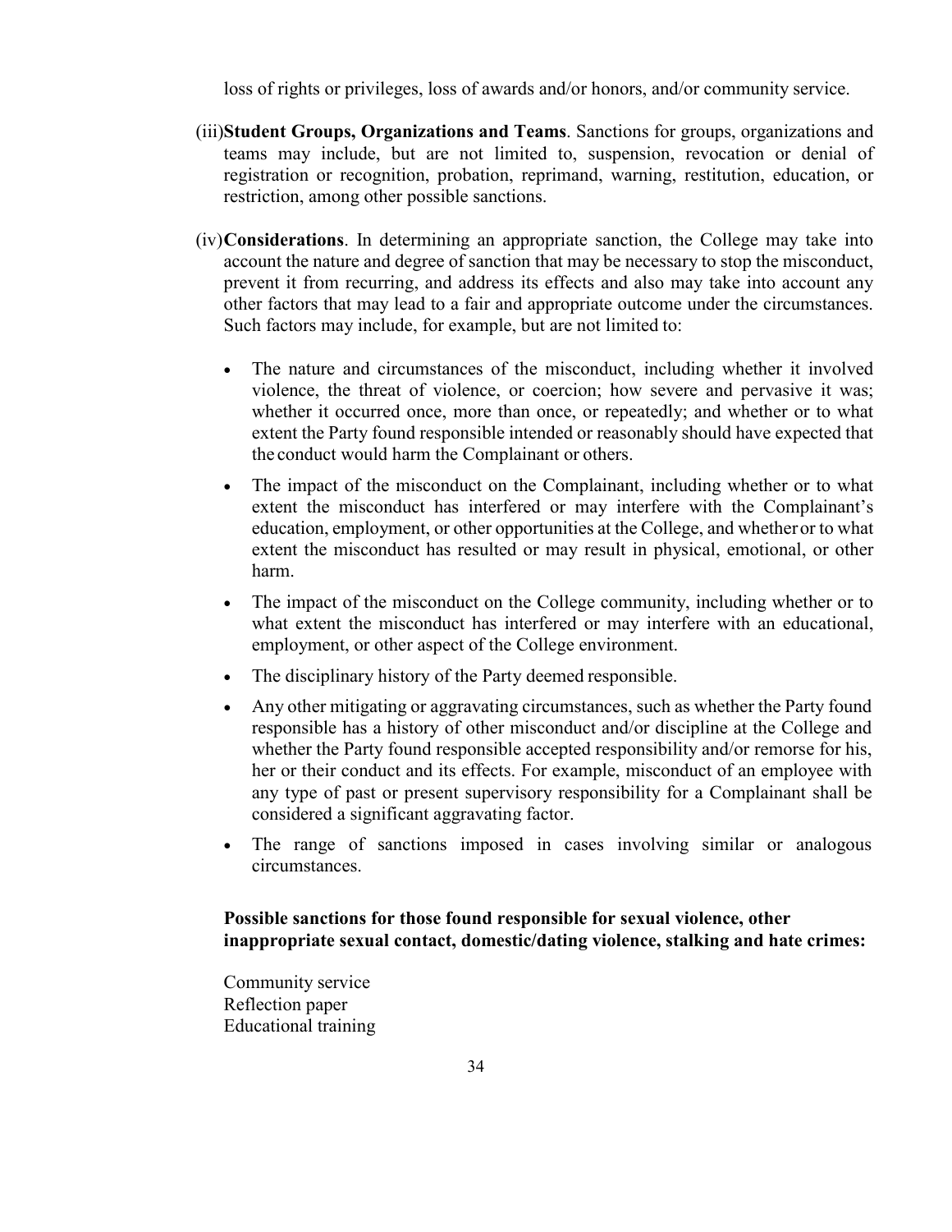loss of rights or privileges, loss of awards and/or honors, and/or community service.

(iii) **Student Groups, Organizations and Teams**. Sanctions for groups, organizations and teams may include, but are not limited to, suspension, revocation or denial of registration or recognition, probation, reprimand, warning, restitution, education, or restriction, among other possible sanctions.

(iv) **Considerations**. In determining an appropriate sanction, the College may take into account the nature and degree of sanction that may be necessary to stop the misconduct, prevent it from recurring, and address its effects and also may take into account any other factors that may lead to a fair and appropriate outcome under the circumstances. Such factors may include, for example, but are not limited to:

- The nature and circumstances of the misconduct, including whether it involved violence, the threat of violence, or coercion; how severe and pervasive it was; whether it occurred once, more than once, or repeatedly; and whether or to what extent the Party found responsible intended or reasonably should have expected that the conduct would harm the Complainant or others.
- The impact of the misconduct on the Complainant, including whether or to what extent the misconduct has interfered or may interfere with the Complainant's education, employment, or other opportunities at the College, and whether or to what extent the misconduct has resulted or may result in physical, emotional, or other harm.
- The impact of the misconduct on the College community, including whether or to what extent the misconduct has interfered or may interfere with an educational, employment, or other aspect of the College environment.
- The disciplinary history of the Party deemed responsible.
- Any other mitigating or aggravating circumstances, such as whether the Party found responsible has a history of other misconduct and/or discipline at the College and whether the Party found responsible accepted responsibility and/or remorse for his, her or their conduct and its effects. For example, misconduct of an employee with any type of past or present supervisory responsibility for a Complainant shall be considered a significant aggravating factor.
- The range of sanctions imposed in cases involving similar or analogous circumstances.

**Possible sanctions for those found responsible for sexual violence, other inappropriate sexual contact, domestic/dating violence, stalking and hate crimes:**

Community service
Reflection paper
Educational training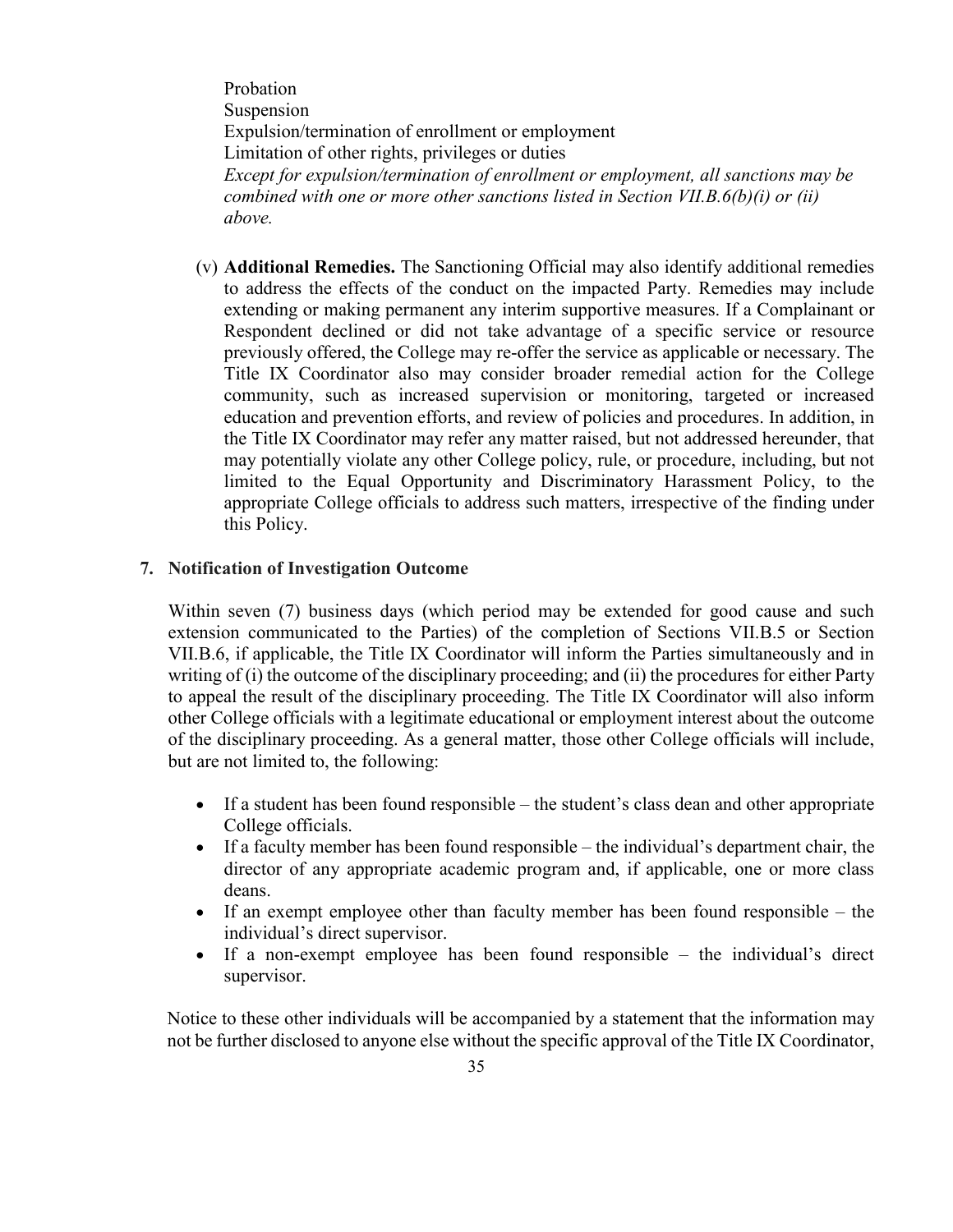Probation
Suspension
Expulsion/termination of enrollment or employment
Limitation of other rights, privileges or duties
*Except for expulsion/termination of enrollment or employment, all sanctions may be combined with one or more other sanctions listed in Section VII.B.6(b)(i) or (ii) above.*

(v) **Additional Remedies.** The Sanctioning Official may also identify additional remedies to address the effects of the conduct on the impacted Party. Remedies may include extending or making permanent any interim supportive measures. If a Complainant or Respondent declined or did not take advantage of a specific service or resource previously offered, the College may re-offer the service as applicable or necessary. The Title IX Coordinator also may consider broader remedial action for the College community, such as increased supervision or monitoring, targeted or increased education and prevention efforts, and review of policies and procedures. In addition, in the Title IX Coordinator may refer any matter raised, but not addressed hereunder, that may potentially violate any other College policy, rule, or procedure, including, but not limited to the Equal Opportunity and Discriminatory Harassment Policy, to the appropriate College officials to address such matters, irrespective of the finding under this Policy.

**7. Notification of Investigation Outcome**

Within seven (7) business days (which period may be extended for good cause and such extension communicated to the Parties) of the completion of Sections VII.B.5 or Section VII.B.6, if applicable, the Title IX Coordinator will inform the Parties simultaneously and in writing of (i) the outcome of the disciplinary proceeding; and (ii) the procedures for either Party to appeal the result of the disciplinary proceeding. The Title IX Coordinator will also inform other College officials with a legitimate educational or employment interest about the outcome of the disciplinary proceeding. As a general matter, those other College officials will include, but are not limited to, the following:

- If a student has been found responsible – the student's class dean and other appropriate College officials.
- If a faculty member has been found responsible – the individual's department chair, the director of any appropriate academic program and, if applicable, one or more class deans.
- If an exempt employee other than faculty member has been found responsible – the individual's direct supervisor.
- If a non-exempt employee has been found responsible – the individual's direct supervisor.

Notice to these other individuals will be accompanied by a statement that the information may not be further disclosed to anyone else without the specific approval of the Title IX Coordinator,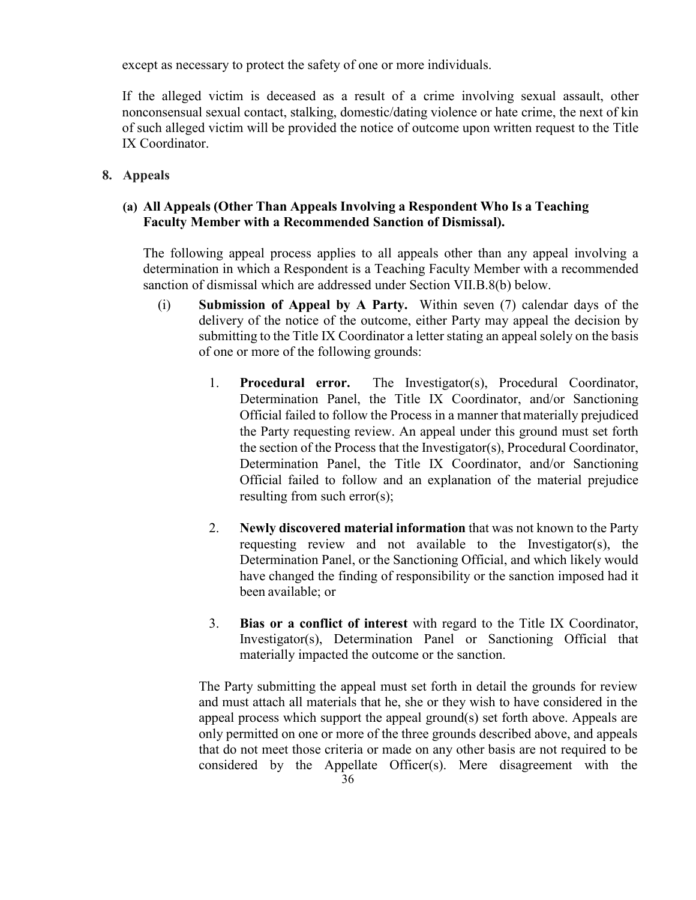except as necessary to protect the safety of one or more individuals.

If the alleged victim is deceased as a result of a crime involving sexual assault, other nonconsensual sexual contact, stalking, domestic/dating violence or hate crime, the next of kin of such alleged victim will be provided the notice of outcome upon written request to the Title IX Coordinator.

**8. Appeals**

**(a) All Appeals (Other Than Appeals Involving a Respondent Who Is a Teaching Faculty Member with a Recommended Sanction of Dismissal).**

The following appeal process applies to all appeals other than any appeal involving a determination in which a Respondent is a Teaching Faculty Member with a recommended sanction of dismissal which are addressed under Section VII.B.8(b) below.

(i) **Submission of Appeal by A Party.** Within seven (7) calendar days of the delivery of the notice of the outcome, either Party may appeal the decision by submitting to the Title IX Coordinator a letter stating an appeal solely on the basis of one or more of the following grounds:

1. **Procedural error.** The Investigator(s), Procedural Coordinator, Determination Panel, the Title IX Coordinator, and/or Sanctioning Official failed to follow the Process in a manner that materially prejudiced the Party requesting review. An appeal under this ground must set forth the section of the Process that the Investigator(s), Procedural Coordinator, Determination Panel, the Title IX Coordinator, and/or Sanctioning Official failed to follow and an explanation of the material prejudice resulting from such error(s);

2. **Newly discovered material information** that was not known to the Party requesting review and not available to the Investigator(s), the Determination Panel, or the Sanctioning Official, and which likely would have changed the finding of responsibility or the sanction imposed had it been available; or

3. **Bias or a conflict of interest** with regard to the Title IX Coordinator, Investigator(s), Determination Panel or Sanctioning Official that materially impacted the outcome or the sanction.

The Party submitting the appeal must set forth in detail the grounds for review and must attach all materials that he, she or they wish to have considered in the appeal process which support the appeal ground(s) set forth above. Appeals are only permitted on one or more of the three grounds described above, and appeals that do not meet those criteria or made on any other basis are not required to be considered by the Appellate Officer(s). Mere disagreement with the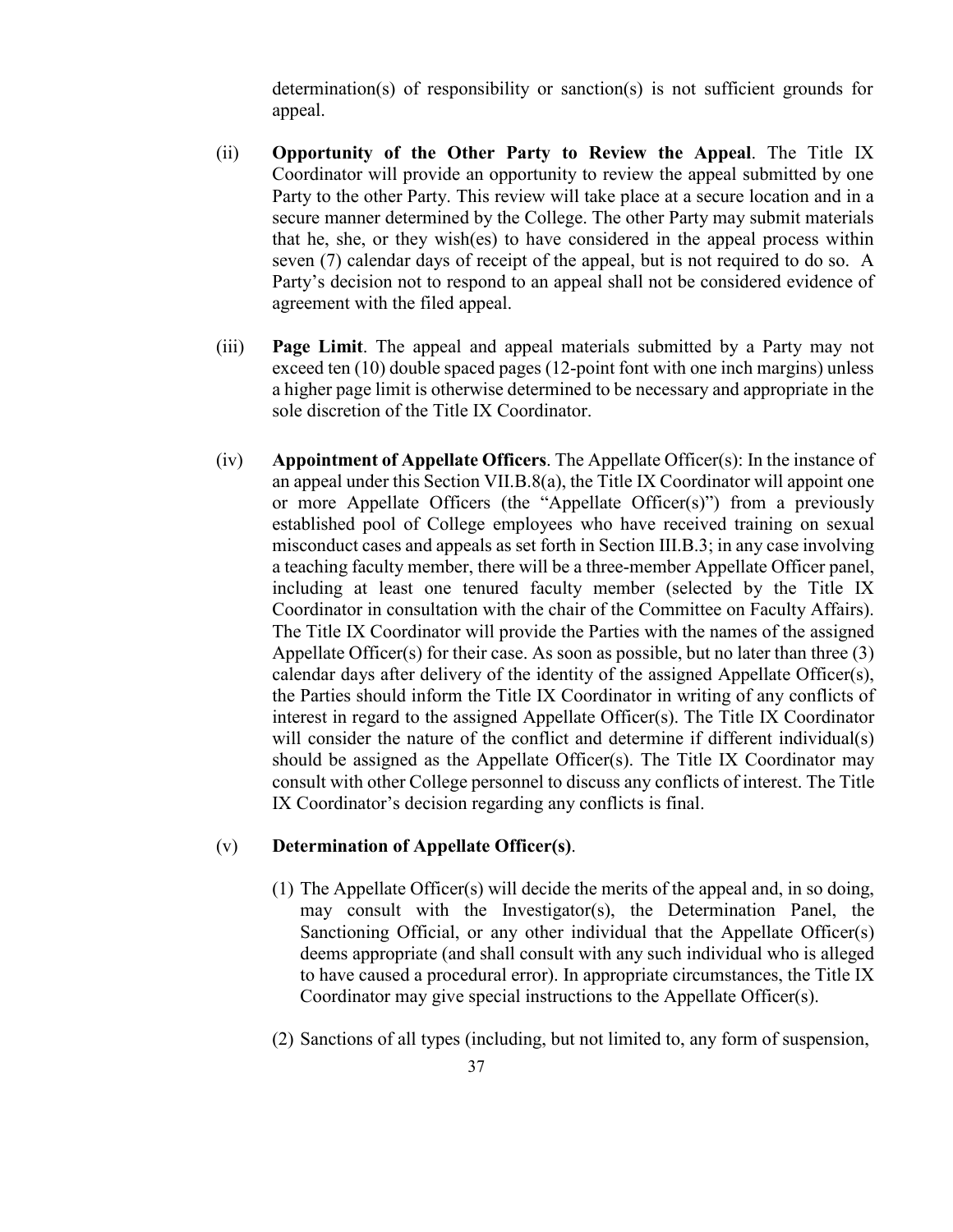determination(s) of responsibility or sanction(s) is not sufficient grounds for appeal.

(ii) **Opportunity of the Other Party to Review the Appeal**. The Title IX Coordinator will provide an opportunity to review the appeal submitted by one Party to the other Party. This review will take place at a secure location and in a secure manner determined by the College. The other Party may submit materials that he, she, or they wish(es) to have considered in the appeal process within seven (7) calendar days of receipt of the appeal, but is not required to do so. A Party's decision not to respond to an appeal shall not be considered evidence of agreement with the filed appeal.

(iii) **Page Limit**. The appeal and appeal materials submitted by a Party may not exceed ten (10) double spaced pages (12-point font with one inch margins) unless a higher page limit is otherwise determined to be necessary and appropriate in the sole discretion of the Title IX Coordinator.

(iv) **Appointment of Appellate Officers**. The Appellate Officer(s): In the instance of an appeal under this Section VII.B.8(a), the Title IX Coordinator will appoint one or more Appellate Officers (the "Appellate Officer(s)") from a previously established pool of College employees who have received training on sexual misconduct cases and appeals as set forth in Section III.B.3; in any case involving a teaching faculty member, there will be a three-member Appellate Officer panel, including at least one tenured faculty member (selected by the Title IX Coordinator in consultation with the chair of the Committee on Faculty Affairs). The Title IX Coordinator will provide the Parties with the names of the assigned Appellate Officer(s) for their case. As soon as possible, but no later than three (3) calendar days after delivery of the identity of the assigned Appellate Officer(s), the Parties should inform the Title IX Coordinator in writing of any conflicts of interest in regard to the assigned Appellate Officer(s). The Title IX Coordinator will consider the nature of the conflict and determine if different individual(s) should be assigned as the Appellate Officer(s). The Title IX Coordinator may consult with other College personnel to discuss any conflicts of interest. The Title IX Coordinator's decision regarding any conflicts is final.

(v) **Determination of Appellate Officer(s)**.

(1) The Appellate Officer(s) will decide the merits of the appeal and, in so doing, may consult with the Investigator(s), the Determination Panel, the Sanctioning Official, or any other individual that the Appellate Officer(s) deems appropriate (and shall consult with any such individual who is alleged to have caused a procedural error). In appropriate circumstances, the Title IX Coordinator may give special instructions to the Appellate Officer(s).

(2) Sanctions of all types (including, but not limited to, any form of suspension,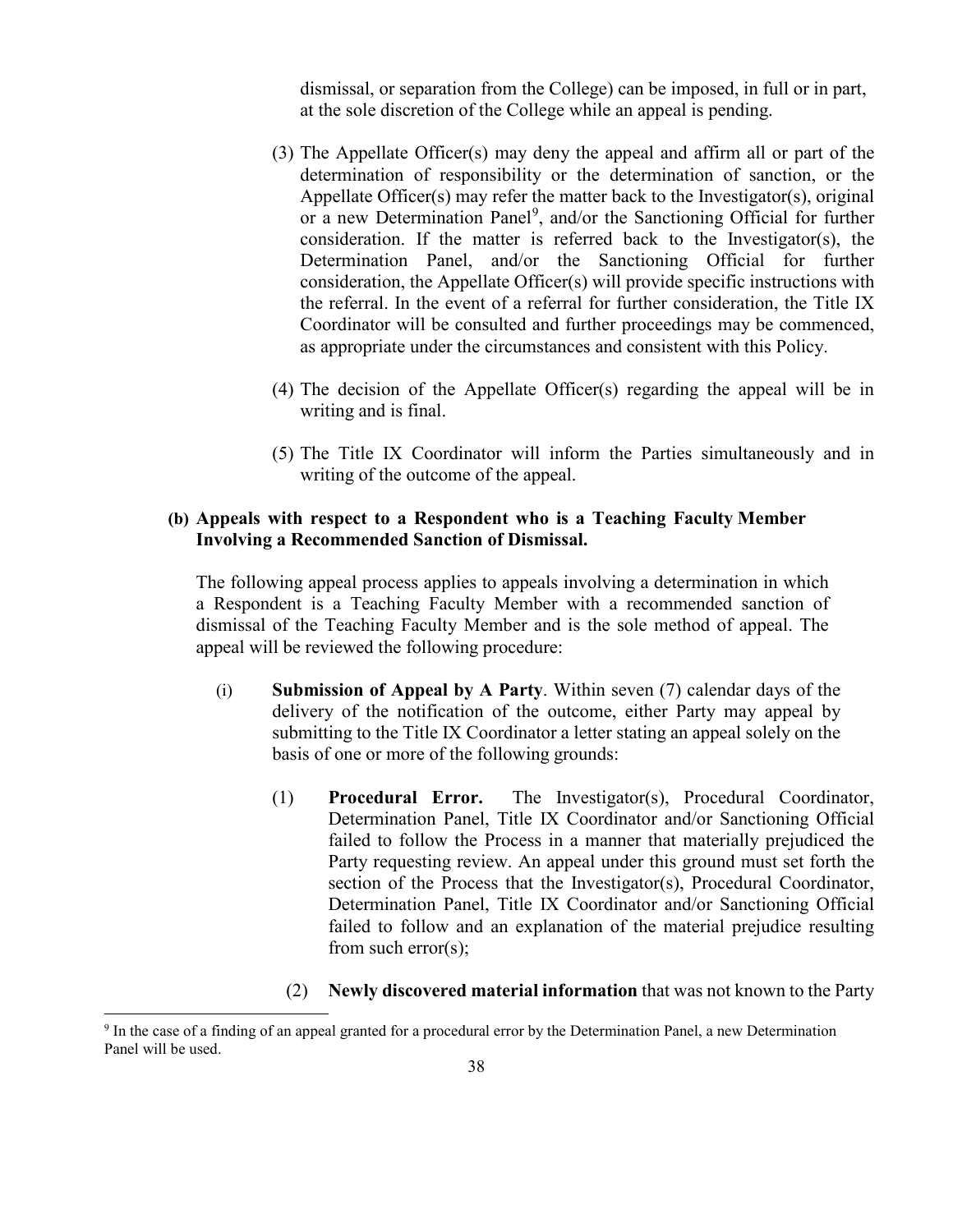dismissal, or separation from the College) can be imposed, in full or in part, at the sole discretion of the College while an appeal is pending.

(3) The Appellate Officer(s) may deny the appeal and affirm all or part of the determination of responsibility or the determination of sanction, or the Appellate Officer(s) may refer the matter back to the Investigator(s), original or a new Determination Panel[9], and/or the Sanctioning Official for further consideration. If the matter is referred back to the Investigator(s), the Determination Panel, and/or the Sanctioning Official for further consideration, the Appellate Officer(s) will provide specific instructions with the referral. In the event of a referral for further consideration, the Title IX Coordinator will be consulted and further proceedings may be commenced, as appropriate under the circumstances and consistent with this Policy.

(4) The decision of the Appellate Officer(s) regarding the appeal will be in writing and is final.

(5) The Title IX Coordinator will inform the Parties simultaneously and in writing of the outcome of the appeal.

**(b) Appeals with respect to a Respondent who is a Teaching Faculty Member Involving a Recommended Sanction of Dismissal.**

The following appeal process applies to appeals involving a determination in which a Respondent is a Teaching Faculty Member with a recommended sanction of dismissal of the Teaching Faculty Member and is the sole method of appeal. The appeal will be reviewed the following procedure:

(i) **Submission of Appeal by A Party**. Within seven (7) calendar days of the delivery of the notification of the outcome, either Party may appeal by submitting to the Title IX Coordinator a letter stating an appeal solely on the basis of one or more of the following grounds:

(1) **Procedural Error.** The Investigator(s), Procedural Coordinator, Determination Panel, Title IX Coordinator and/or Sanctioning Official failed to follow the Process in a manner that materially prejudiced the Party requesting review. An appeal under this ground must set forth the section of the Process that the Investigator(s), Procedural Coordinator, Determination Panel, Title IX Coordinator and/or Sanctioning Official failed to follow and an explanation of the material prejudice resulting from such error(s);

(2) **Newly discovered material information** that was not known to the Party

[9] In the case of a finding of an appeal granted for a procedural error by the Determination Panel, a new Determination Panel will be used.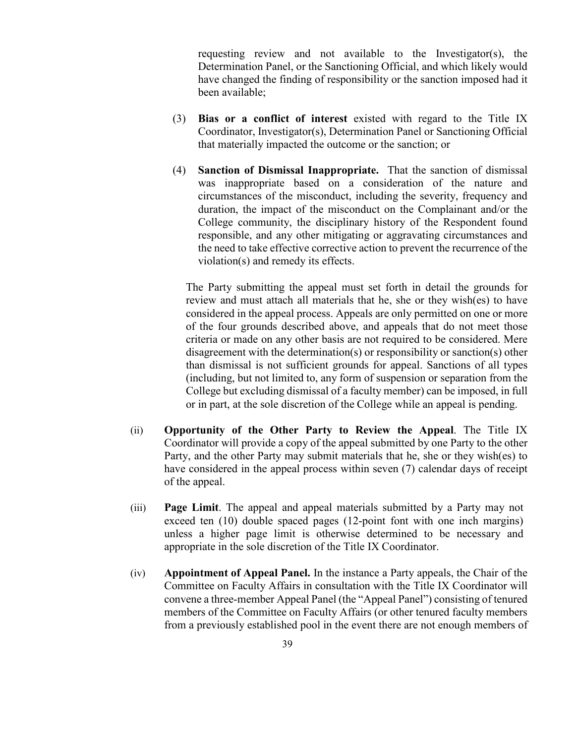requesting review and not available to the Investigator(s), the Determination Panel, or the Sanctioning Official, and which likely would have changed the finding of responsibility or the sanction imposed had it been available;

(3) **Bias or a conflict of interest** existed with regard to the Title IX Coordinator, Investigator(s), Determination Panel or Sanctioning Official that materially impacted the outcome or the sanction; or

(4) **Sanction of Dismissal Inappropriate.** That the sanction of dismissal was inappropriate based on a consideration of the nature and circumstances of the misconduct, including the severity, frequency and duration, the impact of the misconduct on the Complainant and/or the College community, the disciplinary history of the Respondent found responsible, and any other mitigating or aggravating circumstances and the need to take effective corrective action to prevent the recurrence of the violation(s) and remedy its effects.

The Party submitting the appeal must set forth in detail the grounds for review and must attach all materials that he, she or they wish(es) to have considered in the appeal process. Appeals are only permitted on one or more of the four grounds described above, and appeals that do not meet those criteria or made on any other basis are not required to be considered. Mere disagreement with the determination(s) or responsibility or sanction(s) other than dismissal is not sufficient grounds for appeal. Sanctions of all types (including, but not limited to, any form of suspension or separation from the College but excluding dismissal of a faculty member) can be imposed, in full or in part, at the sole discretion of the College while an appeal is pending.

(ii) **Opportunity of the Other Party to Review the Appeal**. The Title IX Coordinator will provide a copy of the appeal submitted by one Party to the other Party, and the other Party may submit materials that he, she or they wish(es) to have considered in the appeal process within seven (7) calendar days of receipt of the appeal.

(iii) **Page Limit**. The appeal and appeal materials submitted by a Party may not exceed ten (10) double spaced pages (12-point font with one inch margins) unless a higher page limit is otherwise determined to be necessary and appropriate in the sole discretion of the Title IX Coordinator.

(iv) **Appointment of Appeal Panel.** In the instance a Party appeals, the Chair of the Committee on Faculty Affairs in consultation with the Title IX Coordinator will convene a three-member Appeal Panel (the "Appeal Panel") consisting of tenured members of the Committee on Faculty Affairs (or other tenured faculty members from a previously established pool in the event there are not enough members of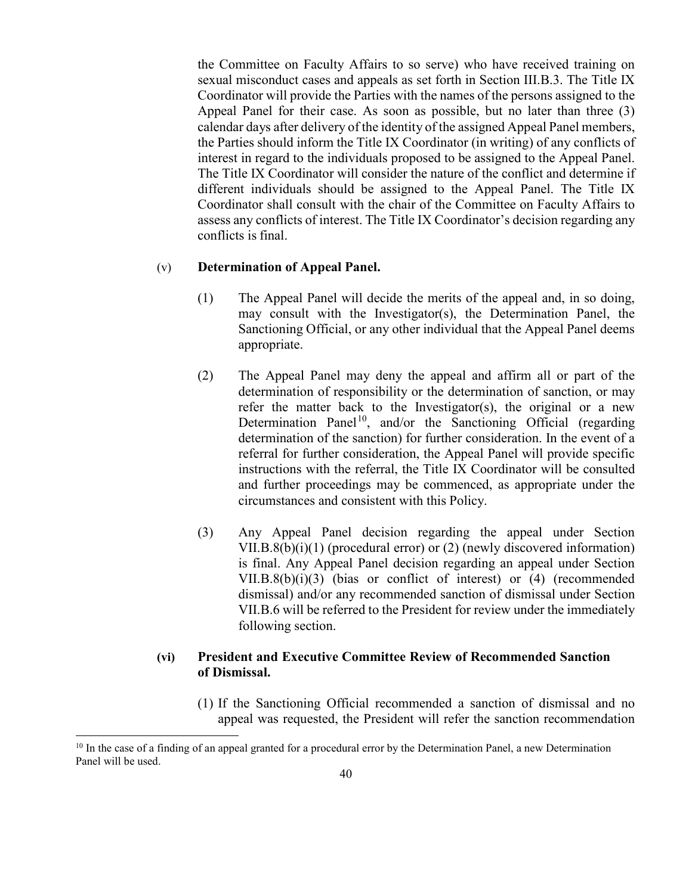the Committee on Faculty Affairs to so serve) who have received training on sexual misconduct cases and appeals as set forth in Section III.B.3. The Title IX Coordinator will provide the Parties with the names of the persons assigned to the Appeal Panel for their case. As soon as possible, but no later than three (3) calendar days after delivery of the identity of the assigned Appeal Panel members, the Parties should inform the Title IX Coordinator (in writing) of any conflicts of interest in regard to the individuals proposed to be assigned to the Appeal Panel. The Title IX Coordinator will consider the nature of the conflict and determine if different individuals should be assigned to the Appeal Panel. The Title IX Coordinator shall consult with the chair of the Committee on Faculty Affairs to assess any conflicts of interest. The Title IX Coordinator's decision regarding any conflicts is final.

(v) **Determination of Appeal Panel.**

(1) The Appeal Panel will decide the merits of the appeal and, in so doing, may consult with the Investigator(s), the Determination Panel, the Sanctioning Official, or any other individual that the Appeal Panel deems appropriate.

(2) The Appeal Panel may deny the appeal and affirm all or part of the determination of responsibility or the determination of sanction, or may refer the matter back to the Investigator(s), the original or a new Determination Panel[10], and/or the Sanctioning Official (regarding determination of the sanction) for further consideration. In the event of a referral for further consideration, the Appeal Panel will provide specific instructions with the referral, the Title IX Coordinator will be consulted and further proceedings may be commenced, as appropriate under the circumstances and consistent with this Policy.

(3) Any Appeal Panel decision regarding the appeal under Section VII.B.8(b)(i)(1) (procedural error) or (2) (newly discovered information) is final. Any Appeal Panel decision regarding an appeal under Section VII.B.8(b)(i)(3) (bias or conflict of interest) or (4) (recommended dismissal) and/or any recommended sanction of dismissal under Section VII.B.6 will be referred to the President for review under the immediately following section.

**(vi) President and Executive Committee Review of Recommended Sanction of Dismissal.**

(1) If the Sanctioning Official recommended a sanction of dismissal and no appeal was requested, the President will refer the sanction recommendation

[10] In the case of a finding of an appeal granted for a procedural error by the Determination Panel, a new Determination Panel will be used.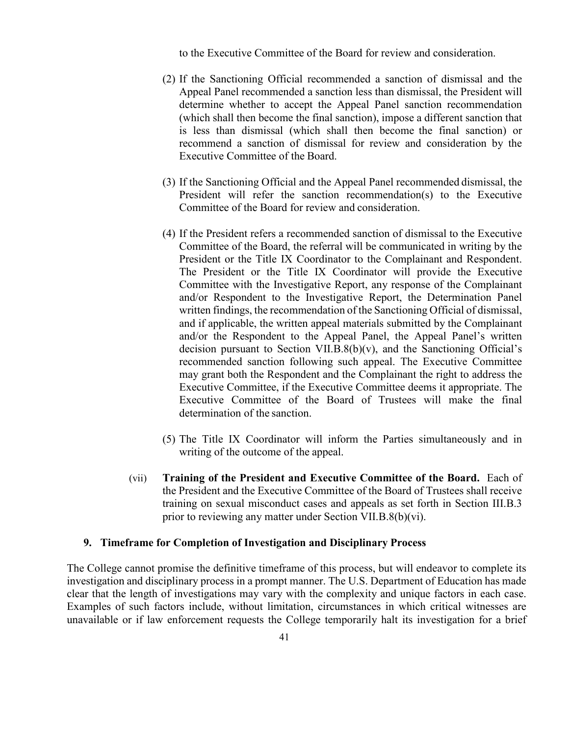to the Executive Committee of the Board for review and consideration.

(2) If the Sanctioning Official recommended a sanction of dismissal and the Appeal Panel recommended a sanction less than dismissal, the President will determine whether to accept the Appeal Panel sanction recommendation (which shall then become the final sanction), impose a different sanction that is less than dismissal (which shall then become the final sanction) or recommend a sanction of dismissal for review and consideration by the Executive Committee of the Board.

(3) If the Sanctioning Official and the Appeal Panel recommended dismissal, the President will refer the sanction recommendation(s) to the Executive Committee of the Board for review and consideration.

(4) If the President refers a recommended sanction of dismissal to the Executive Committee of the Board, the referral will be communicated in writing by the President or the Title IX Coordinator to the Complainant and Respondent. The President or the Title IX Coordinator will provide the Executive Committee with the Investigative Report, any response of the Complainant and/or Respondent to the Investigative Report, the Determination Panel written findings, the recommendation of the Sanctioning Official of dismissal, and if applicable, the written appeal materials submitted by the Complainant and/or the Respondent to the Appeal Panel, the Appeal Panel's written decision pursuant to Section VII.B.8(b)(v), and the Sanctioning Official's recommended sanction following such appeal. The Executive Committee may grant both the Respondent and the Complainant the right to address the Executive Committee, if the Executive Committee deems it appropriate. The Executive Committee of the Board of Trustees will make the final determination of the sanction.

(5) The Title IX Coordinator will inform the Parties simultaneously and in writing of the outcome of the appeal.

(vii) **Training of the President and Executive Committee of the Board.** Each of the President and the Executive Committee of the Board of Trustees shall receive training on sexual misconduct cases and appeals as set forth in Section III.B.3 prior to reviewing any matter under Section VII.B.8(b)(vi).

### 9. Timeframe for Completion of Investigation and Disciplinary Process

The College cannot promise the definitive timeframe of this process, but will endeavor to complete its investigation and disciplinary process in a prompt manner. The U.S. Department of Education has made clear that the length of investigations may vary with the complexity and unique factors in each case. Examples of such factors include, without limitation, circumstances in which critical witnesses are unavailable or if law enforcement requests the College temporarily halt its investigation for a brief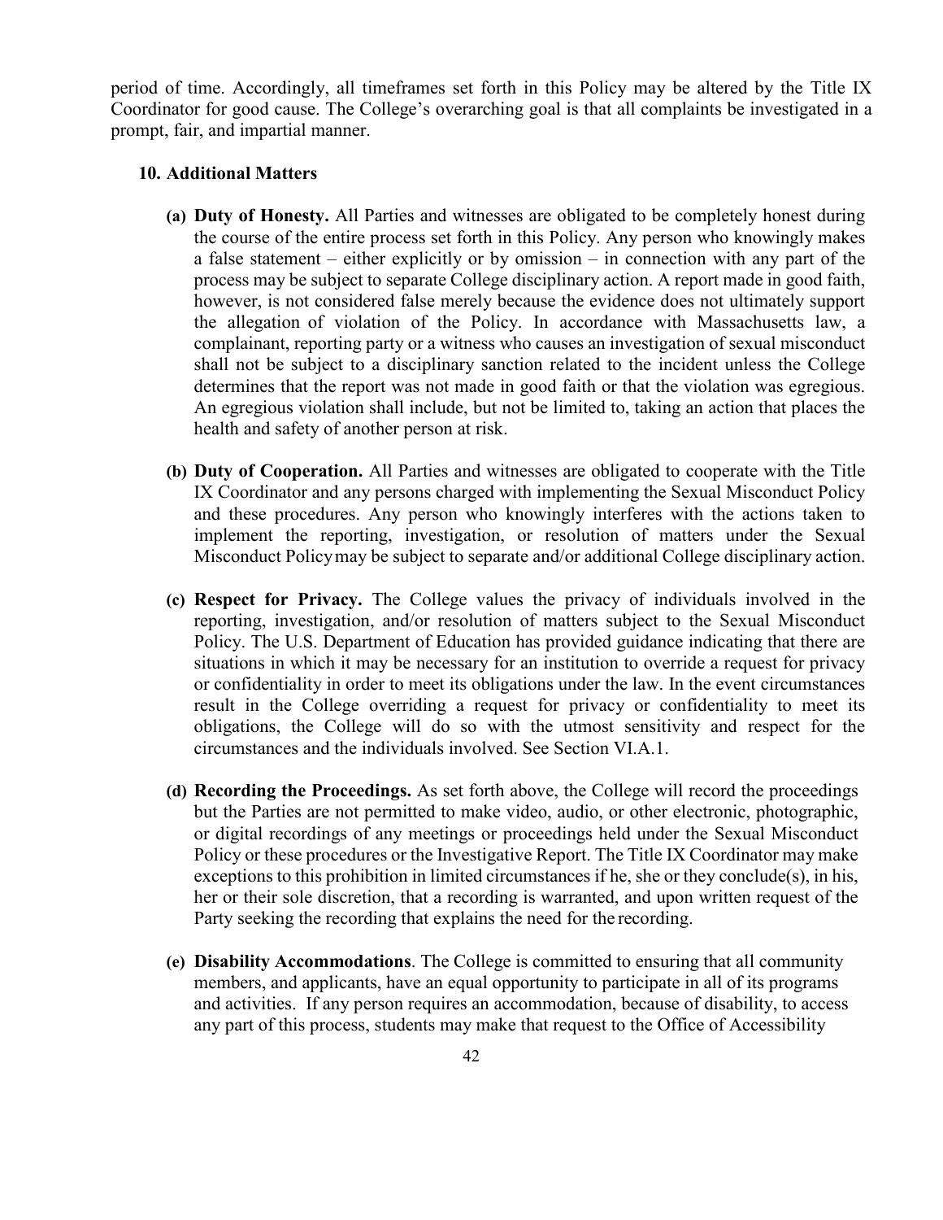period of time. Accordingly, all timeframes set forth in this Policy may be altered by the Title IX Coordinator for good cause. The College's overarching goal is that all complaints be investigated in a prompt, fair, and impartial manner.

### 10. Additional Matters

**(a) Duty of Honesty.** All Parties and witnesses are obligated to be completely honest during the course of the entire process set forth in this Policy. Any person who knowingly makes a false statement – either explicitly or by omission – in connection with any part of the process may be subject to separate College disciplinary action. A report made in good faith, however, is not considered false merely because the evidence does not ultimately support the allegation of violation of the Policy. In accordance with Massachusetts law, a complainant, reporting party or a witness who causes an investigation of sexual misconduct shall not be subject to a disciplinary sanction related to the incident unless the College determines that the report was not made in good faith or that the violation was egregious. An egregious violation shall include, but not be limited to, taking an action that places the health and safety of another person at risk.

**(b) Duty of Cooperation.** All Parties and witnesses are obligated to cooperate with the Title IX Coordinator and any persons charged with implementing the Sexual Misconduct Policy and these procedures. Any person who knowingly interferes with the actions taken to implement the reporting, investigation, or resolution of matters under the Sexual Misconduct Policy may be subject to separate and/or additional College disciplinary action.

**(c) Respect for Privacy.** The College values the privacy of individuals involved in the reporting, investigation, and/or resolution of matters subject to the Sexual Misconduct Policy. The U.S. Department of Education has provided guidance indicating that there are situations in which it may be necessary for an institution to override a request for privacy or confidentiality in order to meet its obligations under the law. In the event circumstances result in the College overriding a request for privacy or confidentiality to meet its obligations, the College will do so with the utmost sensitivity and respect for the circumstances and the individuals involved. See Section VI.A.1.

**(d) Recording the Proceedings.** As set forth above, the College will record the proceedings but the Parties are not permitted to make video, audio, or other electronic, photographic, or digital recordings of any meetings or proceedings held under the Sexual Misconduct Policy or these procedures or the Investigative Report. The Title IX Coordinator may make exceptions to this prohibition in limited circumstances if he, she or they conclude(s), in his, her or their sole discretion, that a recording is warranted, and upon written request of the Party seeking the recording that explains the need for the recording.

**(e) Disability Accommodations**. The College is committed to ensuring that all community members, and applicants, have an equal opportunity to participate in all of its programs and activities. If any person requires an accommodation, because of disability, to access any part of this process, students may make that request to the Office of Accessibility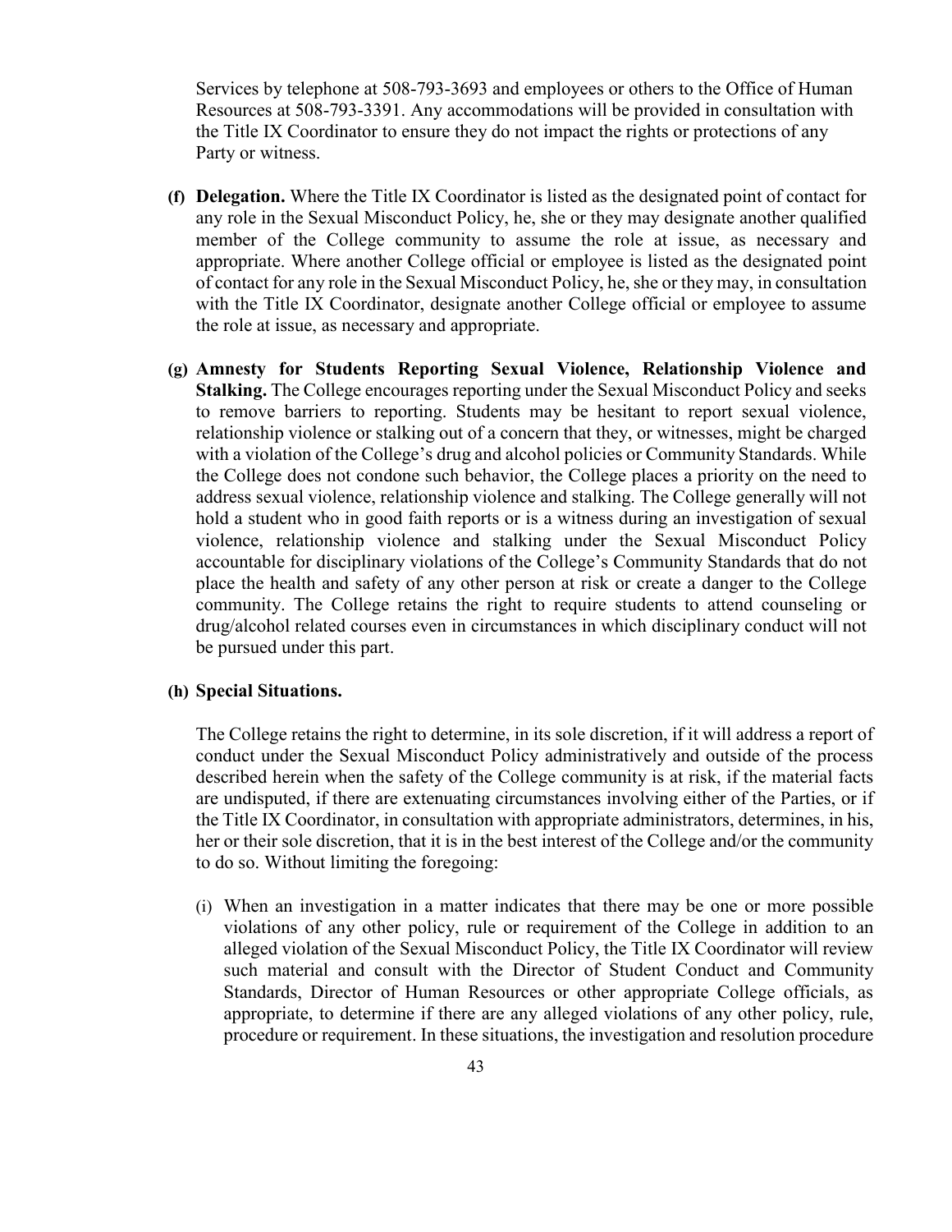Services by telephone at 508-793-3693 and employees or others to the Office of Human Resources at 508-793-3391. Any accommodations will be provided in consultation with the Title IX Coordinator to ensure they do not impact the rights or protections of any Party or witness.

**(f) Delegation.** Where the Title IX Coordinator is listed as the designated point of contact for any role in the Sexual Misconduct Policy, he, she or they may designate another qualified member of the College community to assume the role at issue, as necessary and appropriate. Where another College official or employee is listed as the designated point of contact for any role in the Sexual Misconduct Policy, he, she or they may, in consultation with the Title IX Coordinator, designate another College official or employee to assume the role at issue, as necessary and appropriate.

**(g) Amnesty for Students Reporting Sexual Violence, Relationship Violence and Stalking.** The College encourages reporting under the Sexual Misconduct Policy and seeks to remove barriers to reporting. Students may be hesitant to report sexual violence, relationship violence or stalking out of a concern that they, or witnesses, might be charged with a violation of the College's drug and alcohol policies or Community Standards. While the College does not condone such behavior, the College places a priority on the need to address sexual violence, relationship violence and stalking. The College generally will not hold a student who in good faith reports or is a witness during an investigation of sexual violence, relationship violence and stalking under the Sexual Misconduct Policy accountable for disciplinary violations of the College's Community Standards that do not place the health and safety of any other person at risk or create a danger to the College community. The College retains the right to require students to attend counseling or drug/alcohol related courses even in circumstances in which disciplinary conduct will not be pursued under this part.

**(h) Special Situations.**

The College retains the right to determine, in its sole discretion, if it will address a report of conduct under the Sexual Misconduct Policy administratively and outside of the process described herein when the safety of the College community is at risk, if the material facts are undisputed, if there are extenuating circumstances involving either of the Parties, or if the Title IX Coordinator, in consultation with appropriate administrators, determines, in his, her or their sole discretion, that it is in the best interest of the College and/or the community to do so. Without limiting the foregoing:

(i) When an investigation in a matter indicates that there may be one or more possible violations of any other policy, rule or requirement of the College in addition to an alleged violation of the Sexual Misconduct Policy, the Title IX Coordinator will review such material and consult with the Director of Student Conduct and Community Standards, Director of Human Resources or other appropriate College officials, as appropriate, to determine if there are any alleged violations of any other policy, rule, procedure or requirement. In these situations, the investigation and resolution procedure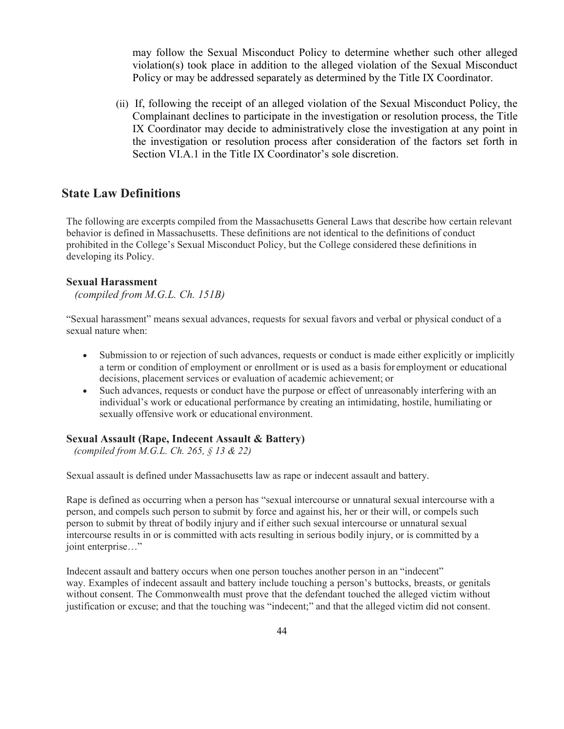may follow the Sexual Misconduct Policy to determine whether such other alleged violation(s) took place in addition to the alleged violation of the Sexual Misconduct Policy or may be addressed separately as determined by the Title IX Coordinator.

(ii) If, following the receipt of an alleged violation of the Sexual Misconduct Policy, the Complainant declines to participate in the investigation or resolution process, the Title IX Coordinator may decide to administratively close the investigation at any point in the investigation or resolution process after consideration of the factors set forth in Section VI.A.1 in the Title IX Coordinator's sole discretion.

## State Law Definitions

The following are excerpts compiled from the Massachusetts General Laws that describe how certain relevant behavior is defined in Massachusetts. These definitions are not identical to the definitions of conduct prohibited in the College's Sexual Misconduct Policy, but the College considered these definitions in developing its Policy.

### Sexual Harassment

*(compiled from M.G.L. Ch. 151B)*

"Sexual harassment" means sexual advances, requests for sexual favors and verbal or physical conduct of a sexual nature when:

- Submission to or rejection of such advances, requests or conduct is made either explicitly or implicitly a term or condition of employment or enrollment or is used as a basis for employment or educational decisions, placement services or evaluation of academic achievement; or
- Such advances, requests or conduct have the purpose or effect of unreasonably interfering with an individual's work or educational performance by creating an intimidating, hostile, humiliating or sexually offensive work or educational environment.

### Sexual Assault (Rape, Indecent Assault & Battery)

*(compiled from M.G.L. Ch. 265, § 13 & 22)*

Sexual assault is defined under Massachusetts law as rape or indecent assault and battery.

Rape is defined as occurring when a person has "sexual intercourse or unnatural sexual intercourse with a person, and compels such person to submit by force and against his, her or their will, or compels such person to submit by threat of bodily injury and if either such sexual intercourse or unnatural sexual intercourse results in or is committed with acts resulting in serious bodily injury, or is committed by a joint enterprise…"

Indecent assault and battery occurs when one person touches another person in an "indecent" way. Examples of indecent assault and battery include touching a person's buttocks, breasts, or genitals without consent. The Commonwealth must prove that the defendant touched the alleged victim without justification or excuse; and that the touching was "indecent;" and that the alleged victim did not consent.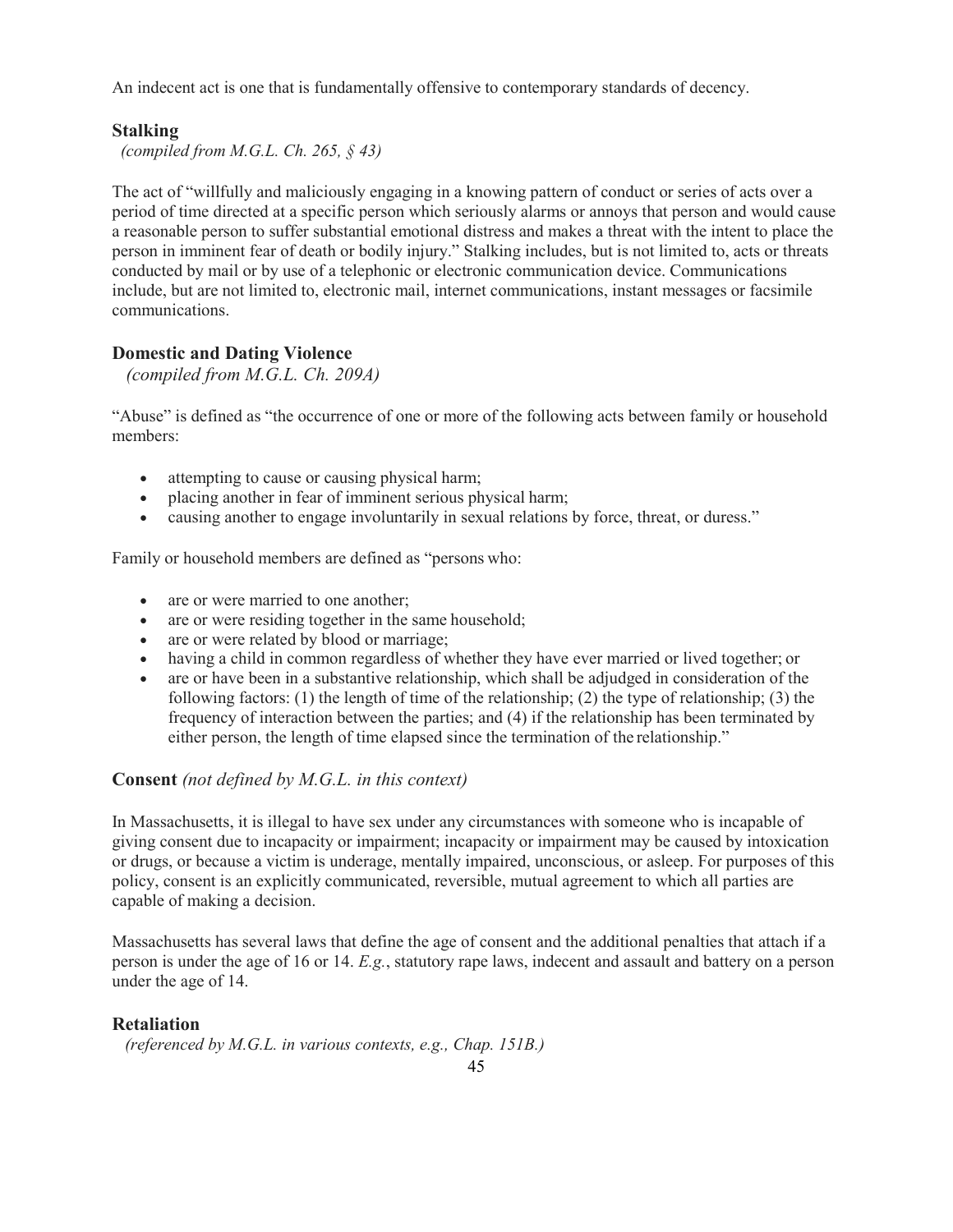An indecent act is one that is fundamentally offensive to contemporary standards of decency.

### Stalking

*(compiled from M.G.L. Ch. 265, § 43)*

The act of "willfully and maliciously engaging in a knowing pattern of conduct or series of acts over a period of time directed at a specific person which seriously alarms or annoys that person and would cause a reasonable person to suffer substantial emotional distress and makes a threat with the intent to place the person in imminent fear of death or bodily injury." Stalking includes, but is not limited to, acts or threats conducted by mail or by use of a telephonic or electronic communication device. Communications include, but are not limited to, electronic mail, internet communications, instant messages or facsimile communications.

### Domestic and Dating Violence

*(compiled from M.G.L. Ch. 209A)*

"Abuse" is defined as "the occurrence of one or more of the following acts between family or household members:

- attempting to cause or causing physical harm;
- placing another in fear of imminent serious physical harm;
- causing another to engage involuntarily in sexual relations by force, threat, or duress."

Family or household members are defined as "persons who:

- are or were married to one another;
- are or were residing together in the same household;
- are or were related by blood or marriage;
- having a child in common regardless of whether they have ever married or lived together; or
- are or have been in a substantive relationship, which shall be adjudged in consideration of the following factors: (1) the length of time of the relationship; (2) the type of relationship; (3) the frequency of interaction between the parties; and (4) if the relationship has been terminated by either person, the length of time elapsed since the termination of the relationship."

### Consent *(not defined by M.G.L. in this context)*

In Massachusetts, it is illegal to have sex under any circumstances with someone who is incapable of giving consent due to incapacity or impairment; incapacity or impairment may be caused by intoxication or drugs, or because a victim is underage, mentally impaired, unconscious, or asleep. For purposes of this policy, consent is an explicitly communicated, reversible, mutual agreement to which all parties are capable of making a decision.

Massachusetts has several laws that define the age of consent and the additional penalties that attach if a person is under the age of 16 or 14. *E.g.*, statutory rape laws, indecent and assault and battery on a person under the age of 14.

### Retaliation

*(referenced by M.G.L. in various contexts, e.g., Chap. 151B.)*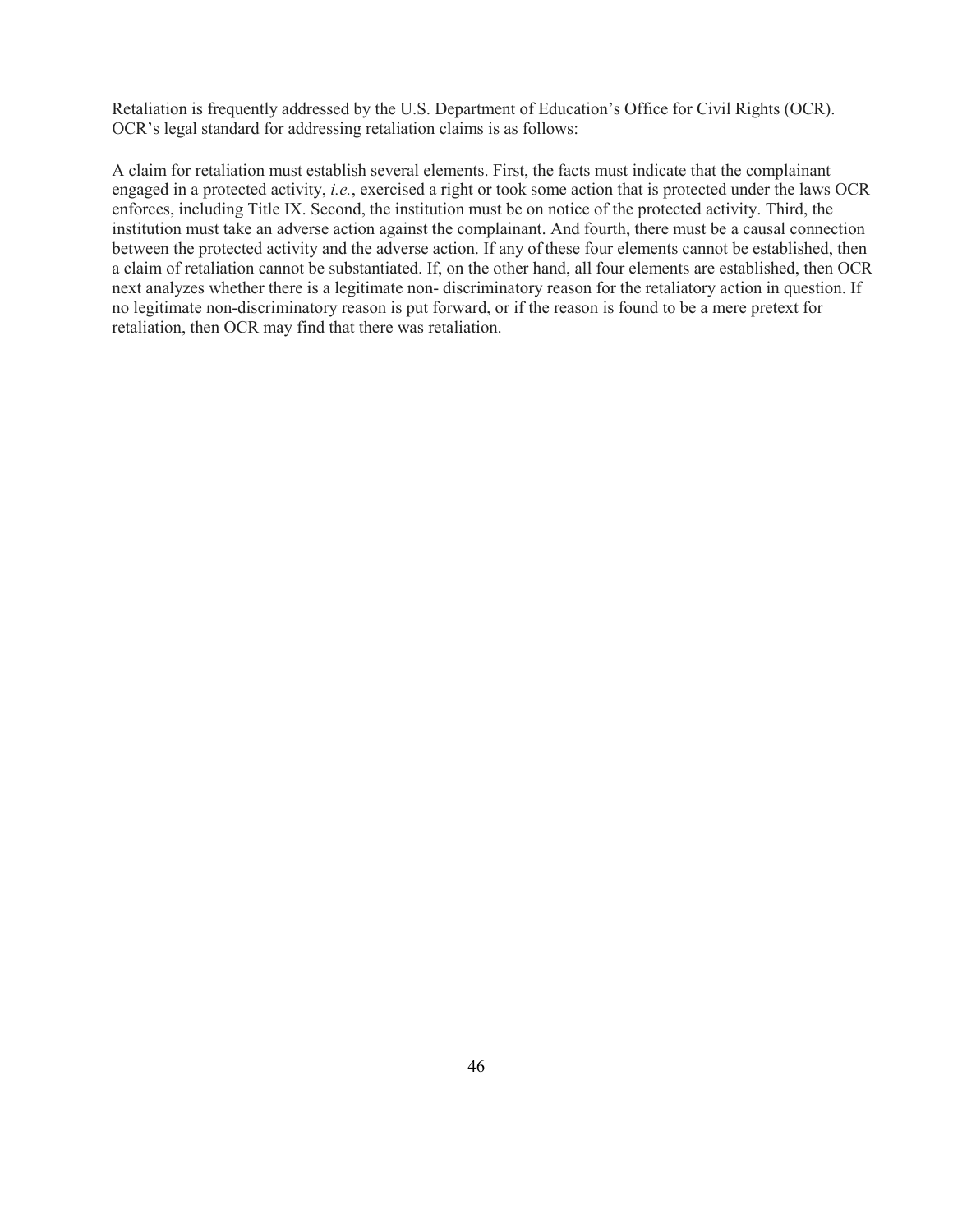Retaliation is frequently addressed by the U.S. Department of Education's Office for Civil Rights (OCR). OCR's legal standard for addressing retaliation claims is as follows:

A claim for retaliation must establish several elements. First, the facts must indicate that the complainant engaged in a protected activity, *i.e.*, exercised a right or took some action that is protected under the laws OCR enforces, including Title IX. Second, the institution must be on notice of the protected activity. Third, the institution must take an adverse action against the complainant. And fourth, there must be a causal connection between the protected activity and the adverse action. If any of these four elements cannot be established, then a claim of retaliation cannot be substantiated. If, on the other hand, all four elements are established, then OCR next analyzes whether there is a legitimate non- discriminatory reason for the retaliatory action in question. If no legitimate non-discriminatory reason is put forward, or if the reason is found to be a mere pretext for retaliation, then OCR may find that there was retaliation.